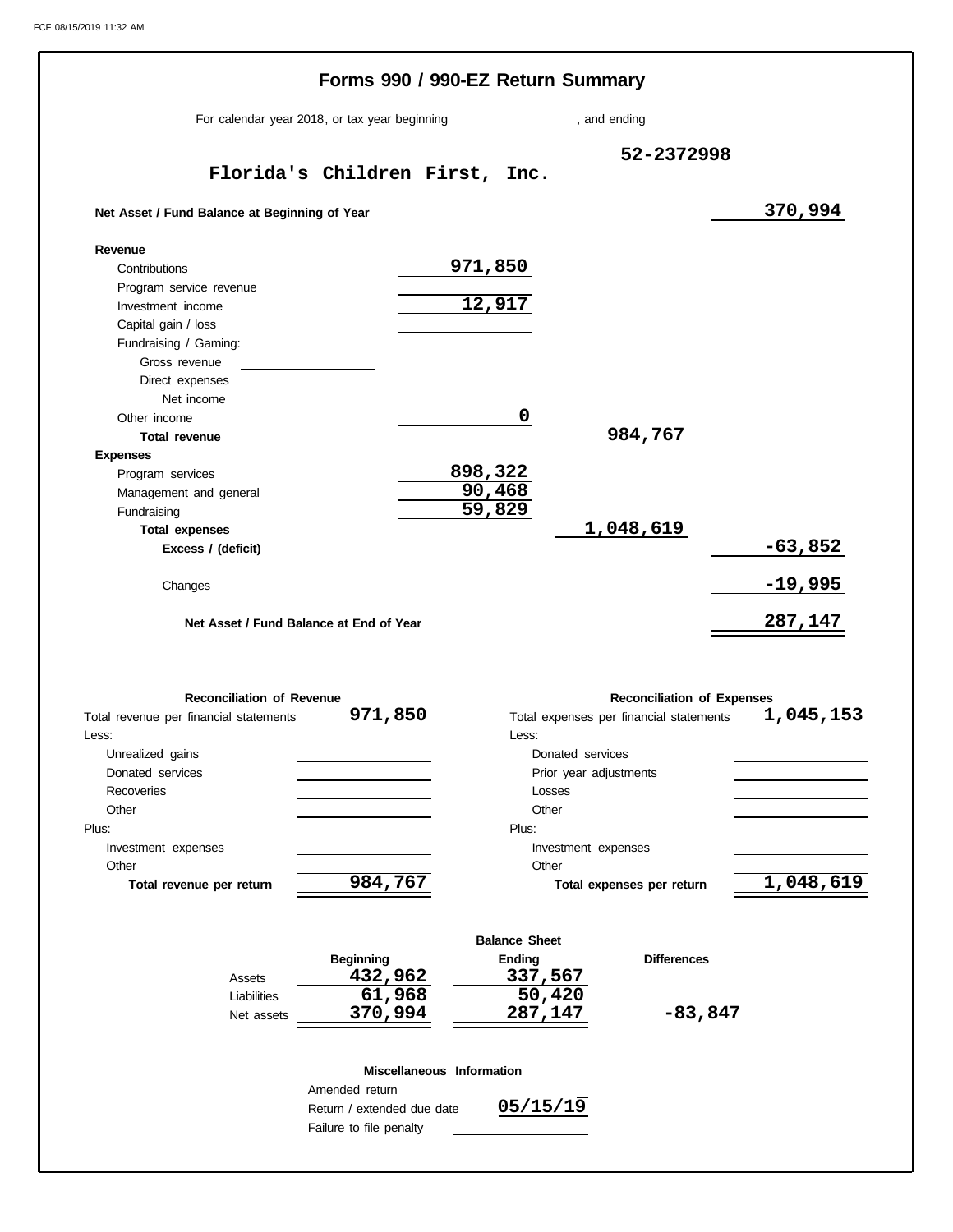# Forms 990 / 990-EZ Return Summary

For calendar year 2018, or tax year beginning , and ending

**Florida's Children First, Inc.** 52-2372998

| | | | |
|---|---|---|---|
| **Net Asset / Fund Balance at Beginning of Year** | | | 370,994 |
| **Revenue** | | | |
| Contributions | 971,850 | | |
| Program service revenue | | | |
| Investment income | 12,917 | | |
| Capital gain / loss | | | |
| Fundraising / Gaming: | | | |
| Gross revenue | | | |
| Direct expenses | | | |
| Net income | | | |
| Other income | 0 | | |
| **Total revenue** | | 984,767 | |
| **Expenses** | | | |
| Program services | 898,322 | | |
| Management and general | 90,468 | | |
| Fundraising | 59,829 | | |
| **Total expenses** | | 1,048,619 | |
| **Excess / (deficit)** | | | -63,852 |
| Changes | | | -19,995 |
| **Net Asset / Fund Balance at End of Year** | | | 287,147 |

| Reconciliation of Revenue | | Reconciliation of Expenses | |
|---|---|---|---|
| Total revenue per financial statements | 971,850 | Total expenses per financial statements | 1,045,153 |
| Less: | | Less: | |
| Unrealized gains | | Donated services | |
| Donated services | | Prior year adjustments | |
| Recoveries | | Losses | |
| Other | | Other | |
| Plus: | | Plus: | |
| Investment expenses | | Investment expenses | |
| Other | | Other | |
| **Total revenue per return** | 984,767 | **Total expenses per return** | 1,048,619 |

**Balance Sheet**

| | Beginning | Ending | Differences |
|---|---|---|---|
| Assets | 432,962 | 337,567 | |
| Liabilities | 61,968 | 50,420 | |
| Net assets | 370,994 | 287,147 | -83,847 |

**Miscellaneous Information**

| | |
|---|---|
| Amended return | |
| Return / extended due date | 05/15/19 |
| Failure to file penalty | |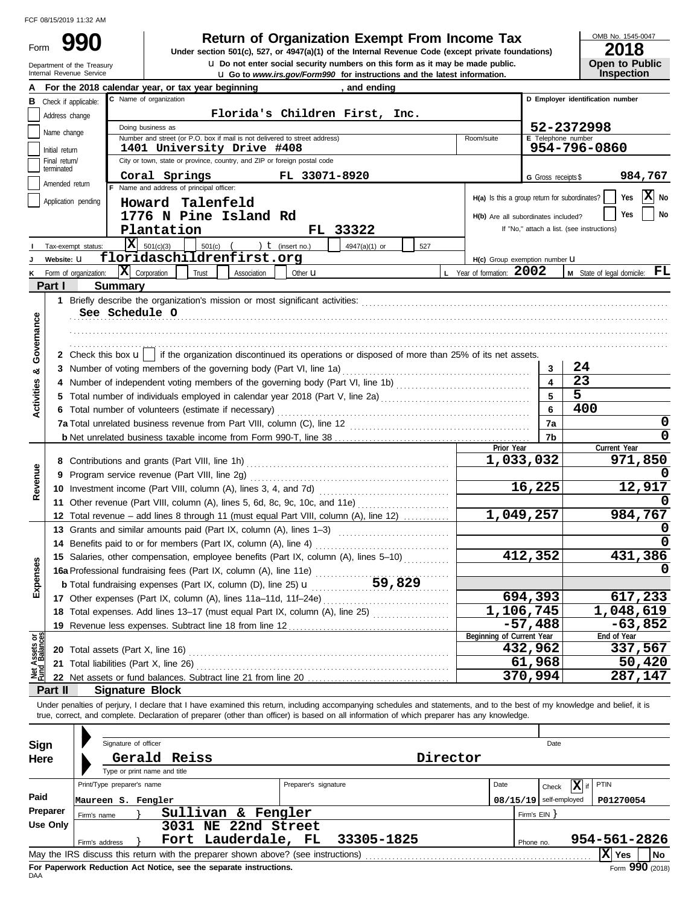FCF 08/15/2019 11:32 AM

Form **990**

Department of the Treasury
Internal Revenue Service

# Return of Organization Exempt From Income Tax

**Under section 501(c), 527, or 4947(a)(1) of the Internal Revenue Code (except private foundations)**

u **Do not enter social security numbers on this form as it may be made public.**
u **Go to *www.irs.gov/Form990* for instructions and the latest information.**

OMB No. 1545-0047
**2018**
**Open to Public Inspection**

**A** For the 2018 calendar year, or tax year beginning , and ending

**B** Check if applicable:
- Address change
- Name change
- Initial return
- Final return/terminated
- Amended return
- Application pending

**C** Name of organization: **Florida's Children First, Inc.**

Doing business as

Number and street (or P.O. box if mail is not delivered to street address): **1401 University Drive #408** | Room/suite

City or town, state or province, country, and ZIP or foreign postal code: **Coral Springs FL 33071-8920**

**D** Employer identification number: **52-2372998**

**E** Telephone number: **954-796-0860**

**G** Gross receipts $ **984,767**

**F** Name and address of principal officer:
**Howard Talenfeld**
**1776 N Pine Island Rd**
**Plantation FL 33322**

**H(a)** Is this a group return for subordinates? Yes [ ] No [X]

**H(b)** Are all subordinates included? Yes [ ] No [ ]
If "No," attach a list. (see instructions)

**I** Tax-exempt status: [X] 501(c)(3) [ ] 501(c) ( ) t (insert no.) [ ] 4947(a)(1) or [ ] 527

**J** Website: u **floridaschildrenfirst.org**

**H(c)** Group exemption number u

**K** Form of organization: [X] Corporation [ ] Trust [ ] Association [ ] Other u

**L** Year of formation: **2002**

**M** State of legal domicile: **FL**

## Part I Summary

**Activities & Governance**

1 Briefly describe the organization's mission or most significant activities:
**See Schedule O**

2 Check this box u [ ] if the organization discontinued its operations or disposed of more than 25% of its net assets.

| | | | |
|---|---|---|---|
| 3 | Number of voting members of the governing body (Part VI, line 1a) | 3 | 24 |
| 4 | Number of independent voting members of the governing body (Part VI, line 1b) | 4 | 23 |
| 5 | Total number of individuals employed in calendar year 2018 (Part V, line 2a) | 5 | 5 |
| 6 | Total number of volunteers (estimate if necessary) | 6 | 400 |
| 7a | Total unrelated business revenue from Part VIII, column (C), line 12 | 7a | 0 |
| b | Net unrelated business taxable income from Form 990-T, line 38 | 7b | 0 |

| | | | Prior Year | Current Year |
|---|---|---|---|---|
| **Revenue** | 8 | Contributions and grants (Part VIII, line 1h) | 1,033,032 | 971,850 |
| | 9 | Program service revenue (Part VIII, line 2g) | | 0 |
| | 10 | Investment income (Part VIII, column (A), lines 3, 4, and 7d) | 16,225 | 12,917 |
| | 11 | Other revenue (Part VIII, column (A), lines 5, 6d, 8c, 9c, 10c, and 11e) | | 0 |
| | 12 | Total revenue – add lines 8 through 11 (must equal Part VIII, column (A), line 12) | 1,049,257 | 984,767 |
| **Expenses** | 13 | Grants and similar amounts paid (Part IX, column (A), lines 1–3) | | 0 |
| | 14 | Benefits paid to or for members (Part IX, column (A), line 4) | | 0 |
| | 15 | Salaries, other compensation, employee benefits (Part IX, column (A), lines 5–10) | 412,352 | 431,386 |
| | 16a | Professional fundraising fees (Part IX, column (A), line 11e) | | 0 |
| | b | Total fundraising expenses (Part IX, column (D), line 25) u 59,829 | | |
| | 17 | Other expenses (Part IX, column (A), lines 11a–11d, 11f–24e) | 694,393 | 617,233 |
| | 18 | Total expenses. Add lines 13–17 (must equal Part IX, column (A), line 25) | 1,106,745 | 1,048,619 |
| | 19 | Revenue less expenses. Subtract line 18 from line 12 | -57,488 | -63,852 |
| | | | **Beginning of Current Year** | **End of Year** |
| **Net Assets or Fund Balances** | 20 | Total assets (Part X, line 16) | 432,962 | 337,567 |
| | 21 | Total liabilities (Part X, line 26) | 61,968 | 50,420 |
| | 22 | Net assets or fund balances. Subtract line 21 from line 20 | 370,994 | 287,147 |

## Part II Signature Block

Under penalties of perjury, I declare that I have examined this return, including accompanying schedules and statements, and to the best of my knowledge and belief, it is true, correct, and complete. Declaration of preparer (other than officer) is based on all information of which preparer has any knowledge.

**Sign Here**

Signature of officer | Date

**Gerald Reiss Director**
Type or print name and title

**Paid Preparer Use Only**

| Print/Type preparer's name | Preparer's signature | Date | Check [X] if self-employed | PTIN |
|---|---|---|---|---|
| Maureen S. Fengler | | 08/15/19 | | P01270054 |

Firm's name } **Sullivan & Fengler** | Firm's EIN }

Firm's address } **3031 NE 22nd Street, Fort Lauderdale, FL 33305-1825** | Phone no. **954-561-2826**

May the IRS discuss this return with the preparer shown above? (see instructions) [X] Yes [ ] No

**For Paperwork Reduction Act Notice, see the separate instructions.**

DAA Form **990** (2018)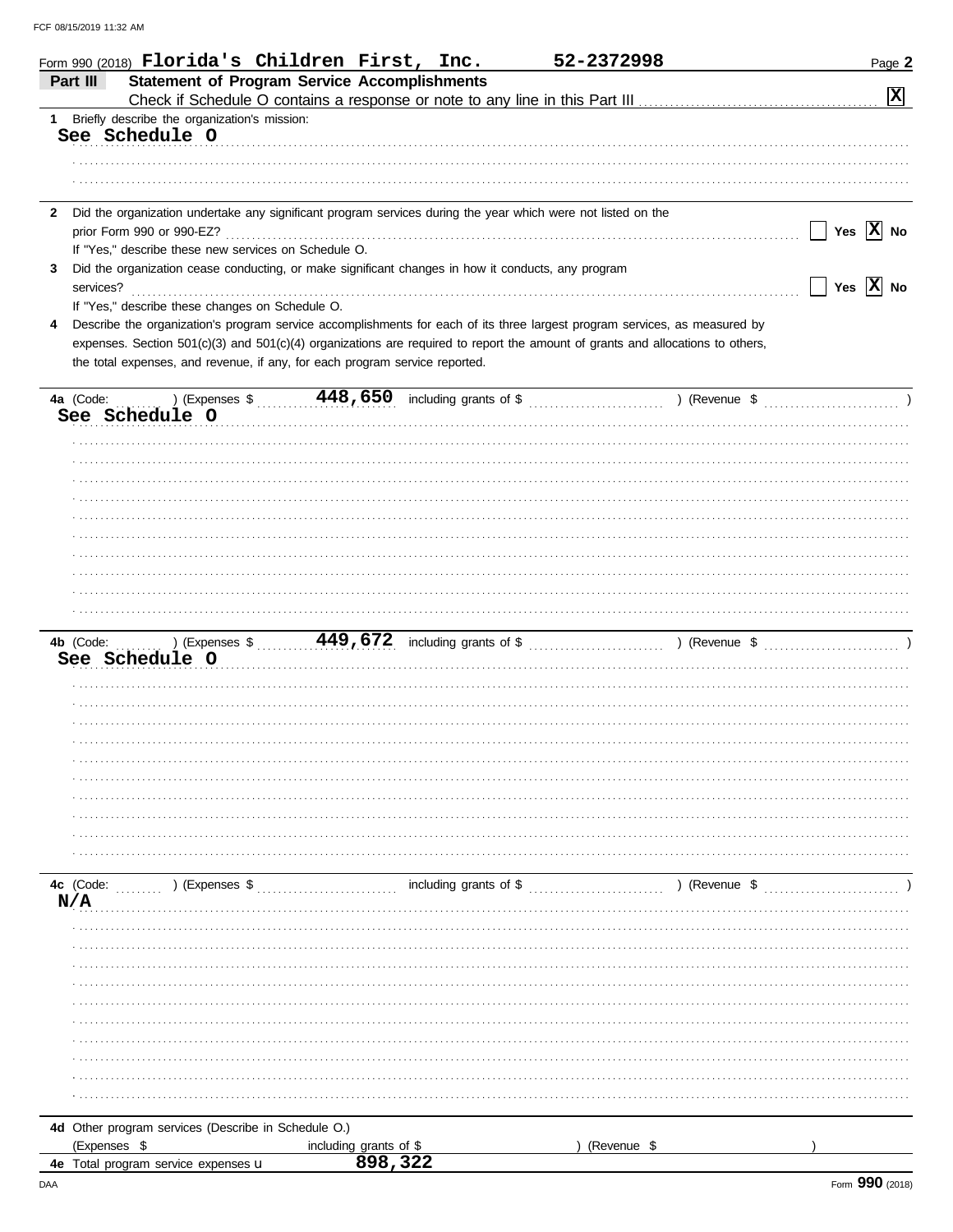Form 990 (2018) **Florida's Children First, Inc.** **52-2372998**

## Part III — Statement of Program Service Accomplishments

Check if Schedule O contains a response or note to any line in this Part III .......... [X]

**1** Briefly describe the organization's mission:

See Schedule O

**2** Did the organization undertake any significant program services during the year which were not listed on the prior Form 990 or 990-EZ? .......... [ ] Yes [X] No

If "Yes," describe these new services on Schedule O.

**3** Did the organization cease conducting, or make significant changes in how it conducts, any program services? .......... [ ] Yes [X] No

If "Yes," describe these changes on Schedule O.

**4** Describe the organization's program service accomplishments for each of its three largest program services, as measured by expenses. Section 501(c)(3) and 501(c)(4) organizations are required to report the amount of grants and allocations to others, the total expenses, and revenue, if any, for each program service reported.

**4a** (Code: ) (Expenses $ **448,650** including grants of $ ) (Revenue $ )

See Schedule O

**4b** (Code: ) (Expenses $ **449,672** including grants of $ ) (Revenue $ )

See Schedule O

**4c** (Code: ) (Expenses $ including grants of $ ) (Revenue $ )

N/A

**4d** Other program services (Describe in Schedule O.)

(Expenses $ including grants of $ ) (Revenue $ )

**4e** Total program service expenses **898,322**

Form **990** (2018)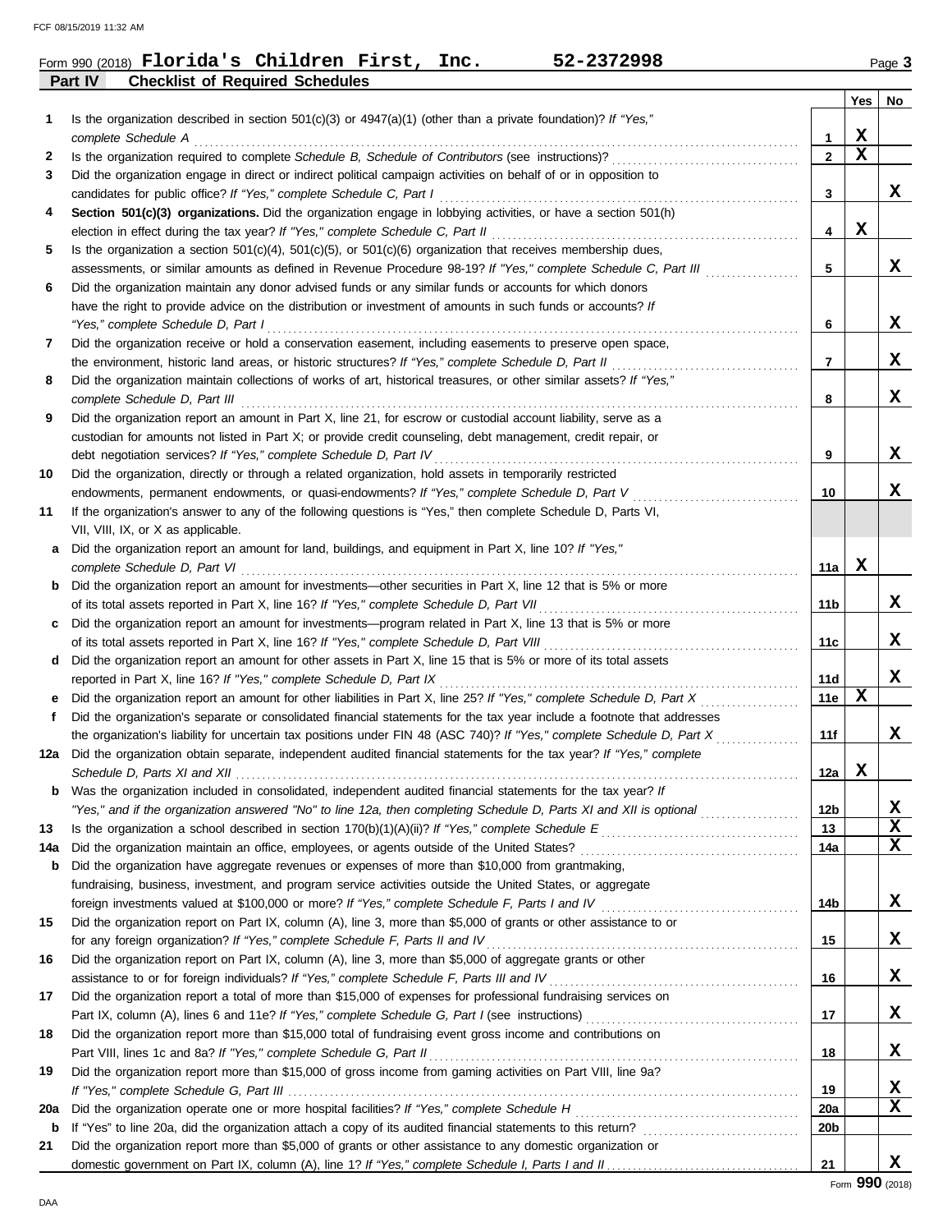Form 990 (2018) **Florida's Children First, Inc.** **52-2372998**

## Part IV — Checklist of Required Schedules

| | | | Yes | No |
|---|---|---|---|---|
| **1** | Is the organization described in section 501(c)(3) or 4947(a)(1) (other than a private foundation)? *If "Yes," complete Schedule A* | 1 | X | |
| **2** | Is the organization required to complete *Schedule B, Schedule of Contributors* (see instructions)? | 2 | X | |
| **3** | Did the organization engage in direct or indirect political campaign activities on behalf of or in opposition to candidates for public office? *If "Yes," complete Schedule C, Part I* | 3 | | X |
| **4** | **Section 501(c)(3) organizations.** Did the organization engage in lobbying activities, or have a section 501(h) election in effect during the tax year? *If "Yes," complete Schedule C, Part II* | 4 | X | |
| **5** | Is the organization a section 501(c)(4), 501(c)(5), or 501(c)(6) organization that receives membership dues, assessments, or similar amounts as defined in Revenue Procedure 98-19? *If "Yes," complete Schedule C, Part III* | 5 | | X |
| **6** | Did the organization maintain any donor advised funds or any similar funds or accounts for which donors have the right to provide advice on the distribution or investment of amounts in such funds or accounts? *If "Yes," complete Schedule D, Part I* | 6 | | X |
| **7** | Did the organization receive or hold a conservation easement, including easements to preserve open space, the environment, historic land areas, or historic structures? *If "Yes," complete Schedule D, Part II* | 7 | | X |
| **8** | Did the organization maintain collections of works of art, historical treasures, or other similar assets? *If "Yes," complete Schedule D, Part III* | 8 | | X |
| **9** | Did the organization report an amount in Part X, line 21, for escrow or custodial account liability, serve as a custodian for amounts not listed in Part X; or provide credit counseling, debt management, credit repair, or debt negotiation services? *If "Yes," complete Schedule D, Part IV* | 9 | | X |
| **10** | Did the organization, directly or through a related organization, hold assets in temporarily restricted endowments, permanent endowments, or quasi-endowments? *If "Yes," complete Schedule D, Part V* | 10 | | X |
| **11** | If the organization's answer to any of the following questions is "Yes," then complete Schedule D, Parts VI, VII, VIII, IX, or X as applicable. | | | |
| **a** | Did the organization report an amount for land, buildings, and equipment in Part X, line 10? *If "Yes," complete Schedule D, Part VI* | 11a | X | |
| **b** | Did the organization report an amount for investments—other securities in Part X, line 12 that is 5% or more of its total assets reported in Part X, line 16? *If "Yes," complete Schedule D, Part VII* | 11b | | X |
| **c** | Did the organization report an amount for investments—program related in Part X, line 13 that is 5% or more of its total assets reported in Part X, line 16? *If "Yes," complete Schedule D, Part VIII* | 11c | | X |
| **d** | Did the organization report an amount for other assets in Part X, line 15 that is 5% or more of its total assets reported in Part X, line 16? *If "Yes," complete Schedule D, Part IX* | 11d | | X |
| **e** | Did the organization report an amount for other liabilities in Part X, line 25? *If "Yes," complete Schedule D, Part X* | 11e | X | |
| **f** | Did the organization's separate or consolidated financial statements for the tax year include a footnote that addresses the organization's liability for uncertain tax positions under FIN 48 (ASC 740)? *If "Yes," complete Schedule D, Part X* | 11f | | X |
| **12a** | Did the organization obtain separate, independent audited financial statements for the tax year? *If "Yes," complete Schedule D, Parts XI and XII* | 12a | X | |
| **b** | Was the organization included in consolidated, independent audited financial statements for the tax year? *If "Yes," and if the organization answered "No" to line 12a, then completing Schedule D, Parts XI and XII is optional* | 12b | | X |
| **13** | Is the organization a school described in section 170(b)(1)(A)(ii)? *If "Yes," complete Schedule E* | 13 | | X |
| **14a** | Did the organization maintain an office, employees, or agents outside of the United States? | 14a | | X |
| **b** | Did the organization have aggregate revenues or expenses of more than $10,000 from grantmaking, fundraising, business, investment, and program service activities outside the United States, or aggregate foreign investments valued at $100,000 or more? *If "Yes," complete Schedule F, Parts I and IV* | 14b | | X |
| **15** | Did the organization report on Part IX, column (A), line 3, more than $5,000 of grants or other assistance to or for any foreign organization? *If "Yes," complete Schedule F, Parts II and IV* | 15 | | X |
| **16** | Did the organization report on Part IX, column (A), line 3, more than $5,000 of aggregate grants or other assistance to or for foreign individuals? *If "Yes," complete Schedule F, Parts III and IV* | 16 | | X |
| **17** | Did the organization report a total of more than $15,000 of expenses for professional fundraising services on Part IX, column (A), lines 6 and 11e? *If "Yes," complete Schedule G, Part I* (see instructions) | 17 | | X |
| **18** | Did the organization report more than $15,000 total of fundraising event gross income and contributions on Part VIII, lines 1c and 8a? *If "Yes," complete Schedule G, Part II* | 18 | | X |
| **19** | Did the organization report more than $15,000 of gross income from gaming activities on Part VIII, line 9a? *If "Yes," complete Schedule G, Part III* | 19 | | X |
| **20a** | Did the organization operate one or more hospital facilities? *If "Yes," complete Schedule H* | 20a | | X |
| **b** | If "Yes" to line 20a, did the organization attach a copy of its audited financial statements to this return? | 20b | | |
| **21** | Did the organization report more than $5,000 of grants or other assistance to any domestic organization or domestic government on Part IX, column (A), line 1? *If "Yes," complete Schedule I, Parts I and II* | 21 | | X |

Form **990** (2018)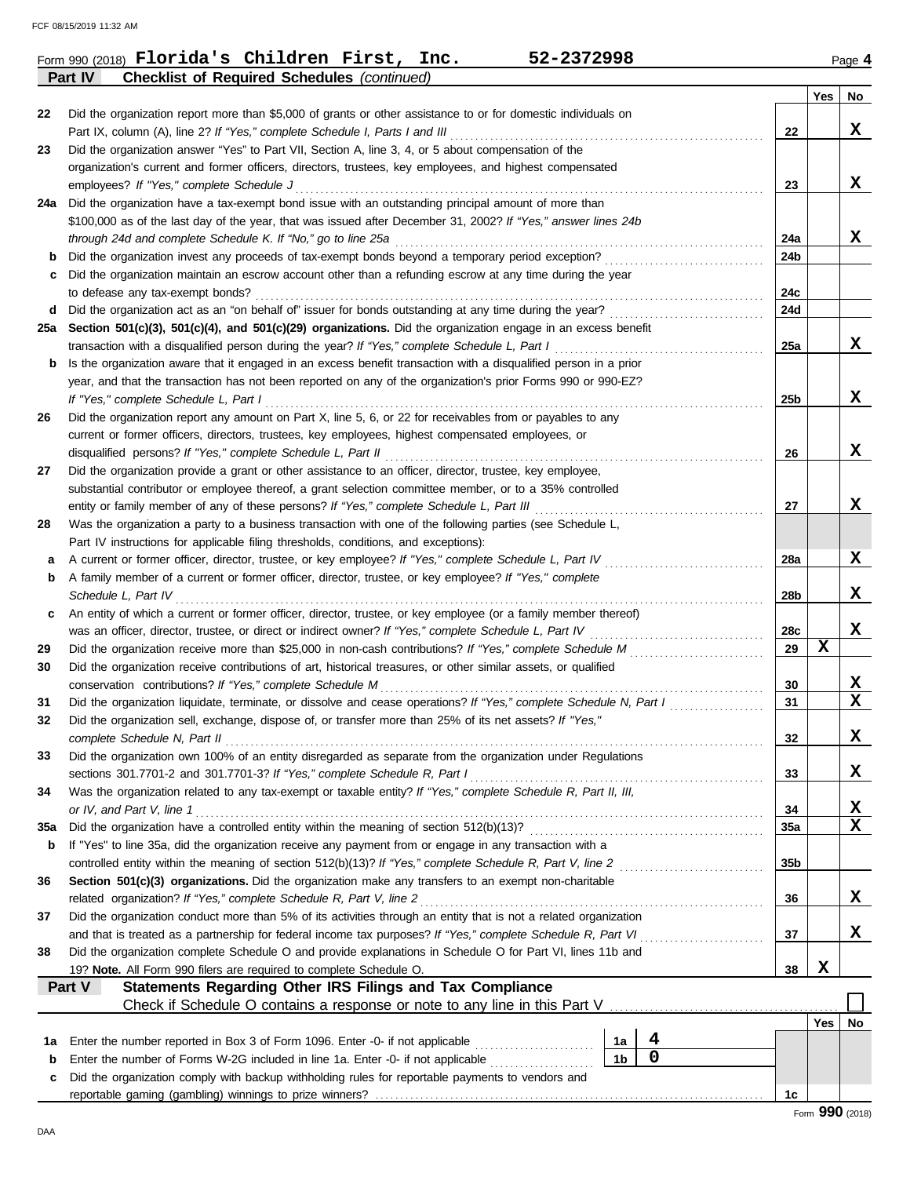Form 990 (2018) **Florida's Children First, Inc.** **52-2372998**

## Part IV Checklist of Required Schedules *(continued)*

| | | | Yes | No |
|---|---|---|---|---|
| 22 | Did the organization report more than $5,000 of grants or other assistance to or for domestic individuals on Part IX, column (A), line 2? *If "Yes," complete Schedule I, Parts I and III* | 22 | | X |
| 23 | Did the organization answer "Yes" to Part VII, Section A, line 3, 4, or 5 about compensation of the organization's current and former officers, directors, trustees, key employees, and highest compensated employees? *If "Yes," complete Schedule J* | 23 | | X |
| 24a | Did the organization have a tax-exempt bond issue with an outstanding principal amount of more than $100,000 as of the last day of the year, that was issued after December 31, 2002? *If "Yes," answer lines 24b through 24d and complete Schedule K. If "No," go to line 25a* | 24a | | X |
| b | Did the organization invest any proceeds of tax-exempt bonds beyond a temporary period exception? | 24b | | |
| c | Did the organization maintain an escrow account other than a refunding escrow at any time during the year to defease any tax-exempt bonds? | 24c | | |
| d | Did the organization act as an "on behalf of" issuer for bonds outstanding at any time during the year? | 24d | | |
| 25a | **Section 501(c)(3), 501(c)(4), and 501(c)(29) organizations.** Did the organization engage in an excess benefit transaction with a disqualified person during the year? *If "Yes," complete Schedule L, Part I* | 25a | | X |
| b | Is the organization aware that it engaged in an excess benefit transaction with a disqualified person in a prior year, and that the transaction has not been reported on any of the organization's prior Forms 990 or 990-EZ? *If "Yes," complete Schedule L, Part I* | 25b | | X |
| 26 | Did the organization report any amount on Part X, line 5, 6, or 22 for receivables from or payables to any current or former officers, directors, trustees, key employees, highest compensated employees, or disqualified persons? *If "Yes," complete Schedule L, Part II* | 26 | | X |
| 27 | Did the organization provide a grant or other assistance to an officer, director, trustee, key employee, substantial contributor or employee thereof, a grant selection committee member, or to a 35% controlled entity or family member of any of these persons? *If "Yes," complete Schedule L, Part III* | 27 | | X |
| 28 | Was the organization a party to a business transaction with one of the following parties (see Schedule L, Part IV instructions for applicable filing thresholds, conditions, and exceptions): | | | |
| a | A current or former officer, director, trustee, or key employee? *If "Yes," complete Schedule L, Part IV* | 28a | | X |
| b | A family member of a current or former officer, director, trustee, or key employee? *If "Yes," complete Schedule L, Part IV* | 28b | | X |
| c | An entity of which a current or former officer, director, trustee, or key employee (or a family member thereof) was an officer, director, trustee, or direct or indirect owner? *If "Yes," complete Schedule L, Part IV* | 28c | | X |
| 29 | Did the organization receive more than $25,000 in non-cash contributions? *If "Yes," complete Schedule M* | 29 | X | |
| 30 | Did the organization receive contributions of art, historical treasures, or other similar assets, or qualified conservation contributions? *If "Yes," complete Schedule M* | 30 | | X |
| 31 | Did the organization liquidate, terminate, or dissolve and cease operations? *If "Yes," complete Schedule N, Part I* | 31 | | X |
| 32 | Did the organization sell, exchange, dispose of, or transfer more than 25% of its net assets? *If "Yes," complete Schedule N, Part II* | 32 | | X |
| 33 | Did the organization own 100% of an entity disregarded as separate from the organization under Regulations sections 301.7701-2 and 301.7701-3? *If "Yes," complete Schedule R, Part I* | 33 | | X |
| 34 | Was the organization related to any tax-exempt or taxable entity? *If "Yes," complete Schedule R, Part II, III, or IV, and Part V, line 1* | 34 | | X |
| 35a | Did the organization have a controlled entity within the meaning of section 512(b)(13)? | 35a | | X |
| b | If "Yes" to line 35a, did the organization receive any payment from or engage in any transaction with a controlled entity within the meaning of section 512(b)(13)? *If "Yes," complete Schedule R, Part V, line 2* | 35b | | |
| 36 | **Section 501(c)(3) organizations.** Did the organization make any transfers to an exempt non-charitable related organization? *If "Yes," complete Schedule R, Part V, line 2* | 36 | | X |
| 37 | Did the organization conduct more than 5% of its activities through an entity that is not a related organization and that is treated as a partnership for federal income tax purposes? *If "Yes," complete Schedule R, Part VI* | 37 | | X |
| 38 | Did the organization complete Schedule O and provide explanations in Schedule O for Part VI, lines 11b and 19? **Note.** All Form 990 filers are required to complete Schedule O. | 38 | X | |

## Part V Statements Regarding Other IRS Filings and Tax Compliance

Check if Schedule O contains a response or note to any line in this Part V ☐

| | | | | | Yes | No |
|---|---|---|---|---|---|---|
| 1a | Enter the number reported in Box 3 of Form 1096. Enter -0- if not applicable | 1a | 4 | | | |
| b | Enter the number of Forms W-2G included in line 1a. Enter -0- if not applicable | 1b | 0 | | | |
| c | Did the organization comply with backup withholding rules for reportable payments to vendors and reportable gaming (gambling) winnings to prize winners? | | | 1c | | |

Form **990** (2018)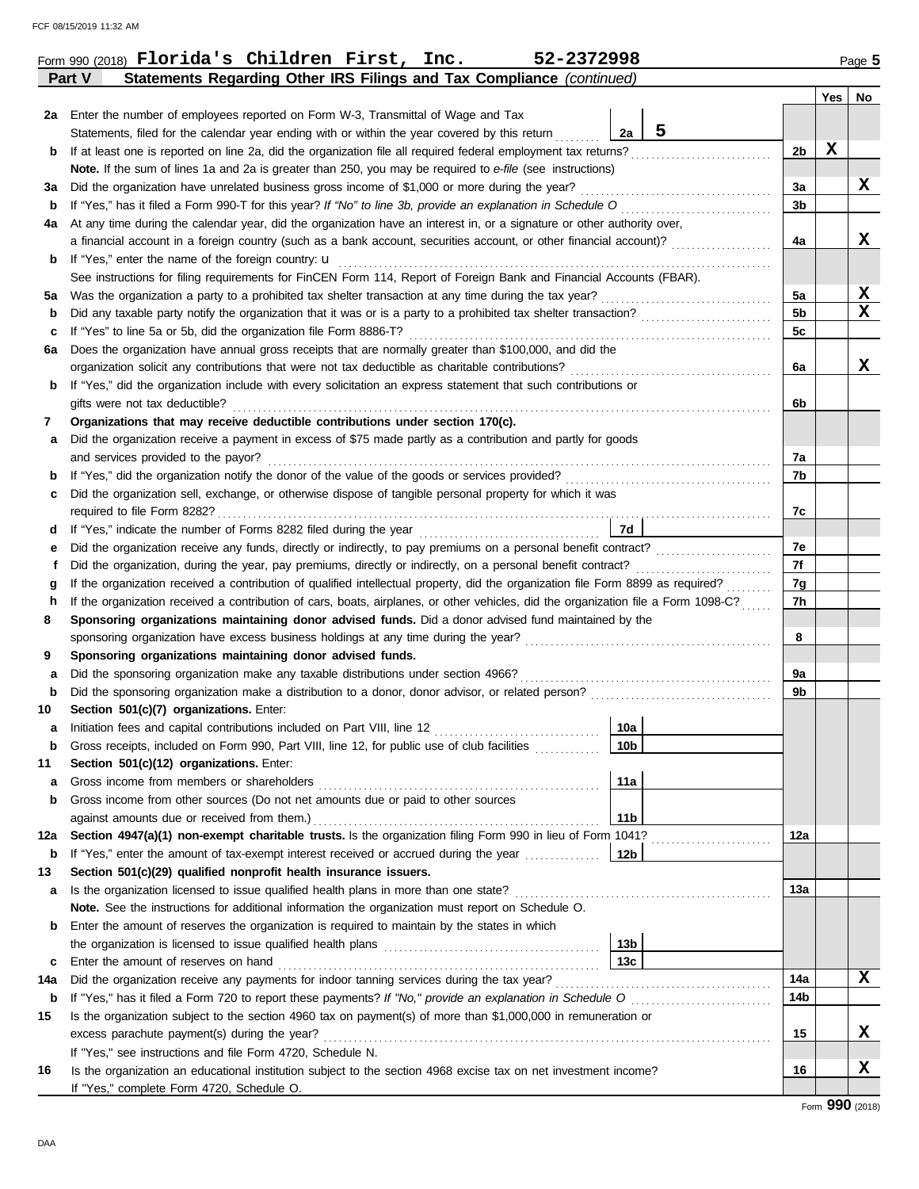Form 990 (2018) **Florida's Children First, Inc.** **52-2372998** Page **5**

## Part V Statements Regarding Other IRS Filings and Tax Compliance *(continued)*

| | | | | Yes | No |
|---|---|---|---|---|---|
| **2a** | Enter the number of employees reported on Form W-3, Transmittal of Wage and Tax Statements, filed for the calendar year ending with or within the year covered by this return | 2a: 5 | | | |
| **b** | If at least one is reported on line 2a, did the organization file all required federal employment tax returns? | | 2b | X | |
| | **Note.** If the sum of lines 1a and 2a is greater than 250, you may be required to *e-file* (see instructions) | | | | |
| **3a** | Did the organization have unrelated business gross income of $1,000 or more during the year? | | 3a | | X |
| **b** | If "Yes," has it filed a Form 990-T for this year? *If "No" to line 3b, provide an explanation in Schedule O* | | 3b | | |
| **4a** | At any time during the calendar year, did the organization have an interest in, or a signature or other authority over, a financial account in a foreign country (such as a bank account, securities account, or other financial account)? | | 4a | | X |
| **b** | If "Yes," enter the name of the foreign country: u<br>See instructions for filing requirements for FinCEN Form 114, Report of Foreign Bank and Financial Accounts (FBAR). | | | | |
| **5a** | Was the organization a party to a prohibited tax shelter transaction at any time during the tax year? | | 5a | | X |
| **b** | Did any taxable party notify the organization that it was or is a party to a prohibited tax shelter transaction? | | 5b | | X |
| **c** | If "Yes" to line 5a or 5b, did the organization file Form 8886-T? | | 5c | | |
| **6a** | Does the organization have annual gross receipts that are normally greater than $100,000, and did the organization solicit any contributions that were not tax deductible as charitable contributions? | | 6a | | X |
| **b** | If "Yes," did the organization include with every solicitation an express statement that such contributions or gifts were not tax deductible? | | 6b | | |
| **7** | **Organizations that may receive deductible contributions under section 170(c).** | | | | |
| **a** | Did the organization receive a payment in excess of $75 made partly as a contribution and partly for goods and services provided to the payor? | | 7a | | |
| **b** | If "Yes," did the organization notify the donor of the value of the goods or services provided? | | 7b | | |
| **c** | Did the organization sell, exchange, or otherwise dispose of tangible personal property for which it was required to file Form 8282? | | 7c | | |
| **d** | If "Yes," indicate the number of Forms 8282 filed during the year | 7d | | | |
| **e** | Did the organization receive any funds, directly or indirectly, to pay premiums on a personal benefit contract? | | 7e | | |
| **f** | Did the organization, during the year, pay premiums, directly or indirectly, on a personal benefit contract? | | 7f | | |
| **g** | If the organization received a contribution of qualified intellectual property, did the organization file Form 8899 as required? | | 7g | | |
| **h** | If the organization received a contribution of cars, boats, airplanes, or other vehicles, did the organization file a Form 1098-C? | | 7h | | |
| **8** | **Sponsoring organizations maintaining donor advised funds.** Did a donor advised fund maintained by the sponsoring organization have excess business holdings at any time during the year? | | 8 | | |
| **9** | **Sponsoring organizations maintaining donor advised funds.** | | | | |
| **a** | Did the sponsoring organization make any taxable distributions under section 4966? | | 9a | | |
| **b** | Did the sponsoring organization make a distribution to a donor, donor advisor, or related person? | | 9b | | |
| **10** | **Section 501(c)(7) organizations.** Enter: | | | | |
| **a** | Initiation fees and capital contributions included on Part VIII, line 12 | 10a | | | |
| **b** | Gross receipts, included on Form 990, Part VIII, line 12, for public use of club facilities | 10b | | | |
| **11** | **Section 501(c)(12) organizations.** Enter: | | | | |
| **a** | Gross income from members or shareholders | 11a | | | |
| **b** | Gross income from other sources (Do not net amounts due or paid to other sources against amounts due or received from them.) | 11b | | | |
| **12a** | **Section 4947(a)(1) non-exempt charitable trusts.** Is the organization filing Form 990 in lieu of Form 1041? | | 12a | | |
| **b** | If "Yes," enter the amount of tax-exempt interest received or accrued during the year | 12b | | | |
| **13** | **Section 501(c)(29) qualified nonprofit health insurance issuers.** | | | | |
| **a** | Is the organization licensed to issue qualified health plans in more than one state?<br>**Note.** See the instructions for additional information the organization must report on Schedule O. | | 13a | | |
| **b** | Enter the amount of reserves the organization is required to maintain by the states in which the organization is licensed to issue qualified health plans | 13b | | | |
| **c** | Enter the amount of reserves on hand | 13c | | | |
| **14a** | Did the organization receive any payments for indoor tanning services during the tax year? | | 14a | | X |
| **b** | If "Yes," has it filed a Form 720 to report these payments? *If "No," provide an explanation in Schedule O* | | 14b | | |
| **15** | Is the organization subject to the section 4960 tax on payment(s) of more than $1,000,000 in remuneration or excess parachute payment(s) during the year?<br>If "Yes," see instructions and file Form 4720, Schedule N. | | 15 | | X |
| **16** | Is the organization an educational institution subject to the section 4968 excise tax on net investment income?<br>If "Yes," complete Form 4720, Schedule O. | | 16 | | X |

Form **990** (2018)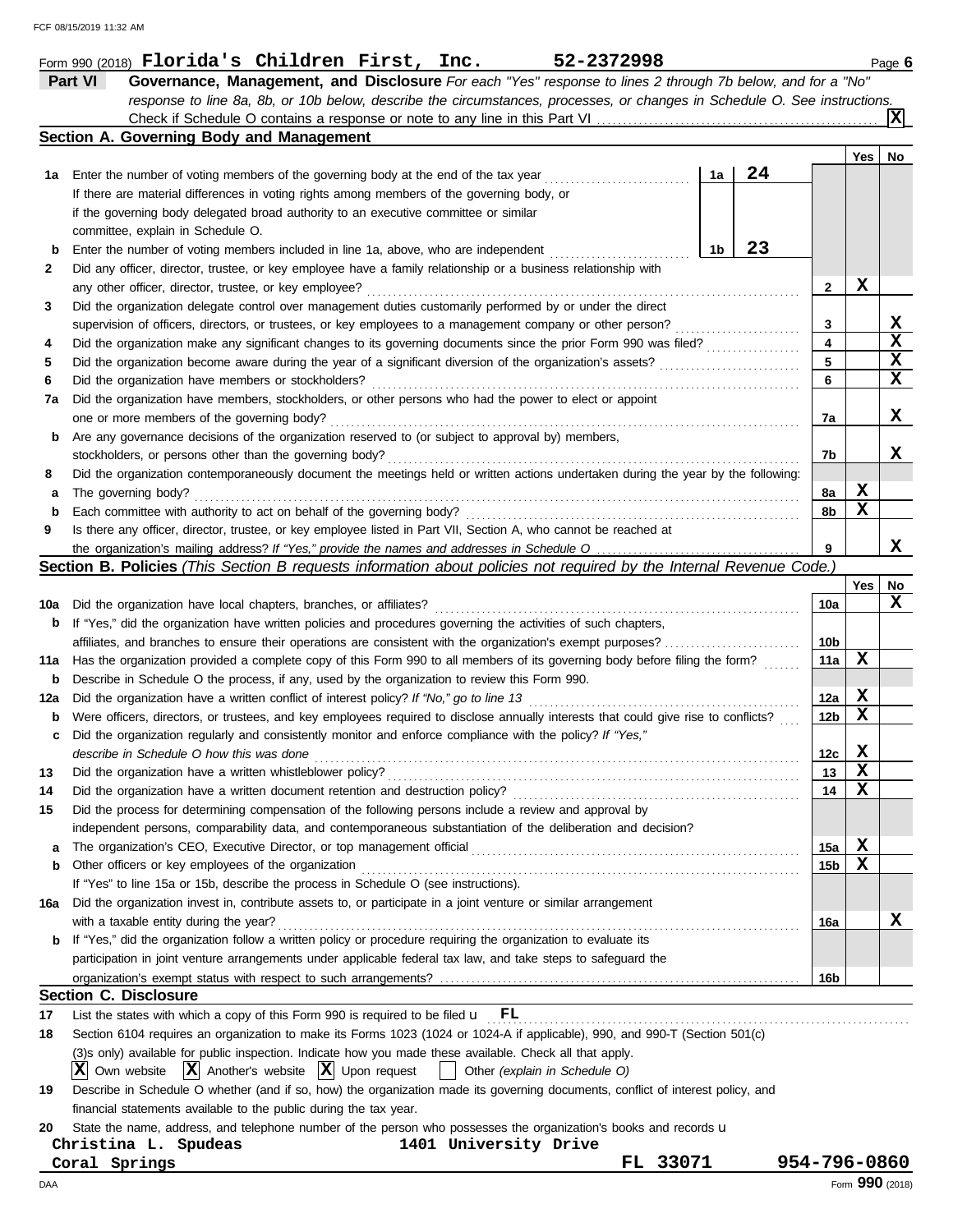Form 990 (2018) **Florida's Children First, Inc.** **52-2372998** Page **6**

## Part VI Governance, Management, and Disclosure

*For each "Yes" response to lines 2 through 7b below, and for a "No" response to line 8a, 8b, or 10b below, describe the circumstances, processes, or changes in Schedule O. See instructions.*

Check if Schedule O contains a response or note to any line in this Part VI . . . . . . . . . . . . . . . . . . . . . . . . . . . . . . . . . . . . . . . . **X**

### Section A. Governing Body and Management

| | | | | Yes | No |
|---|---|---|---|---|---|
| **1a** | Enter the number of voting members of the governing body at the end of the tax year | 1a | **24** | | |
| | If there are material differences in voting rights among members of the governing body, or if the governing body delegated broad authority to an executive committee or similar committee, explain in Schedule O. | | | | |
| **b** | Enter the number of voting members included in line 1a, above, who are independent | 1b | **23** | | |
| **2** | Did any officer, director, trustee, or key employee have a family relationship or a business relationship with any other officer, director, trustee, or key employee? | **2** | | **X** | |
| **3** | Did the organization delegate control over management duties customarily performed by or under the direct supervision of officers, directors, or trustees, or key employees to a management company or other person? | **3** | | | **X** |
| **4** | Did the organization make any significant changes to its governing documents since the prior Form 990 was filed? | **4** | | | **X** |
| **5** | Did the organization become aware during the year of a significant diversion of the organization's assets? | **5** | | | **X** |
| **6** | Did the organization have members or stockholders? | **6** | | | **X** |
| **7a** | Did the organization have members, stockholders, or other persons who had the power to elect or appoint one or more members of the governing body? | **7a** | | | **X** |
| **b** | Are any governance decisions of the organization reserved to (or subject to approval by) members, stockholders, or persons other than the governing body? | **7b** | | | **X** |
| **8** | Did the organization contemporaneously document the meetings held or written actions undertaken during the year by the following: | | | | |
| **a** | The governing body? | **8a** | | **X** | |
| **b** | Each committee with authority to act on behalf of the governing body? | **8b** | | **X** | |
| **9** | Is there any officer, director, trustee, or key employee listed in Part VII, Section A, who cannot be reached at the organization's mailing address? *If "Yes," provide the names and addresses in Schedule O* | **9** | | | **X** |

### Section B. Policies *(This Section B requests information about policies not required by the Internal Revenue Code.)*

| | | | Yes | No |
|---|---|---|---|---|
| **10a** | Did the organization have local chapters, branches, or affiliates? | **10a** | | **X** |
| **b** | If "Yes," did the organization have written policies and procedures governing the activities of such chapters, affiliates, and branches to ensure their operations are consistent with the organization's exempt purposes? | **10b** | | |
| **11a** | Has the organization provided a complete copy of this Form 990 to all members of its governing body before filing the form? | **11a** | **X** | |
| **b** | Describe in Schedule O the process, if any, used by the organization to review this Form 990. | | | |
| **12a** | Did the organization have a written conflict of interest policy? *If "No," go to line 13* | **12a** | **X** | |
| **b** | Were officers, directors, or trustees, and key employees required to disclose annually interests that could give rise to conflicts? | **12b** | **X** | |
| **c** | Did the organization regularly and consistently monitor and enforce compliance with the policy? *If "Yes," describe in Schedule O how this was done* | **12c** | **X** | |
| **13** | Did the organization have a written whistleblower policy? | **13** | **X** | |
| **14** | Did the organization have a written document retention and destruction policy? | **14** | **X** | |
| **15** | Did the process for determining compensation of the following persons include a review and approval by independent persons, comparability data, and contemporaneous substantiation of the deliberation and decision? | | | |
| **a** | The organization's CEO, Executive Director, or top management official | **15a** | **X** | |
| **b** | Other officers or key employees of the organization | **15b** | **X** | |
| | If "Yes" to line 15a or 15b, describe the process in Schedule O (see instructions). | | | |
| **16a** | Did the organization invest in, contribute assets to, or participate in a joint venture or similar arrangement with a taxable entity during the year? | **16a** | | **X** |
| **b** | If "Yes," did the organization follow a written policy or procedure requiring the organization to evaluate its participation in joint venture arrangements under applicable federal tax law, and take steps to safeguard the organization's exempt status with respect to such arrangements? | **16b** | | |

### Section C. Disclosure

**17** List the states with which a copy of this Form 990 is required to be filed u **FL**

**18** Section 6104 requires an organization to make its Forms 1023 (1024 or 1024-A if applicable), 990, and 990-T (Section 501(c)(3)s only) available for public inspection. Indicate how you made these available. Check all that apply.

**X** Own website  **X** Another's website  **X** Upon request  ☐ Other *(explain in Schedule O)*

**19** Describe in Schedule O whether (and if so, how) the organization made its governing documents, conflict of interest policy, and financial statements available to the public during the tax year.

**20** State the name, address, and telephone number of the person who possesses the organization's books and records u

**Christina L. Spudeas** **1401 University Drive**
**Coral Springs** **FL 33071** **954-796-0860**

Form **990** (2018)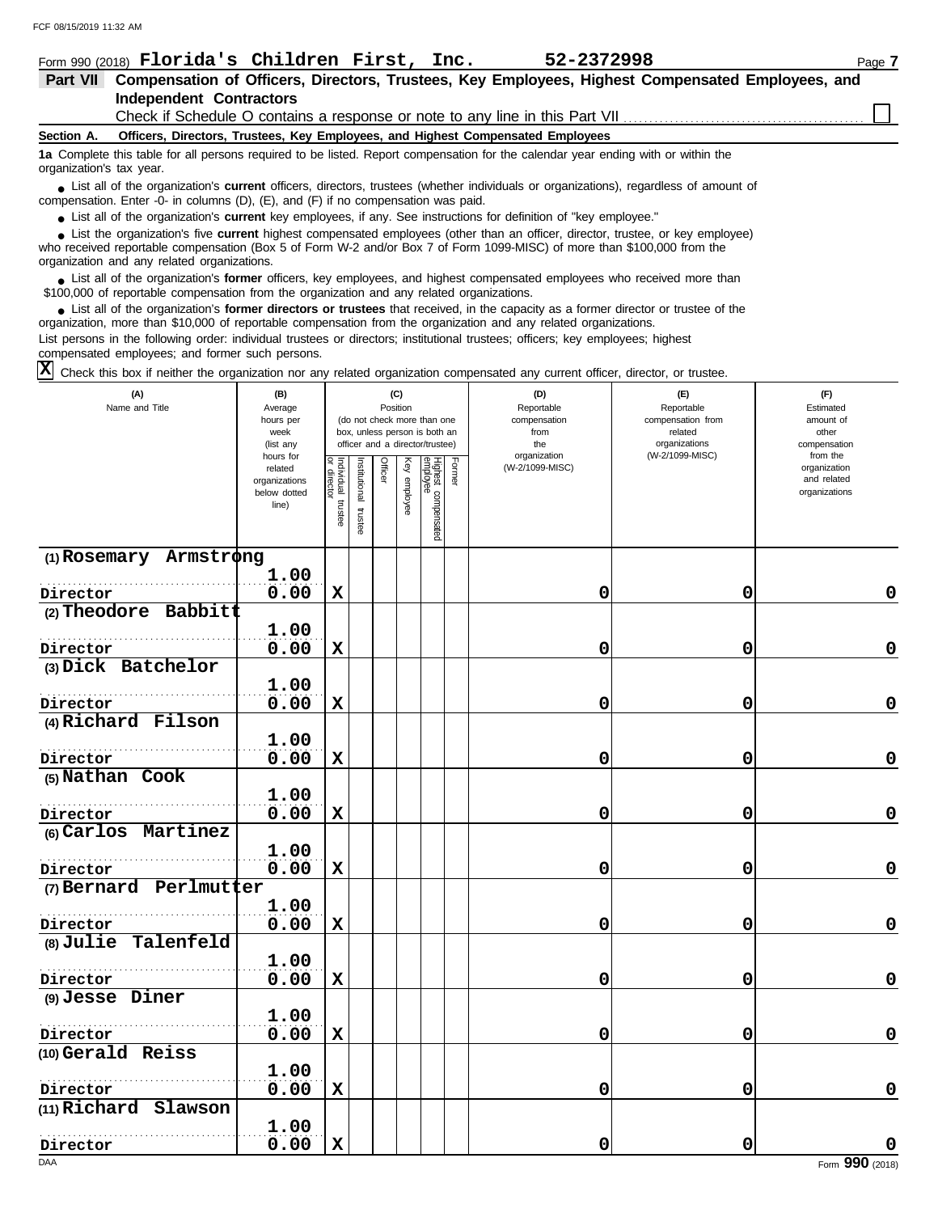Form 990 (2018) **Florida's Children First, Inc.** **52-2372998** Page **7**

## Part VII Compensation of Officers, Directors, Trustees, Key Employees, Highest Compensated Employees, and Independent Contractors

Check if Schedule O contains a response or note to any line in this Part VII ☐

**Section A. Officers, Directors, Trustees, Key Employees, and Highest Compensated Employees**

**1a** Complete this table for all persons required to be listed. Report compensation for the calendar year ending with or within the organization's tax year.

- List all of the organization's **current** officers, directors, trustees (whether individuals or organizations), regardless of amount of compensation. Enter -0- in columns (D), (E), and (F) if no compensation was paid.
- List all of the organization's **current** key employees, if any. See instructions for definition of "key employee."
- List the organization's five **current** highest compensated employees (other than an officer, director, trustee, or key employee) who received reportable compensation (Box 5 of Form W-2 and/or Box 7 of Form 1099-MISC) of more than $100,000 from the organization and any related organizations.
- List all of the organization's **former** officers, key employees, and highest compensated employees who received more than $100,000 of reportable compensation from the organization and any related organizations.
- List all of the organization's **former directors or trustees** that received, in the capacity as a former director or trustee of the organization, more than $10,000 of reportable compensation from the organization and any related organizations.

List persons in the following order: individual trustees or directors; institutional trustees; officers; key employees; highest compensated employees; and former such persons.

☒ Check this box if neither the organization nor any related organization compensated any current officer, director, or trustee.

| (A) Name and Title | (B) Average hours per week (list any hours for related organizations below dotted line) | (C) Position: Individual trustee or director | Institutional trustee | Officer | Key employee | Highest compensated employee | Former | (D) Reportable compensation from the organization (W-2/1099-MISC) | (E) Reportable compensation from related organizations (W-2/1099-MISC) | (F) Estimated amount of other compensation from the organization and related organizations |
|---|---|---|---|---|---|---|---|---|---|---|
| (1) Rosemary Armstrong<br>Director | 1.00<br>0.00 | X | | | | | | 0 | 0 | 0 |
| (2) Theodore Babbitt<br>Director | 1.00<br>0.00 | X | | | | | | 0 | 0 | 0 |
| (3) Dick Batchelor<br>Director | 1.00<br>0.00 | X | | | | | | 0 | 0 | 0 |
| (4) Richard Filson<br>Director | 1.00<br>0.00 | X | | | | | | 0 | 0 | 0 |
| (5) Nathan Cook<br>Director | 1.00<br>0.00 | X | | | | | | 0 | 0 | 0 |
| (6) Carlos Martinez<br>Director | 1.00<br>0.00 | X | | | | | | 0 | 0 | 0 |
| (7) Bernard Perlmutter<br>Director | 1.00<br>0.00 | X | | | | | | 0 | 0 | 0 |
| (8) Julie Talenfeld<br>Director | 1.00<br>0.00 | X | | | | | | 0 | 0 | 0 |
| (9) Jesse Diner<br>Director | 1.00<br>0.00 | X | | | | | | 0 | 0 | 0 |
| (10) Gerald Reiss<br>Director | 1.00<br>0.00 | X | | | | | | 0 | 0 | 0 |
| (11) Richard Slawson<br>Director | 1.00<br>0.00 | X | | | | | | 0 | 0 | 0 |

Form **990** (2018)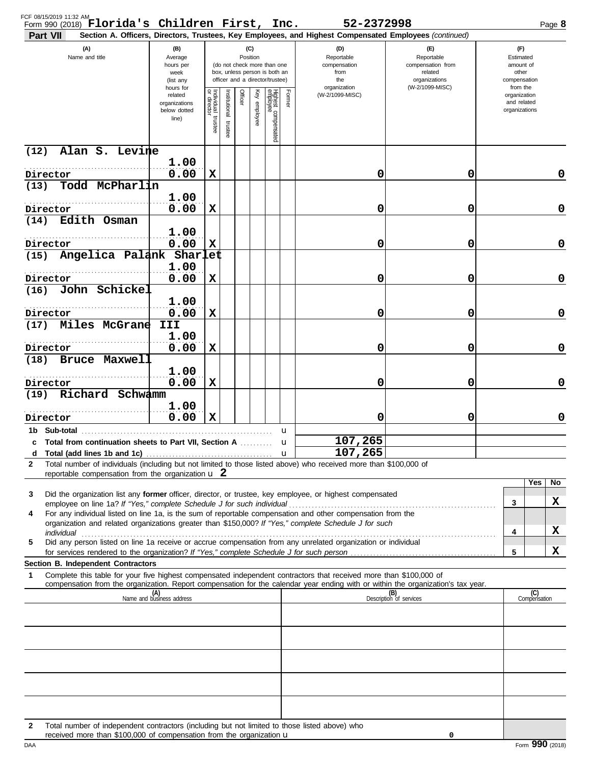FCF 08/15/2019 11:32 AM

Form 990 (2018) **Florida's Children First, Inc.** **52-2372998** Page **8**

**Part VII** **Section A. Officers, Directors, Trustees, Key Employees, and Highest Compensated Employees** *(continued)*

| (A) Name and title | (B) Average hours per week (list any hours for related organizations below dotted line) | (C) Position: Individual trustee or director | Institutional trustee | Officer | Key employee | Highest compensated employee | Former | (D) Reportable compensation from the organization (W-2/1099-MISC) | (E) Reportable compensation from related organizations (W-2/1099-MISC) | (F) Estimated amount of other compensation from the organization and related organizations |
|---|---|---|---|---|---|---|---|---|---|---|
| (12) Alan S. Levine<br>Director | 1.00<br>0.00 | X | | | | | | 0 | 0 | 0 |
| (13) Todd McPharlin<br>Director | 1.00<br>0.00 | X | | | | | | 0 | 0 | 0 |
| (14) Edith Osman<br>Director | 1.00<br>0.00 | X | | | | | | 0 | 0 | 0 |
| (15) Angelica Palank Sharlet<br>Director | 1.00<br>0.00 | X | | | | | | 0 | 0 | 0 |
| (16) John Schickel<br>Director | 1.00<br>0.00 | X | | | | | | 0 | 0 | 0 |
| (17) Miles McGrane III<br>Director | 1.00<br>0.00 | X | | | | | | 0 | 0 | 0 |
| (18) Bruce Maxwell<br>Director | 1.00<br>0.00 | X | | | | | | 0 | 0 | 0 |
| (19) Richard Schwamm<br>Director | 1.00<br>0.00 | X | | | | | | 0 | 0 | 0 |
| **1b Sub-total** | | | | | | | | | | |
| **c Total from continuation sheets to Part VII, Section A** | | | | | | | | 107,265 | | |
| **d Total (add lines 1b and 1c)** | | | | | | | | 107,265 | | |

**2** Total number of individuals (including but not limited to those listed above) who received more than $100,000 of reportable compensation from the organization u **2**

| | | Yes | No |
|---|---|---|---|
| **3** Did the organization list any **former** officer, director, or trustee, key employee, or highest compensated employee on line 1a? *If "Yes," complete Schedule J for such individual* | 3 | | X |
| **4** For any individual listed on line 1a, is the sum of reportable compensation and other compensation from the organization and related organizations greater than $150,000? *If "Yes," complete Schedule J for such individual* | 4 | | X |
| **5** Did any person listed on line 1a receive or accrue compensation from any unrelated organization or individual for services rendered to the organization? *If "Yes," complete Schedule J for such person* | 5 | | X |

**Section B. Independent Contractors**

**1** Complete this table for your five highest compensated independent contractors that received more than $100,000 of compensation from the organization. Report compensation for the calendar year ending with or within the organization's tax year.

| (A) Name and business address | (B) Description of services | (C) Compensation |
|---|---|---|
| | | |
| | | |
| | | |
| | | |
| | | |

**2** Total number of independent contractors (including but not limited to those listed above) who received more than $100,000 of compensation from the organization u 0

DAA Form **990** (2018)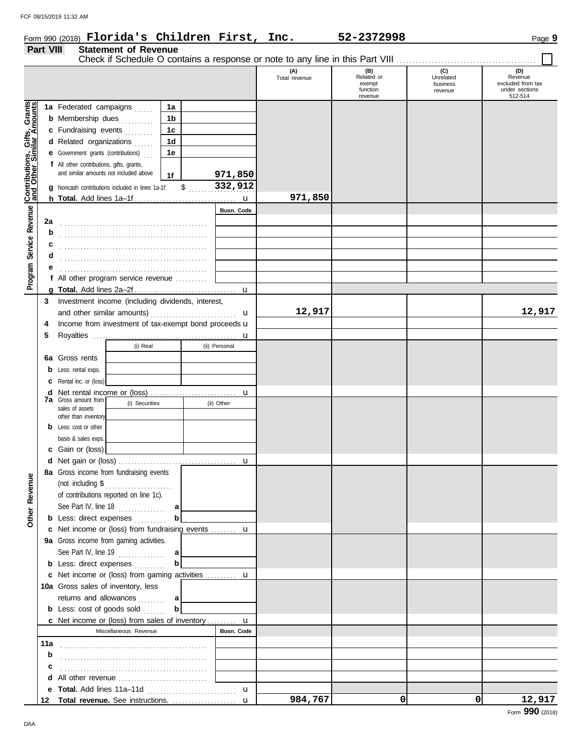Form 990 (2018) **Florida's Children First, Inc.** **52-2372998**

## Part VIII Statement of Revenue

Check if Schedule O contains a response or note to any line in this Part VIII ☐

| | | | | (A) Total revenue | (B) Related or exempt function revenue | (C) Unrelated business revenue | (D) Revenue excluded from tax under sections 512-514 |
|---|---|---|---|---|---|---|---|
| **Contributions, Gifts, Grants and Other Similar Amounts** | 1a Federated campaigns | 1a | | | | | |
| | b Membership dues | 1b | | | | | |
| | c Fundraising events | 1c | | | | | |
| | d Related organizations | 1d | | | | | |
| | e Government grants (contributions) | 1e | | | | | |
| | f All other contributions, gifts, grants, and similar amounts not included above | 1f | 971,850 | | | | |
| | g Noncash contributions included in lines 1a-1f: $ 332,912 | | | | | | |
| | h **Total.** Add lines 1a–1f | | | 971,850 | | | |
| **Program Service Revenue** | | | Busn. Code | | | | |
| | 2a | | | | | | |
| | b | | | | | | |
| | c | | | | | | |
| | d | | | | | | |
| | e | | | | | | |
| | f All other program service revenue | | | | | | |
| | g **Total.** Add lines 2a–2f | | | | | | |
| **Other Revenue** | 3 Investment income (including dividends, interest, and other similar amounts) | | | 12,917 | | | 12,917 |
| | 4 Income from investment of tax-exempt bond proceeds | | | | | | |
| | 5 Royalties | | | | | | |
| | | (i) Real | (ii) Personal | | | | |
| | 6a Gross rents | | | | | | |
| | b Less: rental exps. | | | | | | |
| | c Rental inc. or (loss) | | | | | | |
| | d Net rental income or (loss) | | | | | | |
| | 7a Gross amount from sales of assets other than inventory | (i) Securities | (ii) Other | | | | |
| | b Less: cost or other basis & sales exps. | | | | | | |
| | c Gain or (loss) | | | | | | |
| | d Net gain or (loss) | | | | | | |
| | 8a Gross income from fundraising events (not including $ of contributions reported on line 1c). See Part IV, line 18 | a | | | | | |
| | b Less: direct expenses | b | | | | | |
| | c Net income or (loss) from fundraising events | | | | | | |
| | 9a Gross income from gaming activities. See Part IV, line 19 | a | | | | | |
| | b Less: direct expenses | b | | | | | |
| | c Net income or (loss) from gaming activities | | | | | | |
| | 10a Gross sales of inventory, less returns and allowances | a | | | | | |
| | b Less: cost of goods sold | b | | | | | |
| | c Net income or (loss) from sales of inventory | | | | | | |
| | Miscellaneous Revenue | | Busn. Code | | | | |
| | 11a | | | | | | |
| | b | | | | | | |
| | c | | | | | | |
| | d All other revenue | | | | | | |
| | e **Total.** Add lines 11a–11d | | | | | | |
| | 12 **Total revenue.** See instructions. | | | 984,767 | 0 | 0 | 12,917 |

Form **990** (2018)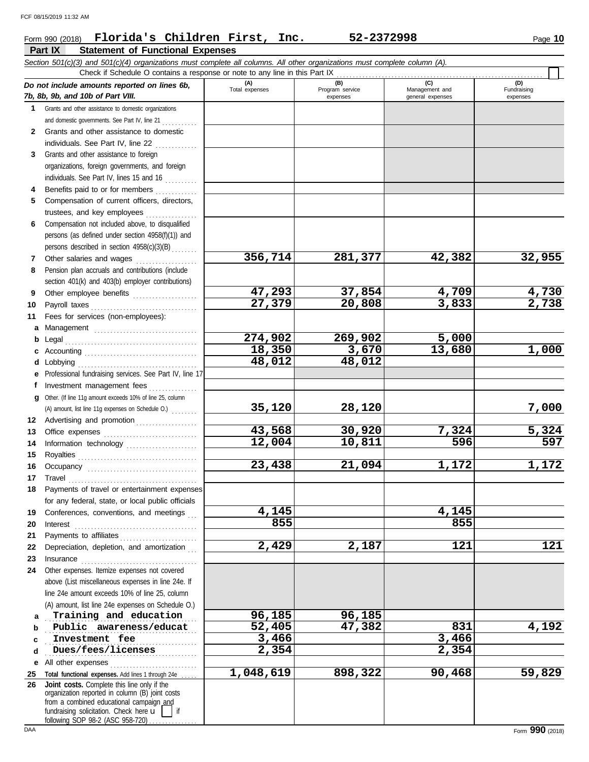Form 990 (2018) **Florida's Children First, Inc.** **52-2372998**

## Part IX Statement of Functional Expenses

*Section 501(c)(3) and 501(c)(4) organizations must complete all columns. All other organizations must complete column (A).*

Check if Schedule O contains a response or note to any line in this Part IX

| *Do not include amounts reported on lines 6b, 7b, 8b, 9b, and 10b of Part VIII.* | (A) Total expenses | (B) Program service expenses | (C) Management and general expenses | (D) Fundraising expenses |
|---|---|---|---|---|
| **1** Grants and other assistance to domestic organizations and domestic governments. See Part IV, line 21 | | | | |
| **2** Grants and other assistance to domestic individuals. See Part IV, line 22 | | | | |
| **3** Grants and other assistance to foreign organizations, foreign governments, and foreign individuals. See Part IV, lines 15 and 16 | | | | |
| **4** Benefits paid to or for members | | | | |
| **5** Compensation of current officers, directors, trustees, and key employees | | | | |
| **6** Compensation not included above, to disqualified persons (as defined under section 4958(f)(1)) and persons described in section 4958(c)(3)(B) | | | | |
| **7** Other salaries and wages | 356,714 | 281,377 | 42,382 | 32,955 |
| **8** Pension plan accruals and contributions (include section 401(k) and 403(b) employer contributions) | | | | |
| **9** Other employee benefits | 47,293 | 37,854 | 4,709 | 4,730 |
| **10** Payroll taxes | 27,379 | 20,808 | 3,833 | 2,738 |
| **11** Fees for services (non-employees): | | | | |
| **a** Management | | | | |
| **b** Legal | 274,902 | 269,902 | 5,000 | |
| **c** Accounting | 18,350 | 3,670 | 13,680 | 1,000 |
| **d** Lobbying | 48,012 | 48,012 | | |
| **e** Professional fundraising services. See Part IV, line 17 | | | | |
| **f** Investment management fees | | | | |
| **g** Other. (If line 11g amount exceeds 10% of line 25, column (A) amount, list line 11g expenses on Schedule O.) | 35,120 | 28,120 | | 7,000 |
| **12** Advertising and promotion | | | | |
| **13** Office expenses | 43,568 | 30,920 | 7,324 | 5,324 |
| **14** Information technology | 12,004 | 10,811 | 596 | 597 |
| **15** Royalties | | | | |
| **16** Occupancy | 23,438 | 21,094 | 1,172 | 1,172 |
| **17** Travel | | | | |
| **18** Payments of travel or entertainment expenses for any federal, state, or local public officials | | | | |
| **19** Conferences, conventions, and meetings | 4,145 | | 4,145 | |
| **20** Interest | 855 | | 855 | |
| **21** Payments to affiliates | | | | |
| **22** Depreciation, depletion, and amortization | 2,429 | 2,187 | 121 | 121 |
| **23** Insurance | | | | |
| **24** Other expenses. Itemize expenses not covered above (List miscellaneous expenses in line 24e. If line 24e amount exceeds 10% of line 25, column (A) amount, list line 24e expenses on Schedule O.) | | | | |
| **a** Training and education | 96,185 | 96,185 | | |
| **b** Public awareness/educat | 52,405 | 47,382 | 831 | 4,192 |
| **c** Investment fee | 3,466 | | 3,466 | |
| **d** Dues/fees/licenses | 2,354 | | 2,354 | |
| **e** All other expenses | | | | |
| **25** **Total functional expenses.** Add lines 1 through 24e | 1,048,619 | 898,322 | 90,468 | 59,829 |
| **26** **Joint costs.** Complete this line only if the organization reported in column (B) joint costs from a combined educational campaign and fundraising solicitation. Check here ☐ if following SOP 98-2 (ASC 958-720) | | | | |

Form **990** (2018)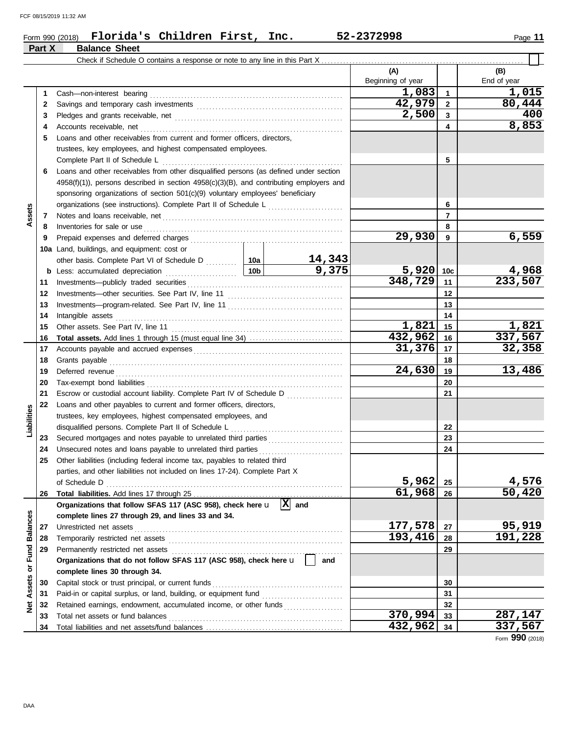Form 990 (2018) **Florida's Children First, Inc.** **52-2372998** Page **11**

## Part X Balance Sheet

Check if Schedule O contains a response or note to any line in this Part X ☐

| | | | (A) Beginning of year | | (B) End of year |
|---|---|---|---|---|---|
| **Assets** | 1 | Cash—non-interest bearing | 1,083 | 1 | 1,015 |
| | 2 | Savings and temporary cash investments | 42,979 | 2 | 80,444 |
| | 3 | Pledges and grants receivable, net | 2,500 | 3 | 400 |
| | 4 | Accounts receivable, net | | 4 | 8,853 |
| | 5 | Loans and other receivables from current and former officers, directors, trustees, key employees, and highest compensated employees. Complete Part II of Schedule L | | 5 | |
| | 6 | Loans and other receivables from other disqualified persons (as defined under section 4958(f)(1)), persons described in section 4958(c)(3)(B), and contributing employers and sponsoring organizations of section 501(c)(9) voluntary employees' beneficiary organizations (see instructions). Complete Part II of Schedule L | | 6 | |
| | 7 | Notes and loans receivable, net | | 7 | |
| | 8 | Inventories for sale or use | | 8 | |
| | 9 | Prepaid expenses and deferred charges | 29,930 | 9 | 6,559 |
| | 10a | Land, buildings, and equipment: cost or other basis. Complete Part VI of Schedule D — 10a: 14,343 | | | |
| | b | Less: accumulated depreciation — 10b: 9,375 | 5,920 | 10c | 4,968 |
| | 11 | Investments—publicly traded securities | 348,729 | 11 | 233,507 |
| | 12 | Investments—other securities. See Part IV, line 11 | | 12 | |
| | 13 | Investments—program-related. See Part IV, line 11 | | 13 | |
| | 14 | Intangible assets | | 14 | |
| | 15 | Other assets. See Part IV, line 11 | 1,821 | 15 | 1,821 |
| | 16 | **Total assets.** Add lines 1 through 15 (must equal line 34) | 432,962 | 16 | 337,567 |
| **Liabilities** | 17 | Accounts payable and accrued expenses | 31,376 | 17 | 32,358 |
| | 18 | Grants payable | | 18 | |
| | 19 | Deferred revenue | 24,630 | 19 | 13,486 |
| | 20 | Tax-exempt bond liabilities | | 20 | |
| | 21 | Escrow or custodial account liability. Complete Part IV of Schedule D | | 21 | |
| | 22 | Loans and other payables to current and former officers, directors, trustees, key employees, highest compensated employees, and disqualified persons. Complete Part II of Schedule L | | 22 | |
| | 23 | Secured mortgages and notes payable to unrelated third parties | | 23 | |
| | 24 | Unsecured notes and loans payable to unrelated third parties | | 24 | |
| | 25 | Other liabilities (including federal income tax, payables to related third parties, and other liabilities not included on lines 17-24). Complete Part X of Schedule D | 5,962 | 25 | 4,576 |
| | 26 | **Total liabilities.** Add lines 17 through 25 | 61,968 | 26 | 50,420 |
| **Net Assets or Fund Balances** | | **Organizations that follow SFAS 117 (ASC 958), check here** ☒ **and complete lines 27 through 29, and lines 33 and 34.** | | | |
| | 27 | Unrestricted net assets | 177,578 | 27 | 95,919 |
| | 28 | Temporarily restricted net assets | 193,416 | 28 | 191,228 |
| | 29 | Permanently restricted net assets | | 29 | |
| | | **Organizations that do not follow SFAS 117 (ASC 958), check here** ☐ **and complete lines 30 through 34.** | | | |
| | 30 | Capital stock or trust principal, or current funds | | 30 | |
| | 31 | Paid-in or capital surplus, or land, building, or equipment fund | | 31 | |
| | 32 | Retained earnings, endowment, accumulated income, or other funds | | 32 | |
| | 33 | Total net assets or fund balances | 370,994 | 33 | 287,147 |
| | 34 | Total liabilities and net assets/fund balances | 432,962 | 34 | 337,567 |

Form **990** (2018)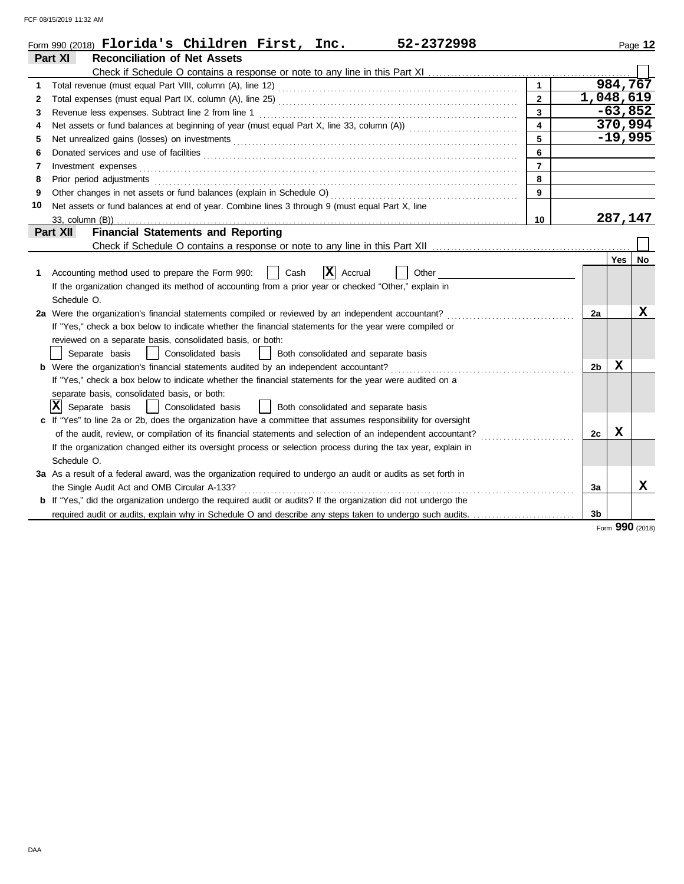Form 990 (2018) **Florida's Children First, Inc.** 52-2372998

## Part XI Reconciliation of Net Assets

Check if Schedule O contains a response or note to any line in this Part XI ☐

| | | | |
|---|---|---|---|
| 1 | Total revenue (must equal Part VIII, column (A), line 12) | 1 | 984,767 |
| 2 | Total expenses (must equal Part IX, column (A), line 25) | 2 | 1,048,619 |
| 3 | Revenue less expenses. Subtract line 2 from line 1 | 3 | -63,852 |
| 4 | Net assets or fund balances at beginning of year (must equal Part X, line 33, column (A)) | 4 | 370,994 |
| 5 | Net unrealized gains (losses) on investments | 5 | -19,995 |
| 6 | Donated services and use of facilities | 6 | |
| 7 | Investment expenses | 7 | |
| 8 | Prior period adjustments | 8 | |
| 9 | Other changes in net assets or fund balances (explain in Schedule O) | 9 | |
| 10 | Net assets or fund balances at end of year. Combine lines 3 through 9 (must equal Part X, line 33, column (B)) | 10 | 287,147 |

## Part XII Financial Statements and Reporting

Check if Schedule O contains a response or note to any line in this Part XII ☐

| | | | Yes | No |
|---|---|---|---|---|
| 1 | Accounting method used to prepare the Form 990: ☐ Cash ☒ Accrual ☐ Other<br>If the organization changed its method of accounting from a prior year or checked "Other," explain in Schedule O. | | | |
| 2a | Were the organization's financial statements compiled or reviewed by an independent accountant?<br>If "Yes," check a box below to indicate whether the financial statements for the year were compiled or reviewed on a separate basis, consolidated basis, or both:<br>☐ Separate basis ☐ Consolidated basis ☐ Both consolidated and separate basis | 2a | | X |
| b | Were the organization's financial statements audited by an independent accountant?<br>If "Yes," check a box below to indicate whether the financial statements for the year were audited on a separate basis, consolidated basis, or both:<br>☒ Separate basis ☐ Consolidated basis ☐ Both consolidated and separate basis | 2b | X | |
| c | If "Yes" to line 2a or 2b, does the organization have a committee that assumes responsibility for oversight of the audit, review, or compilation of its financial statements and selection of an independent accountant?<br>If the organization changed either its oversight process or selection process during the tax year, explain in Schedule O. | 2c | X | |
| 3a | As a result of a federal award, was the organization required to undergo an audit or audits as set forth in the Single Audit Act and OMB Circular A-133? | 3a | | X |
| b | If "Yes," did the organization undergo the required audit or audits? If the organization did not undergo the required audit or audits, explain why in Schedule O and describe any steps taken to undergo such audits. | 3b | | |

Form **990** (2018)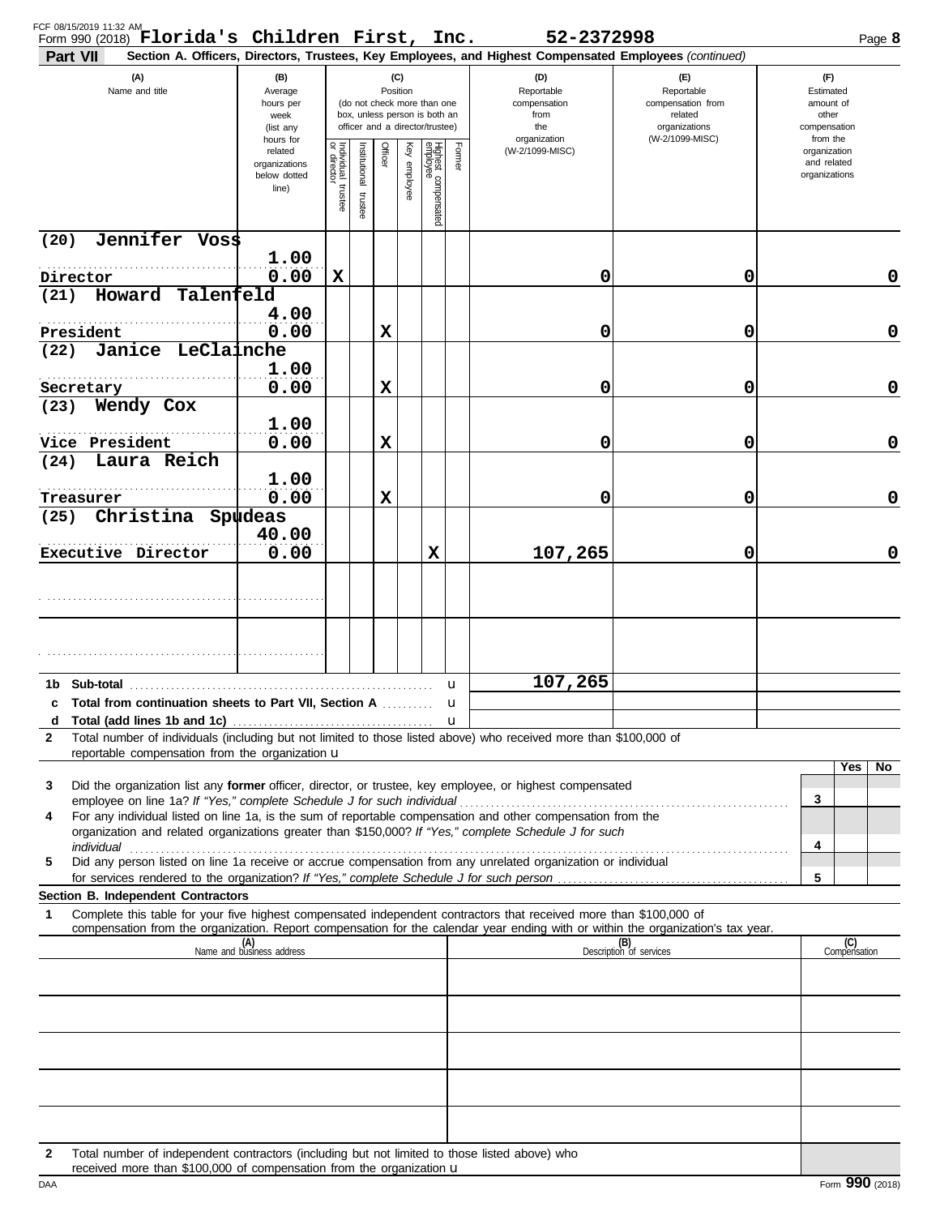Form 990 (2018) **Florida's Children First, Inc.** **52-2372998**

## Part VII Section A. Officers, Directors, Trustees, Key Employees, and Highest Compensated Employees *(continued)*

| (A) Name and title | (B) Average hours per week (list any hours for related organizations below dotted line) | (C) Individual trustee or director | Institutional trustee | Officer | Key employee | Highest compensated employee | Former | (D) Reportable compensation from the organization (W-2/1099-MISC) | (E) Reportable compensation from related organizations (W-2/1099-MISC) | (F) Estimated amount of other compensation from the organization and related organizations |
|---|---|---|---|---|---|---|---|---|---|---|
| (20) Jennifer Voss<br>Director | 1.00<br>0.00 | X | | | | | | 0 | 0 | 0 |
| (21) Howard Talenfeld<br>President | 4.00<br>0.00 | | | X | | | | 0 | 0 | 0 |
| (22) Janice LeClainche<br>Secretary | 1.00<br>0.00 | | | X | | | | 0 | 0 | 0 |
| (23) Wendy Cox<br>Vice President | 1.00<br>0.00 | | | X | | | | 0 | 0 | 0 |
| (24) Laura Reich<br>Treasurer | 1.00<br>0.00 | | | X | | | | 0 | 0 | 0 |
| (25) Christina Spudeas<br>Executive Director | 40.00<br>0.00 | | | | | X | | 107,265 | 0 | 0 |
| | | | | | | | | | | |
| | | | | | | | | | | |

| | | (D) | (E) | (F) |
|---|---|---|---|---|
| 1b | Sub-total | 107,265 | | |
| c | Total from continuation sheets to Part VII, Section A | | | |
| d | Total (add lines 1b and 1c) | | | |

2 Total number of individuals (including but not limited to those listed above) who received more than $100,000 of reportable compensation from the organization u

| | | | Yes | No |
|---|---|---|---|---|
| 3 | Did the organization list any **former** officer, director, or trustee, key employee, or highest compensated employee on line 1a? *If "Yes," complete Schedule J for such individual* | 3 | | |
| 4 | For any individual listed on line 1a, is the sum of reportable compensation and other compensation from the organization and related organizations greater than $150,000? *If "Yes," complete Schedule J for such individual* | 4 | | |
| 5 | Did any person listed on line 1a receive or accrue compensation from any unrelated organization or individual for services rendered to the organization? *If "Yes," complete Schedule J for such person* | 5 | | |

### Section B. Independent Contractors

1 Complete this table for your five highest compensated independent contractors that received more than $100,000 of compensation from the organization. Report compensation for the calendar year ending with or within the organization's tax year.

| (A) Name and business address | (B) Description of services | (C) Compensation |
|---|---|---|
| | | |
| | | |
| | | |
| | | |
| | | |

2 Total number of independent contractors (including but not limited to those listed above) who received more than $100,000 of compensation from the organization u

Form **990** (2018)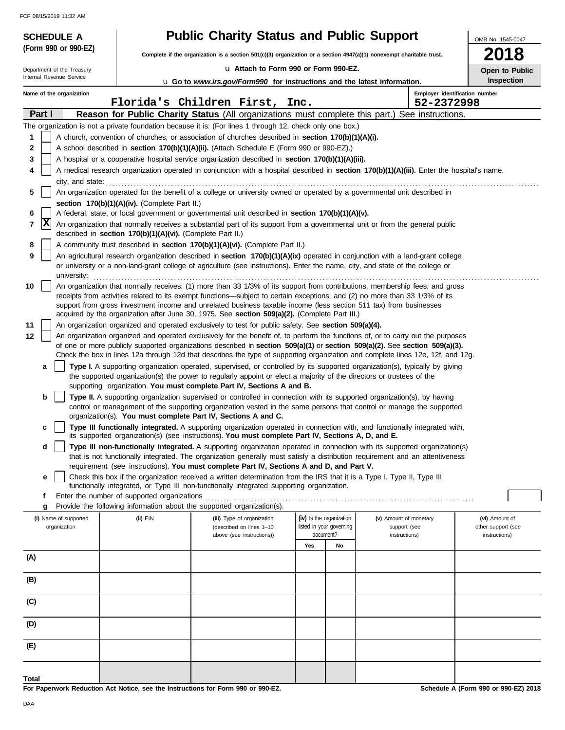FCF 08/15/2019 11:32 AM

**SCHEDULE A** **(Form 990 or 990-EZ)**

Department of the Treasury
Internal Revenue Service

# Public Charity Status and Public Support

**Complete if the organization is a section 501(c)(3) organization or a section 4947(a)(1) nonexempt charitable trust.**

u **Attach to Form 990 or Form 990-EZ.**

u **Go to** ***www.irs.gov/Form990*** **for instructions and the latest information.**

OMB No. 1545-0047

**2018**

**Open to Public Inspection**

**Name of the organization:** Florida's Children First, Inc.

**Employer identification number:** 52-2372998

**Part I** **Reason for Public Charity Status** (All organizations must complete this part.) See instructions.

The organization is not a private foundation because it is: (For lines 1 through 12, check only one box.)

1. [ ] A church, convention of churches, or association of churches described in **section 170(b)(1)(A)(i).**
2. [ ] A school described in **section 170(b)(1)(A)(ii).** (Attach Schedule E (Form 990 or 990-EZ).)
3. [ ] A hospital or a cooperative hospital service organization described in **section 170(b)(1)(A)(iii).**
4. [ ] A medical research organization operated in conjunction with a hospital described in **section 170(b)(1)(A)(iii).** Enter the hospital's name, city, and state:
5. [ ] An organization operated for the benefit of a college or university owned or operated by a governmental unit described in **section 170(b)(1)(A)(iv).** (Complete Part II.)
6. [ ] A federal, state, or local government or governmental unit described in **section 170(b)(1)(A)(v).**
7. [X] An organization that normally receives a substantial part of its support from a governmental unit or from the general public described in **section 170(b)(1)(A)(vi).** (Complete Part II.)
8. [ ] A community trust described in **section 170(b)(1)(A)(vi).** (Complete Part II.)
9. [ ] An agricultural research organization described in **section 170(b)(1)(A)(ix)** operated in conjunction with a land-grant college or university or a non-land-grant college of agriculture (see instructions). Enter the name, city, and state of the college or university:
10. [ ] An organization that normally receives: (1) more than 33 1/3% of its support from contributions, membership fees, and gross receipts from activities related to its exempt functions—subject to certain exceptions, and (2) no more than 33 1/3% of its support from gross investment income and unrelated business taxable income (less section 511 tax) from businesses acquired by the organization after June 30, 1975. See **section 509(a)(2).** (Complete Part III.)
11. [ ] An organization organized and operated exclusively to test for public safety. See **section 509(a)(4).**
12. [ ] An organization organized and operated exclusively for the benefit of, to perform the functions of, or to carry out the purposes of one or more publicly supported organizations described in **section 509(a)(1)** or **section 509(a)(2).** See **section 509(a)(3).** Check the box in lines 12a through 12d that describes the type of supporting organization and complete lines 12e, 12f, and 12g.
   - **a** [ ] **Type I.** A supporting organization operated, supervised, or controlled by its supported organization(s), typically by giving the supported organization(s) the power to regularly appoint or elect a majority of the directors or trustees of the supporting organization. **You must complete Part IV, Sections A and B.**
   - **b** [ ] **Type II.** A supporting organization supervised or controlled in connection with its supported organization(s), by having control or management of the supporting organization vested in the same persons that control or manage the supported organization(s). **You must complete Part IV, Sections A and C.**
   - **c** [ ] **Type III functionally integrated.** A supporting organization operated in connection with, and functionally integrated with, its supported organization(s) (see instructions). **You must complete Part IV, Sections A, D, and E.**
   - **d** [ ] **Type III non-functionally integrated.** A supporting organization operated in connection with its supported organization(s) that is not functionally integrated. The organization generally must satisfy a distribution requirement and an attentiveness requirement (see instructions). **You must complete Part IV, Sections A and D, and Part V.**
   - **e** [ ] Check this box if the organization received a written determination from the IRS that it is a Type I, Type II, Type III functionally integrated, or Type III non-functionally integrated supporting organization.
   - **f** Enter the number of supported organizations
   - **g** Provide the following information about the supported organization(s).

| (i) Name of supported organization | (ii) EIN | (iii) Type of organization (described on lines 1–10 above (see instructions)) | (iv) Is the organization listed in your governing document? | | (v) Amount of monetary support (see instructions) | (vi) Amount of other support (see instructions) |
|---|---|---|---|---|---|---|
| | | | Yes | No | | |
| (A) | | | | | | |
| (B) | | | | | | |
| (C) | | | | | | |
| (D) | | | | | | |
| (E) | | | | | | |
| Total | | | | | | |

**For Paperwork Reduction Act Notice, see the Instructions for Form 990 or 990-EZ.**

**Schedule A (Form 990 or 990-EZ) 2018**

DAA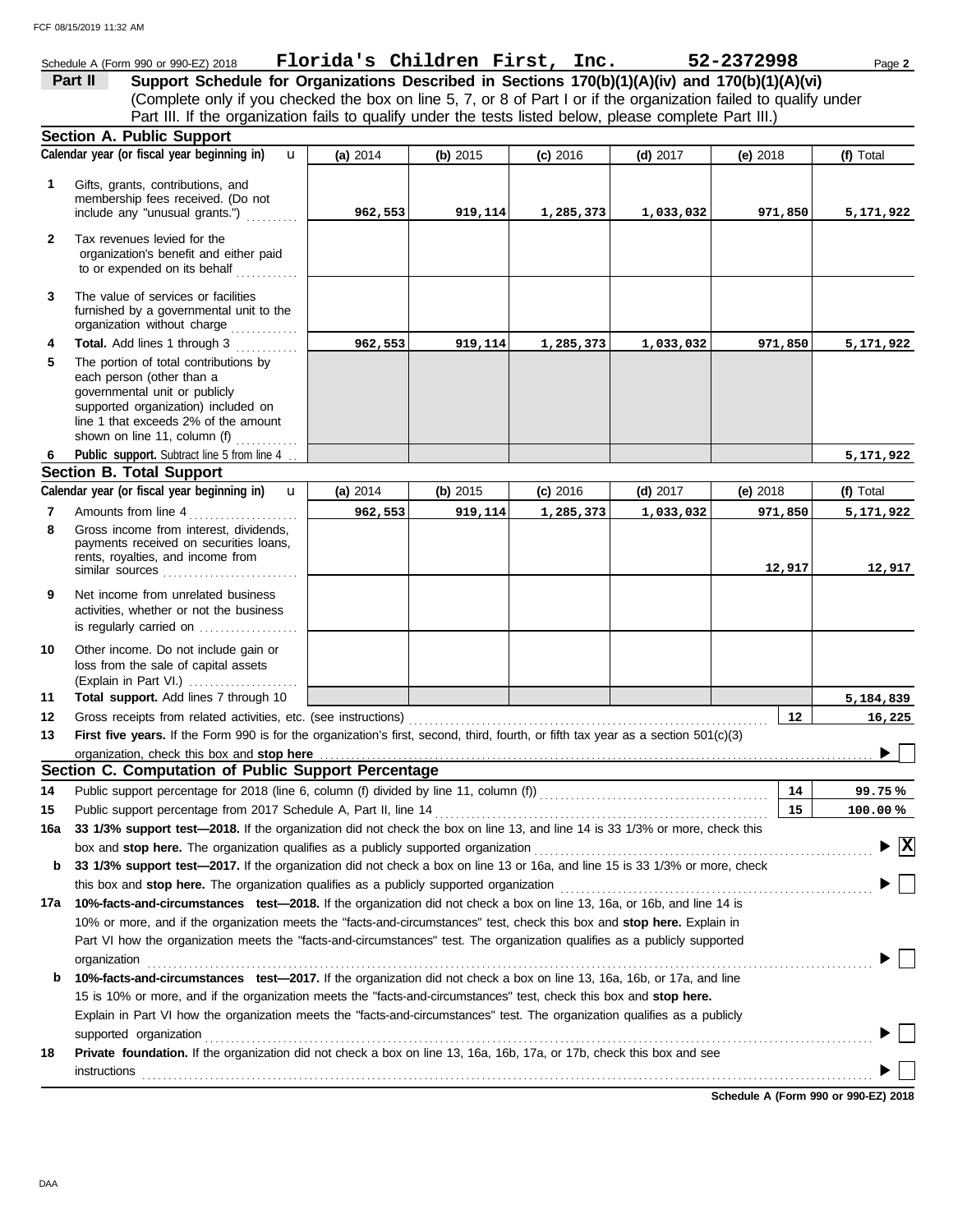Schedule A (Form 990 or 990-EZ) 2018 **Florida's Children First, Inc.** **52-2372998** Page **2**

**Part II** **Support Schedule for Organizations Described in Sections 170(b)(1)(A)(iv) and 170(b)(1)(A)(vi)**
(Complete only if you checked the box on line 5, 7, or 8 of Part I or if the organization failed to qualify under Part III. If the organization fails to qualify under the tests listed below, please complete Part III.)

## Section A. Public Support

| | Calendar year (or fiscal year beginning in) | (a) 2014 | (b) 2015 | (c) 2016 | (d) 2017 | (e) 2018 | (f) Total |
|---|---|---|---|---|---|---|---|
| 1 | Gifts, grants, contributions, and membership fees received. (Do not include any "unusual grants.") | 962,553 | 919,114 | 1,285,373 | 1,033,032 | 971,850 | 5,171,922 |
| 2 | Tax revenues levied for the organization's benefit and either paid to or expended on its behalf | | | | | | |
| 3 | The value of services or facilities furnished by a governmental unit to the organization without charge | | | | | | |
| 4 | **Total.** Add lines 1 through 3 | 962,553 | 919,114 | 1,285,373 | 1,033,032 | 971,850 | 5,171,922 |
| 5 | The portion of total contributions by each person (other than a governmental unit or publicly supported organization) included on line 1 that exceeds 2% of the amount shown on line 11, column (f) | | | | | | |
| 6 | **Public support.** Subtract line 5 from line 4 | | | | | | 5,171,922 |

## Section B. Total Support

| | Calendar year (or fiscal year beginning in) | (a) 2014 | (b) 2015 | (c) 2016 | (d) 2017 | (e) 2018 | (f) Total |
|---|---|---|---|---|---|---|---|
| 7 | Amounts from line 4 | 962,553 | 919,114 | 1,285,373 | 1,033,032 | 971,850 | 5,171,922 |
| 8 | Gross income from interest, dividends, payments received on securities loans, rents, royalties, and income from similar sources | | | | | 12,917 | 12,917 |
| 9 | Net income from unrelated business activities, whether or not the business is regularly carried on | | | | | | |
| 10 | Other income. Do not include gain or loss from the sale of capital assets (Explain in Part VI.) | | | | | | |
| 11 | **Total support.** Add lines 7 through 10 | | | | | | 5,184,839 |

12 Gross receipts from related activities, etc. (see instructions) — **12** — 16,225

13 **First five years.** If the Form 990 is for the organization's first, second, third, fourth, or fifth tax year as a section 501(c)(3) organization, check this box and **stop here** ☐

## Section C. Computation of Public Support Percentage

14 Public support percentage for 2018 (line 6, column (f) divided by line 11, column (f)) — **14** — 99.75 %

15 Public support percentage from 2017 Schedule A, Part II, line 14 — **15** — 100.00 %

16a **33 1/3% support test—2018.** If the organization did not check the box on line 13, and line 14 is 33 1/3% or more, check this box and **stop here.** The organization qualifies as a publicly supported organization ☒

b **33 1/3% support test—2017.** If the organization did not check a box on line 13 or 16a, and line 15 is 33 1/3% or more, check this box and **stop here.** The organization qualifies as a publicly supported organization ☐

17a **10%-facts-and-circumstances test—2018.** If the organization did not check a box on line 13, 16a, or 16b, and line 14 is 10% or more, and if the organization meets the "facts-and-circumstances" test, check this box and **stop here.** Explain in Part VI how the organization meets the "facts-and-circumstances" test. The organization qualifies as a publicly supported organization ☐

b **10%-facts-and-circumstances test—2017.** If the organization did not check a box on line 13, 16a, 16b, or 17a, and line 15 is 10% or more, and if the organization meets the "facts-and-circumstances" test, check this box and **stop here.** Explain in Part VI how the organization meets the "facts-and-circumstances" test. The organization qualifies as a publicly supported organization ☐

18 **Private foundation.** If the organization did not check a box on line 13, 16a, 16b, 17a, or 17b, check this box and see instructions ☐

**Schedule A (Form 990 or 990-EZ) 2018**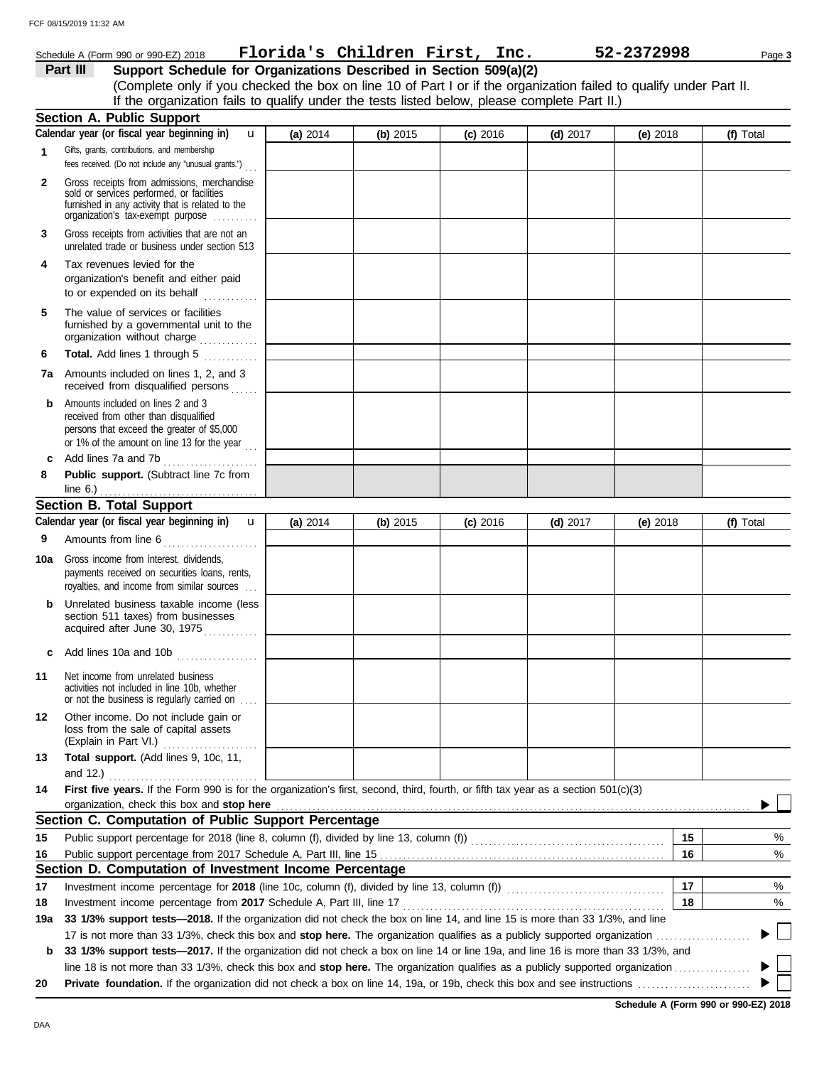Schedule A (Form 990 or 990-EZ) 2018 **Florida's Children First, Inc.** **52-2372998** Page **3**

## Part III Support Schedule for Organizations Described in Section 509(a)(2)

(Complete only if you checked the box on line 10 of Part I or if the organization failed to qualify under Part II. If the organization fails to qualify under the tests listed below, please complete Part II.)

### Section A. Public Support

| Calendar year (or fiscal year beginning in) | (a) 2014 | (b) 2015 | (c) 2016 | (d) 2017 | (e) 2018 | (f) Total |
|---|---|---|---|---|---|---|
| **1** Gifts, grants, contributions, and membership fees received. (Do not include any "unusual grants.") | | | | | | |
| **2** Gross receipts from admissions, merchandise sold or services performed, or facilities furnished in any activity that is related to the organization's tax-exempt purpose | | | | | | |
| **3** Gross receipts from activities that are not an unrelated trade or business under section 513 | | | | | | |
| **4** Tax revenues levied for the organization's benefit and either paid to or expended on its behalf | | | | | | |
| **5** The value of services or facilities furnished by a governmental unit to the organization without charge | | | | | | |
| **6** **Total.** Add lines 1 through 5 | | | | | | |
| **7a** Amounts included on lines 1, 2, and 3 received from disqualified persons | | | | | | |
| **b** Amounts included on lines 2 and 3 received from other than disqualified persons that exceed the greater of $5,000 or 1% of the amount on line 13 for the year | | | | | | |
| **c** Add lines 7a and 7b | | | | | | |
| **8** **Public support.** (Subtract line 7c from line 6.) | | | | | | |

### Section B. Total Support

| Calendar year (or fiscal year beginning in) | (a) 2014 | (b) 2015 | (c) 2016 | (d) 2017 | (e) 2018 | (f) Total |
|---|---|---|---|---|---|---|
| **9** Amounts from line 6 | | | | | | |
| **10a** Gross income from interest, dividends, payments received on securities loans, rents, royalties, and income from similar sources | | | | | | |
| **b** Unrelated business taxable income (less section 511 taxes) from businesses acquired after June 30, 1975 | | | | | | |
| **c** Add lines 10a and 10b | | | | | | |
| **11** Net income from unrelated business activities not included in line 10b, whether or not the business is regularly carried on | | | | | | |
| **12** Other income. Do not include gain or loss from the sale of capital assets (Explain in Part VI.) | | | | | | |
| **13** **Total support.** (Add lines 9, 10c, 11, and 12.) | | | | | | |

**14** **First five years.** If the Form 990 is for the organization's first, second, third, fourth, or fifth tax year as a section 501(c)(3) organization, check this box and **stop here** ☐

### Section C. Computation of Public Support Percentage

| | | | |
|---|---|---|---|
| **15** | Public support percentage for 2018 (line 8, column (f), divided by line 13, column (f)) | 15 | % |
| **16** | Public support percentage from 2017 Schedule A, Part III, line 15 | 16 | % |

### Section D. Computation of Investment Income Percentage

| | | | |
|---|---|---|---|
| **17** | Investment income percentage for **2018** (line 10c, column (f), divided by line 13, column (f)) | 17 | % |
| **18** | Investment income percentage from **2017** Schedule A, Part III, line 17 | 18 | % |

**19a** **33 1/3% support tests—2018.** If the organization did not check the box on line 14, and line 15 is more than 33 1/3%, and line 17 is not more than 33 1/3%, check this box and **stop here.** The organization qualifies as a publicly supported organization ☐

**b** **33 1/3% support tests—2017.** If the organization did not check a box on line 14 or line 19a, and line 16 is more than 33 1/3%, and line 18 is not more than 33 1/3%, check this box and **stop here.** The organization qualifies as a publicly supported organization ☐

**20** **Private foundation.** If the organization did not check a box on line 14, 19a, or 19b, check this box and see instructions ☐

**Schedule A (Form 990 or 990-EZ) 2018**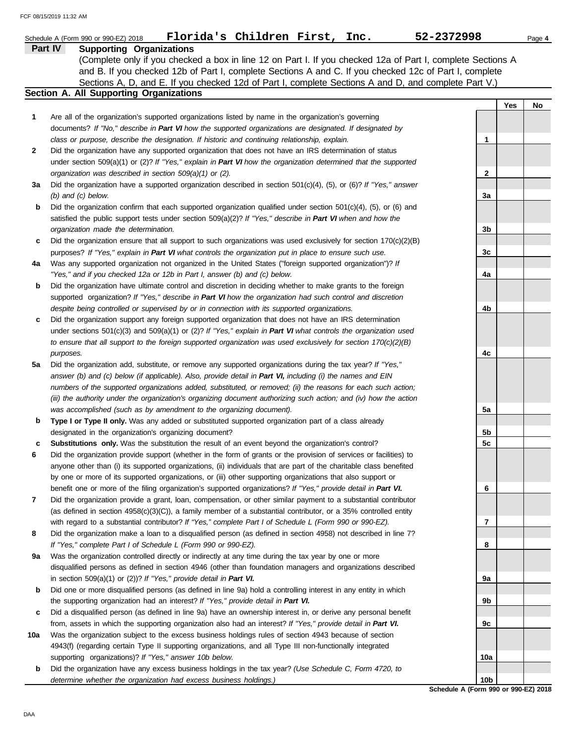Schedule A (Form 990 or 990-EZ) 2018 **Florida's Children First, Inc. 52-2372998**

## Part IV Supporting Organizations

(Complete only if you checked a box in line 12 on Part I. If you checked 12a of Part I, complete Sections A and B. If you checked 12b of Part I, complete Sections A and C. If you checked 12c of Part I, complete Sections A, D, and E. If you checked 12d of Part I, complete Sections A and D, and complete Part V.)

### Section A. All Supporting Organizations

| | | | Yes | No |
|---|---|---|---|---|
| **1** | Are all of the organization's supported organizations listed by name in the organization's governing documents? *If "No," describe in **Part VI** how the supported organizations are designated. If designated by class or purpose, describe the designation. If historic and continuing relationship, explain.* | 1 | | |
| **2** | Did the organization have any supported organization that does not have an IRS determination of status under section 509(a)(1) or (2)? *If "Yes," explain in **Part VI** how the organization determined that the supported organization was described in section 509(a)(1) or (2).* | 2 | | |
| **3a** | Did the organization have a supported organization described in section 501(c)(4), (5), or (6)? *If "Yes," answer (b) and (c) below.* | 3a | | |
| **b** | Did the organization confirm that each supported organization qualified under section 501(c)(4), (5), or (6) and satisfied the public support tests under section 509(a)(2)? *If "Yes," describe in **Part VI** when and how the organization made the determination.* | 3b | | |
| **c** | Did the organization ensure that all support to such organizations was used exclusively for section 170(c)(2)(B) purposes? *If "Yes," explain in **Part VI** what controls the organization put in place to ensure such use.* | 3c | | |
| **4a** | Was any supported organization not organized in the United States ("foreign supported organization")? *If "Yes," and if you checked 12a or 12b in Part I, answer (b) and (c) below.* | 4a | | |
| **b** | Did the organization have ultimate control and discretion in deciding whether to make grants to the foreign supported organization? *If "Yes," describe in **Part VI** how the organization had such control and discretion despite being controlled or supervised by or in connection with its supported organizations.* | 4b | | |
| **c** | Did the organization support any foreign supported organization that does not have an IRS determination under sections 501(c)(3) and 509(a)(1) or (2)? *If "Yes," explain in **Part VI** what controls the organization used to ensure that all support to the foreign supported organization was used exclusively for section 170(c)(2)(B) purposes.* | 4c | | |
| **5a** | Did the organization add, substitute, or remove any supported organizations during the tax year? *If "Yes," answer (b) and (c) below (if applicable). Also, provide detail in **Part VI,** including (i) the names and EIN numbers of the supported organizations added, substituted, or removed; (ii) the reasons for each such action; (iii) the authority under the organization's organizing document authorizing such action; and (iv) how the action was accomplished (such as by amendment to the organizing document).* | 5a | | |
| **b** | **Type I or Type II only.** Was any added or substituted supported organization part of a class already designated in the organization's organizing document? | 5b | | |
| **c** | **Substitutions only.** Was the substitution the result of an event beyond the organization's control? | 5c | | |
| **6** | Did the organization provide support (whether in the form of grants or the provision of services or facilities) to anyone other than (i) its supported organizations, (ii) individuals that are part of the charitable class benefited by one or more of its supported organizations, or (iii) other supporting organizations that also support or benefit one or more of the filing organization's supported organizations? *If "Yes," provide detail in **Part VI.*** | 6 | | |
| **7** | Did the organization provide a grant, loan, compensation, or other similar payment to a substantial contributor (as defined in section 4958(c)(3)(C)), a family member of a substantial contributor, or a 35% controlled entity with regard to a substantial contributor? *If "Yes," complete Part I of Schedule L (Form 990 or 990-EZ).* | 7 | | |
| **8** | Did the organization make a loan to a disqualified person (as defined in section 4958) not described in line 7? *If "Yes," complete Part I of Schedule L (Form 990 or 990-EZ).* | 8 | | |
| **9a** | Was the organization controlled directly or indirectly at any time during the tax year by one or more disqualified persons as defined in section 4946 (other than foundation managers and organizations described in section 509(a)(1) or (2))? *If "Yes," provide detail in **Part VI.*** | 9a | | |
| **b** | Did one or more disqualified persons (as defined in line 9a) hold a controlling interest in any entity in which the supporting organization had an interest? *If "Yes," provide detail in **Part VI.*** | 9b | | |
| **c** | Did a disqualified person (as defined in line 9a) have an ownership interest in, or derive any personal benefit from, assets in which the supporting organization also had an interest? *If "Yes," provide detail in **Part VI.*** | 9c | | |
| **10a** | Was the organization subject to the excess business holdings rules of section 4943 because of section 4943(f) (regarding certain Type II supporting organizations, and all Type III non-functionally integrated supporting organizations)? *If "Yes," answer 10b below.* | 10a | | |
| **b** | Did the organization have any excess business holdings in the tax year? *(Use Schedule C, Form 4720, to determine whether the organization had excess business holdings.)* | 10b | | |

**Schedule A (Form 990 or 990-EZ) 2018**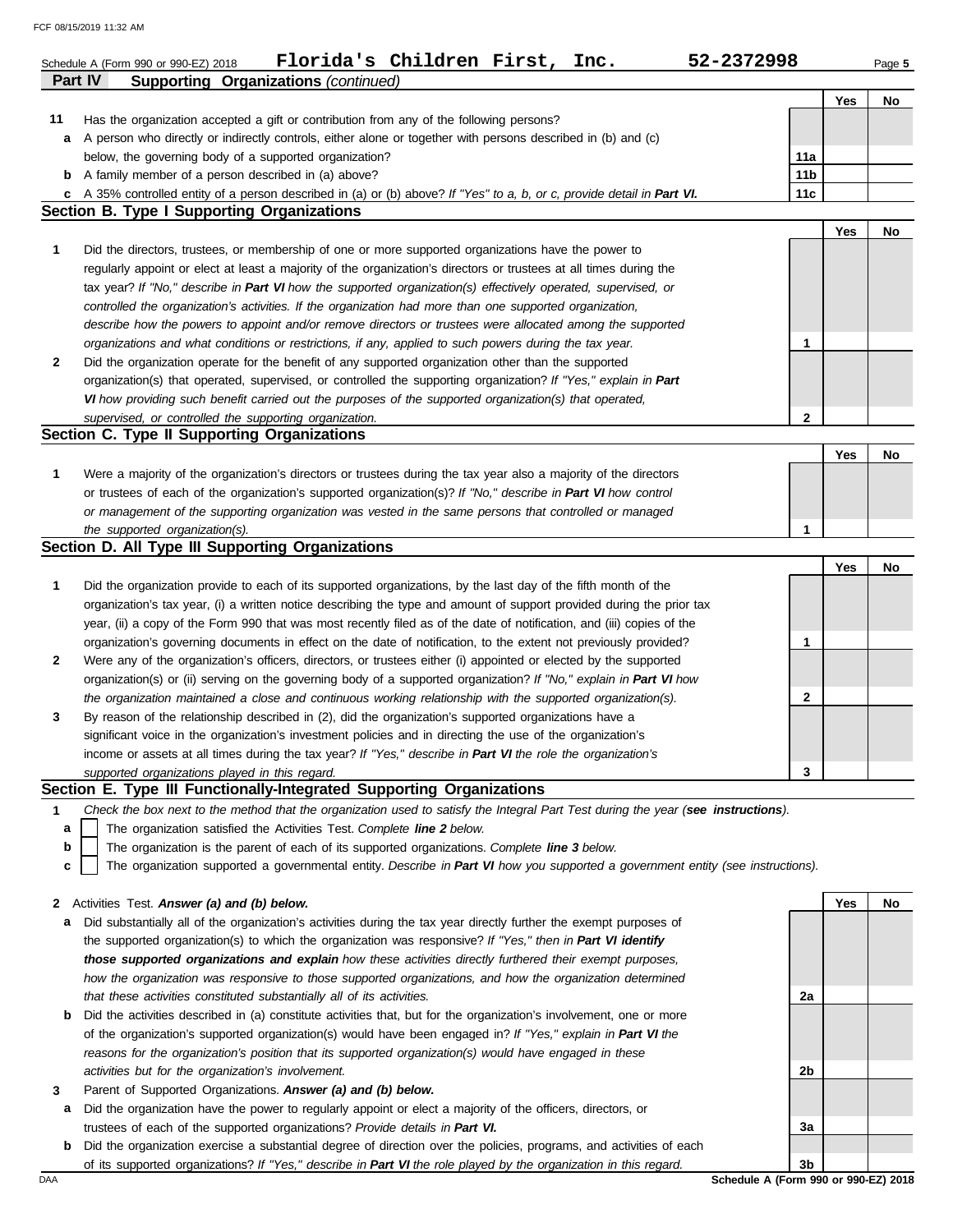Schedule A (Form 990 or 990-EZ) 2018 **Florida's Children First, Inc.** **52-2372998**

## Part IV Supporting Organizations *(continued)*

| | | | Yes | No |
|---|---|---|---|---|
| **11** | Has the organization accepted a gift or contribution from any of the following persons? | | | |
| **a** | A person who directly or indirectly controls, either alone or together with persons described in (b) and (c) below, the governing body of a supported organization? | **11a** | | |
| **b** | A family member of a person described in (a) above? | **11b** | | |
| **c** | A 35% controlled entity of a person described in (a) or (b) above? *If "Yes" to a, b, or c, provide detail in **Part VI.*** | **11c** | | |

### Section B. Type I Supporting Organizations

| | | | Yes | No |
|---|---|---|---|---|
| **1** | Did the directors, trustees, or membership of one or more supported organizations have the power to regularly appoint or elect at least a majority of the organization's directors or trustees at all times during the tax year? *If "No," describe in **Part VI** how the supported organization(s) effectively operated, supervised, or controlled the organization's activities. If the organization had more than one supported organization, describe how the powers to appoint and/or remove directors or trustees were allocated among the supported organizations and what conditions or restrictions, if any, applied to such powers during the tax year.* | **1** | | |
| **2** | Did the organization operate for the benefit of any supported organization other than the supported organization(s) that operated, supervised, or controlled the supporting organization? *If "Yes," explain in **Part VI** how providing such benefit carried out the purposes of the supported organization(s) that operated, supervised, or controlled the supporting organization.* | **2** | | |

### Section C. Type II Supporting Organizations

| | | | Yes | No |
|---|---|---|---|---|
| **1** | Were a majority of the organization's directors or trustees during the tax year also a majority of the directors or trustees of each of the organization's supported organization(s)? *If "No," describe in **Part VI** how control or management of the supporting organization was vested in the same persons that controlled or managed the supported organization(s).* | **1** | | |

### Section D. All Type III Supporting Organizations

| | | | Yes | No |
|---|---|---|---|---|
| **1** | Did the organization provide to each of its supported organizations, by the last day of the fifth month of the organization's tax year, (i) a written notice describing the type and amount of support provided during the prior tax year, (ii) a copy of the Form 990 that was most recently filed as of the date of notification, and (iii) copies of the organization's governing documents in effect on the date of notification, to the extent not previously provided? | **1** | | |
| **2** | Were any of the organization's officers, directors, or trustees either (i) appointed or elected by the supported organization(s) or (ii) serving on the governing body of a supported organization? *If "No," explain in **Part VI** how the organization maintained a close and continuous working relationship with the supported organization(s).* | **2** | | |
| **3** | By reason of the relationship described in (2), did the organization's supported organizations have a significant voice in the organization's investment policies and in directing the use of the organization's income or assets at all times during the tax year? *If "Yes," describe in **Part VI** the role the organization's supported organizations played in this regard.* | **3** | | |

### Section E. Type III Functionally-Integrated Supporting Organizations

**1** *Check the box next to the method that the organization used to satisfy the Integral Part Test during the year (**see instructions**).*

- **a** ☐ The organization satisfied the Activities Test. *Complete **line 2** below.*
- **b** ☐ The organization is the parent of each of its supported organizations. *Complete **line 3** below.*
- **c** ☐ The organization supported a governmental entity. *Describe in **Part VI** how you supported a government entity (see instructions).*

| | | | Yes | No |
|---|---|---|---|---|
| **2** | Activities Test. ***Answer (a) and (b) below.*** | | | |
| **a** | Did substantially all of the organization's activities during the tax year directly further the exempt purposes of the supported organization(s) to which the organization was responsive? *If "Yes," then in **Part VI identify those supported organizations and explain** how these activities directly furthered their exempt purposes, how the organization was responsive to those supported organizations, and how the organization determined that these activities constituted substantially all of its activities.* | **2a** | | |
| **b** | Did the activities described in (a) constitute activities that, but for the organization's involvement, one or more of the organization's supported organization(s) would have been engaged in? *If "Yes," explain in **Part VI** the reasons for the organization's position that its supported organization(s) would have engaged in these activities but for the organization's involvement.* | **2b** | | |
| **3** | Parent of Supported Organizations. ***Answer (a) and (b) below.*** | | | |
| **a** | Did the organization have the power to regularly appoint or elect a majority of the officers, directors, or trustees of each of the supported organizations? *Provide details in **Part VI.*** | **3a** | | |
| **b** | Did the organization exercise a substantial degree of direction over the policies, programs, and activities of each of its supported organizations? *If "Yes," describe in **Part VI** the role played by the organization in this regard.* | **3b** | | |

**Schedule A (Form 990 or 990-EZ) 2018**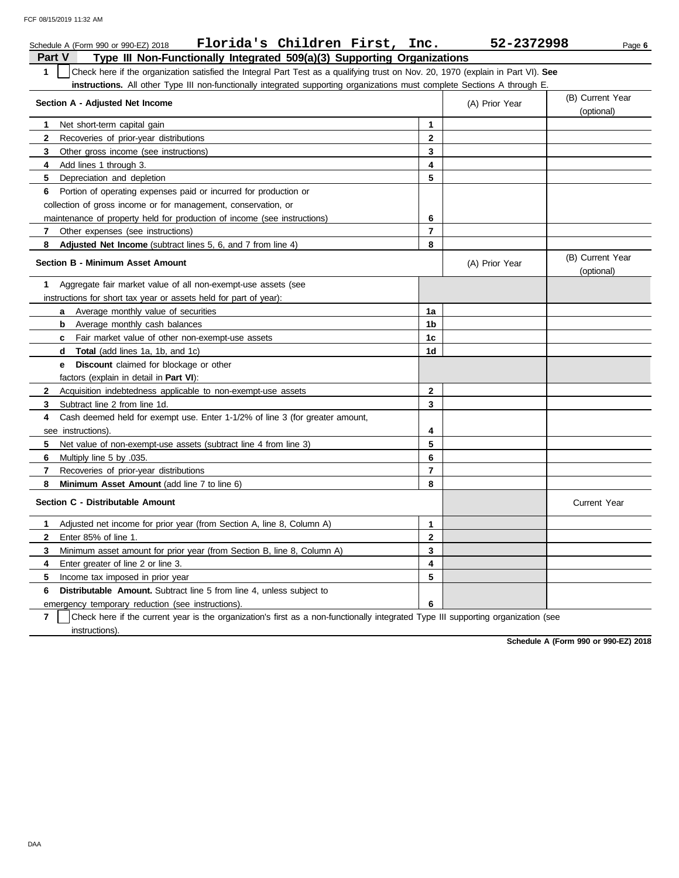Schedule A (Form 990 or 990-EZ) 2018 **Florida's Children First, Inc.** **52-2372998**

## Part V Type III Non-Functionally Integrated 509(a)(3) Supporting Organizations

**1** ☐ Check here if the organization satisfied the Integral Part Test as a qualifying trust on Nov. 20, 1970 (explain in Part VI). **See instructions.** All other Type III non-functionally integrated supporting organizations must complete Sections A through E.

| Section A - Adjusted Net Income | | (A) Prior Year | (B) Current Year (optional) |
|---|---|---|---|
| **1** Net short-term capital gain | 1 | | |
| **2** Recoveries of prior-year distributions | 2 | | |
| **3** Other gross income (see instructions) | 3 | | |
| **4** Add lines 1 through 3. | 4 | | |
| **5** Depreciation and depletion | 5 | | |
| **6** Portion of operating expenses paid or incurred for production or collection of gross income or for management, conservation, or maintenance of property held for production of income (see instructions) | 6 | | |
| **7** Other expenses (see instructions) | 7 | | |
| **8** **Adjusted Net Income** (subtract lines 5, 6, and 7 from line 4) | 8 | | |

| Section B - Minimum Asset Amount | | (A) Prior Year | (B) Current Year (optional) |
|---|---|---|---|
| **1** Aggregate fair market value of all non-exempt-use assets (see instructions for short tax year or assets held for part of year): | | | |
| **a** Average monthly value of securities | 1a | | |
| **b** Average monthly cash balances | 1b | | |
| **c** Fair market value of other non-exempt-use assets | 1c | | |
| **d** **Total** (add lines 1a, 1b, and 1c) | 1d | | |
| **e** **Discount** claimed for blockage or other factors (explain in detail in **Part VI**): | | | |
| **2** Acquisition indebtedness applicable to non-exempt-use assets | 2 | | |
| **3** Subtract line 2 from line 1d. | 3 | | |
| **4** Cash deemed held for exempt use. Enter 1-1/2% of line 3 (for greater amount, see instructions). | 4 | | |
| **5** Net value of non-exempt-use assets (subtract line 4 from line 3) | 5 | | |
| **6** Multiply line 5 by .035. | 6 | | |
| **7** Recoveries of prior-year distributions | 7 | | |
| **8** **Minimum Asset Amount** (add line 7 to line 6) | 8 | | |

| Section C - Distributable Amount | | | Current Year |
|---|---|---|---|
| **1** Adjusted net income for prior year (from Section A, line 8, Column A) | 1 | | |
| **2** Enter 85% of line 1. | 2 | | |
| **3** Minimum asset amount for prior year (from Section B, line 8, Column A) | 3 | | |
| **4** Enter greater of line 2 or line 3. | 4 | | |
| **5** Income tax imposed in prior year | 5 | | |
| **6** **Distributable Amount.** Subtract line 5 from line 4, unless subject to emergency temporary reduction (see instructions). | 6 | | |

**7** ☐ Check here if the current year is the organization's first as a non-functionally integrated Type III supporting organization (see instructions).

**Schedule A (Form 990 or 990-EZ) 2018**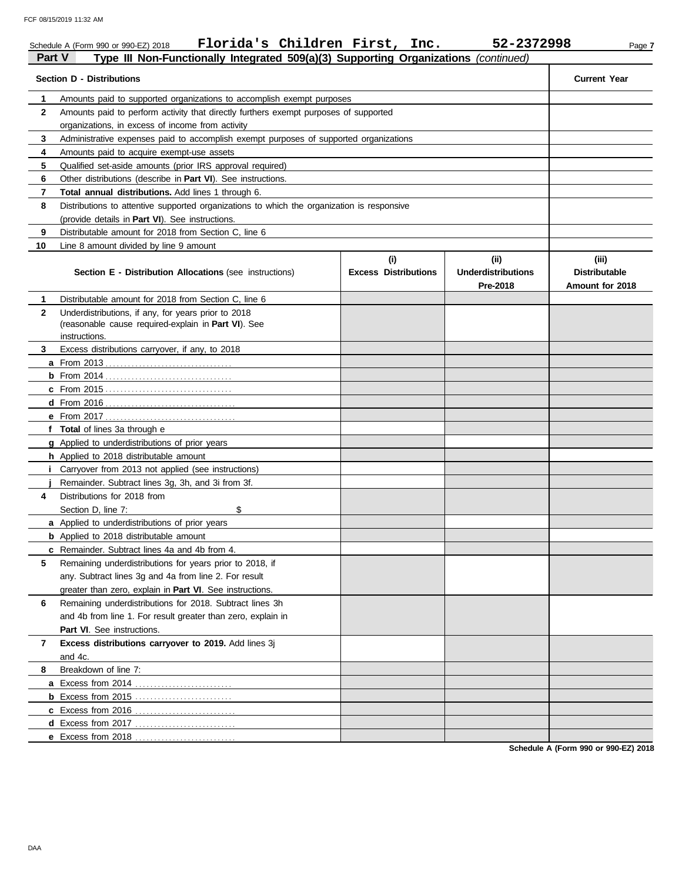Schedule A (Form 990 or 990-EZ) 2018 **Florida's Children First, Inc.** **52-2372998**

## Part V Type III Non-Functionally Integrated 509(a)(3) Supporting Organizations *(continued)*

| Section D - Distributions | Current Year |
|---|---|
| **1** Amounts paid to supported organizations to accomplish exempt purposes | |
| **2** Amounts paid to perform activity that directly furthers exempt purposes of supported organizations, in excess of income from activity | |
| **3** Administrative expenses paid to accomplish exempt purposes of supported organizations | |
| **4** Amounts paid to acquire exempt-use assets | |
| **5** Qualified set-aside amounts (prior IRS approval required) | |
| **6** Other distributions (describe in **Part VI**). See instructions. | |
| **7** **Total annual distributions.** Add lines 1 through 6. | |
| **8** Distributions to attentive supported organizations to which the organization is responsive (provide details in **Part VI**). See instructions. | |
| **9** Distributable amount for 2018 from Section C, line 6 | |
| **10** Line 8 amount divided by line 9 amount | |

| Section E - Distribution Allocations (see instructions) | (i) Excess Distributions | (ii) Underdistributions Pre-2018 | (iii) Distributable Amount for 2018 |
|---|---|---|---|
| **1** Distributable amount for 2018 from Section C, line 6 | | | |
| **2** Underdistributions, if any, for years prior to 2018 (reasonable cause required-explain in **Part VI**). See instructions. | | | |
| **3** Excess distributions carryover, if any, to 2018 | | | |
| **a** From 2013 | | | |
| **b** From 2014 | | | |
| **c** From 2015 | | | |
| **d** From 2016 | | | |
| **e** From 2017 | | | |
| **f** **Total** of lines 3a through e | | | |
| **g** Applied to underdistributions of prior years | | | |
| **h** Applied to 2018 distributable amount | | | |
| **i** Carryover from 2013 not applied (see instructions) | | | |
| **j** Remainder. Subtract lines 3g, 3h, and 3i from 3f. | | | |
| **4** Distributions for 2018 from Section D, line 7: $ | | | |
| **a** Applied to underdistributions of prior years | | | |
| **b** Applied to 2018 distributable amount | | | |
| **c** Remainder. Subtract lines 4a and 4b from 4. | | | |
| **5** Remaining underdistributions for years prior to 2018, if any. Subtract lines 3g and 4a from line 2. For result greater than zero, explain in **Part VI**. See instructions. | | | |
| **6** Remaining underdistributions for 2018. Subtract lines 3h and 4b from line 1. For result greater than zero, explain in **Part VI**. See instructions. | | | |
| **7** **Excess distributions carryover to 2019.** Add lines 3j and 4c. | | | |
| **8** Breakdown of line 7: | | | |
| **a** Excess from 2014 | | | |
| **b** Excess from 2015 | | | |
| **c** Excess from 2016 | | | |
| **d** Excess from 2017 | | | |
| **e** Excess from 2018 | | | |

**Schedule A (Form 990 or 990-EZ) 2018**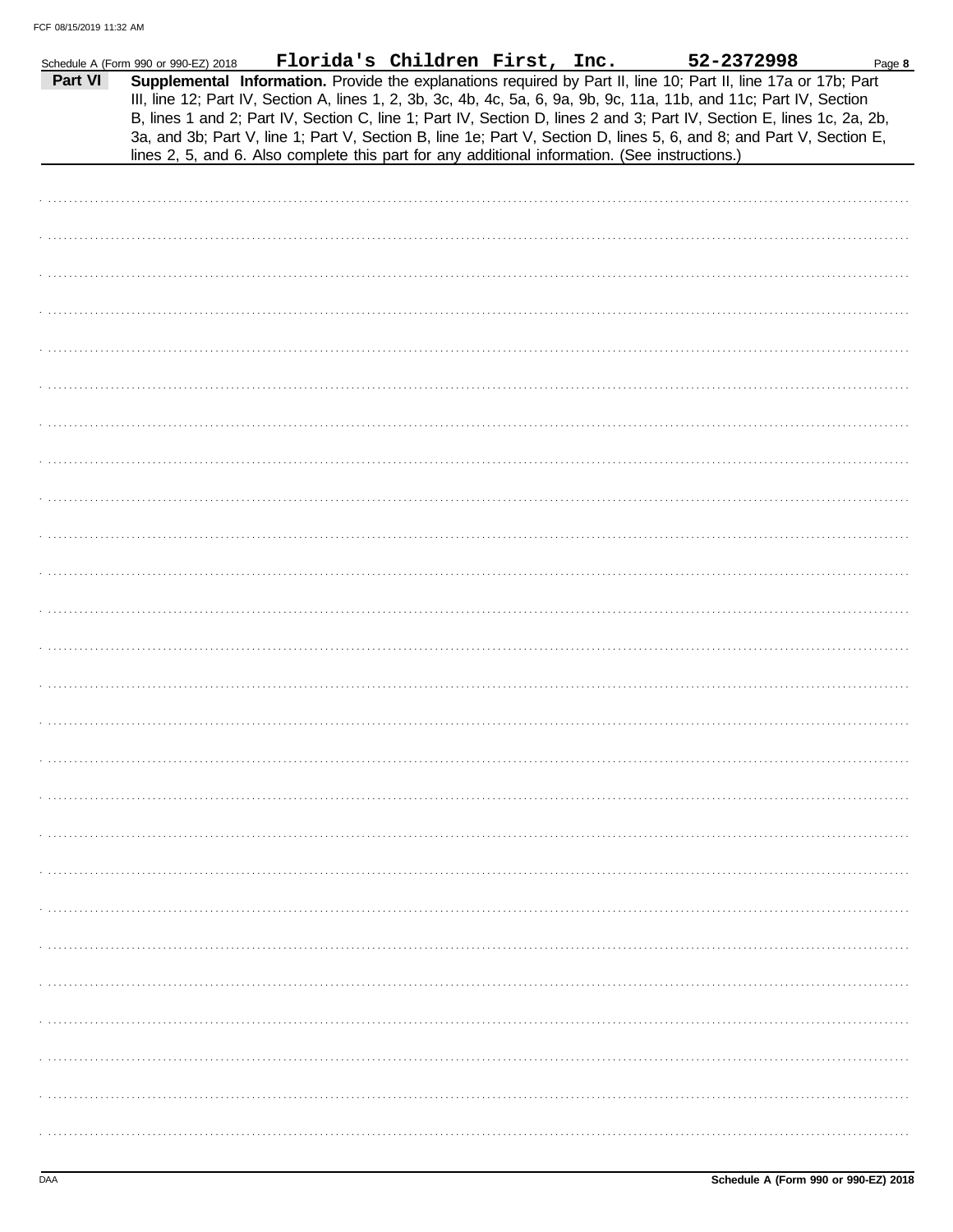Schedule A (Form 990 or 990-EZ) 2018 **Florida's Children First, Inc.** **52-2372998** Page **8**

## Part VI Supplemental Information.

**Supplemental Information.** Provide the explanations required by Part II, line 10; Part II, line 17a or 17b; Part III, line 12; Part IV, Section A, lines 1, 2, 3b, 3c, 4b, 4c, 5a, 6, 9a, 9b, 9c, 11a, 11b, and 11c; Part IV, Section B, lines 1 and 2; Part IV, Section C, line 1; Part IV, Section D, lines 2 and 3; Part IV, Section E, lines 1c, 2a, 2b, 3a, and 3b; Part V, line 1; Part V, Section B, line 1e; Part V, Section D, lines 5, 6, and 8; and Part V, Section E, lines 2, 5, and 6. Also complete this part for any additional information. (See instructions.)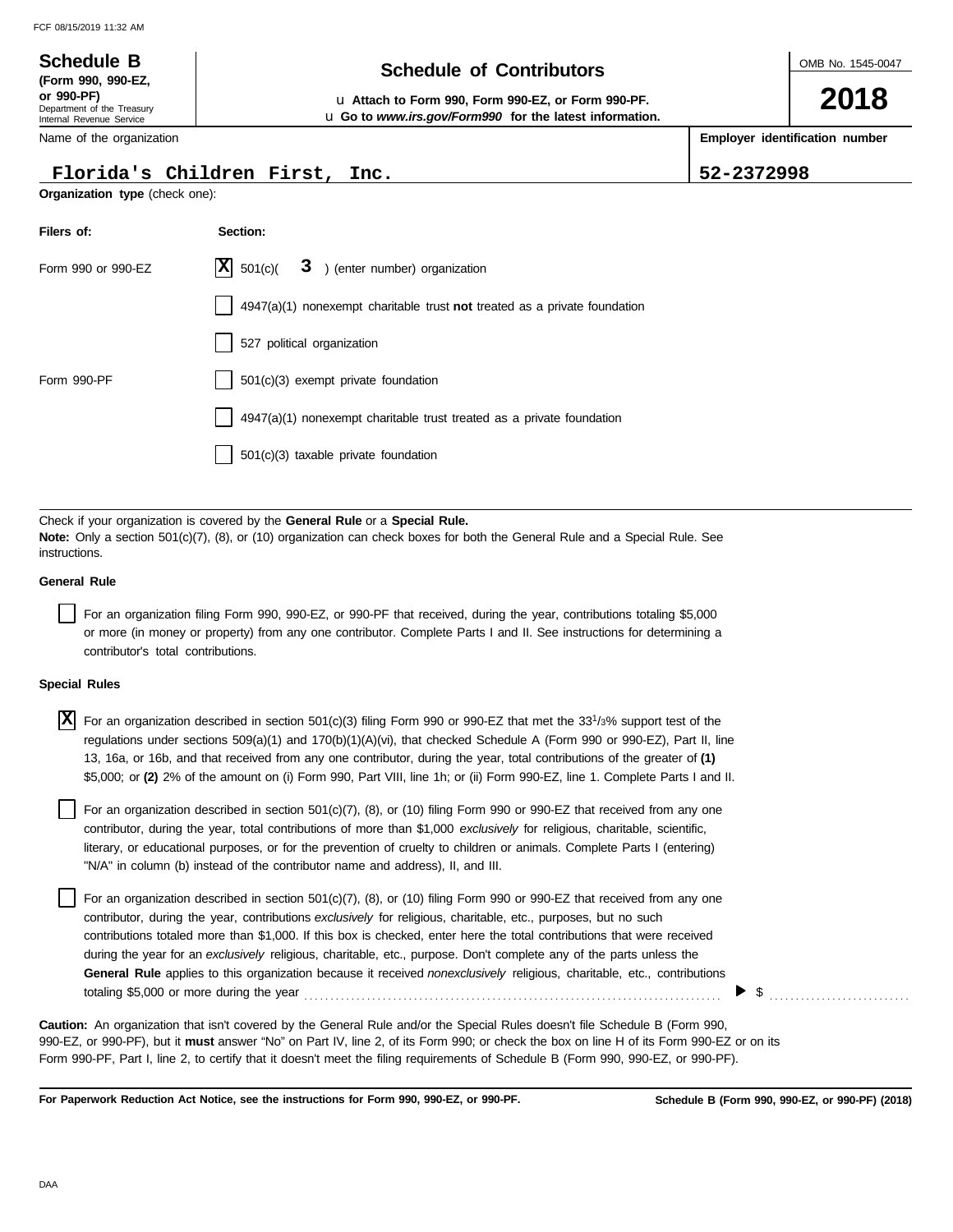**Schedule B**
**(Form 990, 990-EZ, or 990-PF)**
Department of the Treasury
Internal Revenue Service

# Schedule of Contributors

u **Attach to Form 990, Form 990-EZ, or Form 990-PF.**
u **Go to *www.irs.gov/Form990* for the latest information.**

OMB No. 1545-0047

**2018**

Name of the organization: Florida's Children First, Inc.

**Employer identification number**: 52-2372998

**Organization type** (check one):

| **Filers of:** | **Section:** |
|---|---|
| Form 990 or 990-EZ | [X] 501(c)( 3 ) (enter number) organization |
| | [ ] 4947(a)(1) nonexempt charitable trust **not** treated as a private foundation |
| | [ ] 527 political organization |
| Form 990-PF | [ ] 501(c)(3) exempt private foundation |
| | [ ] 4947(a)(1) nonexempt charitable trust treated as a private foundation |
| | [ ] 501(c)(3) taxable private foundation |

Check if your organization is covered by the **General Rule** or a **Special Rule.**
**Note:** Only a section 501(c)(7), (8), or (10) organization can check boxes for both the General Rule and a Special Rule. See instructions.

**General Rule**

[ ] For an organization filing Form 990, 990-EZ, or 990-PF that received, during the year, contributions totaling $5,000 or more (in money or property) from any one contributor. Complete Parts I and II. See instructions for determining a contributor's total contributions.

**Special Rules**

[X] For an organization described in section 501(c)(3) filing Form 990 or 990-EZ that met the 33 1/3% support test of the regulations under sections 509(a)(1) and 170(b)(1)(A)(vi), that checked Schedule A (Form 990 or 990-EZ), Part II, line 13, 16a, or 16b, and that received from any one contributor, during the year, total contributions of the greater of **(1)** $5,000; or **(2)** 2% of the amount on (i) Form 990, Part VIII, line 1h; or (ii) Form 990-EZ, line 1. Complete Parts I and II.

[ ] For an organization described in section 501(c)(7), (8), or (10) filing Form 990 or 990-EZ that received from any one contributor, during the year, total contributions of more than $1,000 *exclusively* for religious, charitable, scientific, literary, or educational purposes, or for the prevention of cruelty to children or animals. Complete Parts I (entering) "N/A" in column (b) instead of the contributor name and address), II, and III.

[ ] For an organization described in section 501(c)(7), (8), or (10) filing Form 990 or 990-EZ that received from any one contributor, during the year, contributions *exclusively* for religious, charitable, etc., purposes, but no such contributions totaled more than $1,000. If this box is checked, enter here the total contributions that were received during the year for an *exclusively* religious, charitable, etc., purpose. Don't complete any of the parts unless the **General Rule** applies to this organization because it received *nonexclusively* religious, charitable, etc., contributions totaling $5,000 or more during the year ........ ▶ $ ..........

**Caution:** An organization that isn't covered by the General Rule and/or the Special Rules doesn't file Schedule B (Form 990, 990-EZ, or 990-PF), but it **must** answer "No" on Part IV, line 2, of its Form 990; or check the box on line H of its Form 990-EZ or on its Form 990-PF, Part I, line 2, to certify that it doesn't meet the filing requirements of Schedule B (Form 990, 990-EZ, or 990-PF).

**For Paperwork Reduction Act Notice, see the instructions for Form 990, 990-EZ, or 990-PF.** **Schedule B (Form 990, 990-EZ, or 990-PF) (2018)**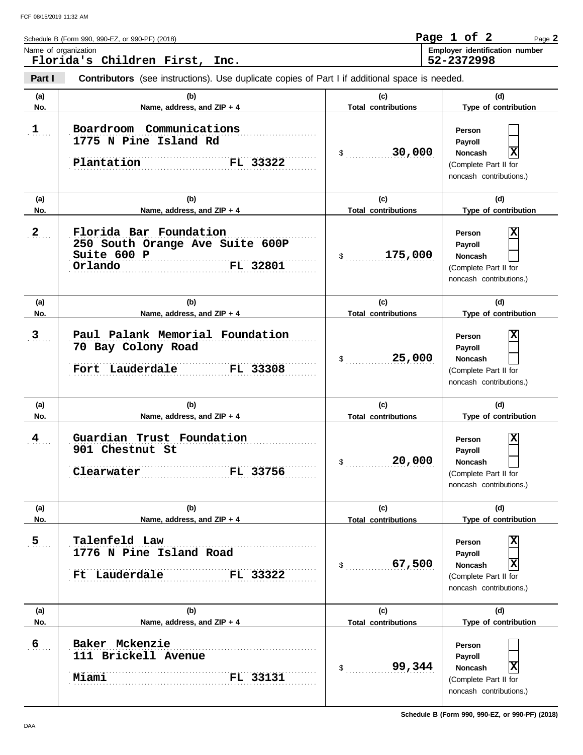Schedule B (Form 990, 990-EZ, or 990-PF) (2018)

Name of organization: **Florida's Children First, Inc.**

Employer identification number: **52-2372998**

**Part I** **Contributors** (see instructions). Use duplicate copies of Part I if additional space is needed.

| (a) No. | (b) Name, address, and ZIP + 4 | (c) Total contributions | (d) Type of contribution |
|---|---|---|---|
| 1 | Boardroom Communications<br>1775 N Pine Island Rd<br>Plantation FL 33322 | $ 30,000 | Person [ ]<br>Payroll [ ]<br>Noncash [X]<br>(Complete Part II for noncash contributions.) |
| 2 | Florida Bar Foundation<br>250 South Orange Ave Suite 600P<br>Suite 600 P<br>Orlando FL 32801 | $ 175,000 | Person [X]<br>Payroll [ ]<br>Noncash [ ]<br>(Complete Part II for noncash contributions.) |
| 3 | Paul Palank Memorial Foundation<br>70 Bay Colony Road<br>Fort Lauderdale FL 33308 | $ 25,000 | Person [X]<br>Payroll [ ]<br>Noncash [ ]<br>(Complete Part II for noncash contributions.) |
| 4 | Guardian Trust Foundation<br>901 Chestnut St<br>Clearwater FL 33756 | $ 20,000 | Person [X]<br>Payroll [ ]<br>Noncash [ ]<br>(Complete Part II for noncash contributions.) |
| 5 | Talenfeld Law<br>1776 N Pine Island Road<br>Ft Lauderdale FL 33322 | $ 67,500 | Person [X]<br>Payroll [ ]<br>Noncash [X]<br>(Complete Part II for noncash contributions.) |
| 6 | Baker Mckenzie<br>111 Brickell Avenue<br>Miami FL 33131 | $ 99,344 | Person [ ]<br>Payroll [ ]<br>Noncash [X]<br>(Complete Part II for noncash contributions.) |

Schedule B (Form 990, 990-EZ, or 990-PF) (2018)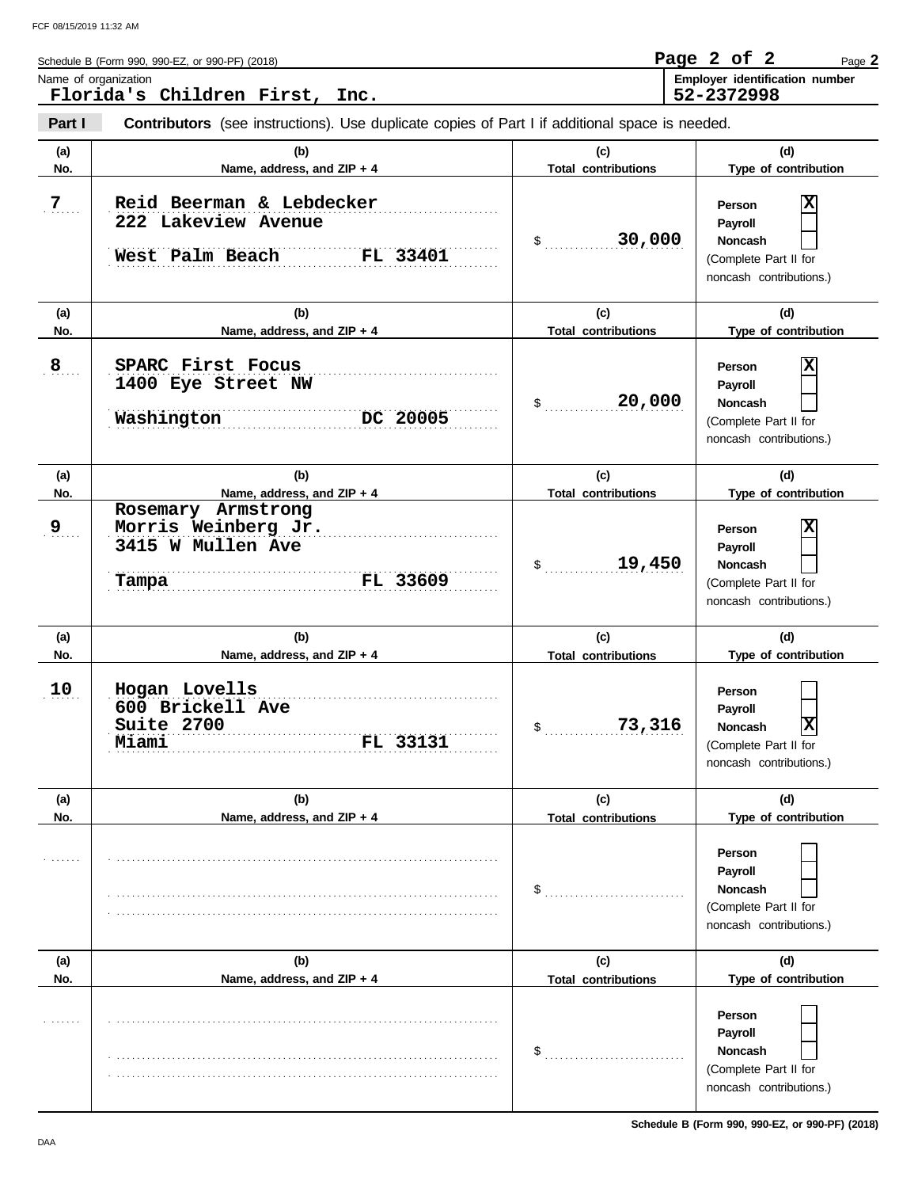Schedule B (Form 990, 990-EZ, or 990-PF) (2018)

Name of organization
**Florida's Children First, Inc.**

Employer identification number
**52-2372998**

**Part I** **Contributors** (see instructions). Use duplicate copies of Part I if additional space is needed.

| (a) No. | (b) Name, address, and ZIP + 4 | (c) Total contributions | (d) Type of contribution |
|---|---|---|---|
| 7 | Reid Beerman & Lebdecker<br>222 Lakeview Avenue<br>West Palm Beach FL 33401 | $ 30,000 | Person [X]<br>Payroll [ ]<br>Noncash [ ]<br>(Complete Part II for noncash contributions.) |
| 8 | SPARC First Focus<br>1400 Eye Street NW<br>Washington DC 20005 | $ 20,000 | Person [X]<br>Payroll [ ]<br>Noncash [ ]<br>(Complete Part II for noncash contributions.) |
| 9 | Rosemary Armstrong<br>Morris Weinberg Jr.<br>3415 W Mullen Ave<br>Tampa FL 33609 | $ 19,450 | Person [X]<br>Payroll [ ]<br>Noncash [ ]<br>(Complete Part II for noncash contributions.) |
| 10 | Hogan Lovells<br>600 Brickell Ave<br>Suite 2700<br>Miami FL 33131 | $ 73,316 | Person [ ]<br>Payroll [ ]<br>Noncash [X]<br>(Complete Part II for noncash contributions.) |
| | | $ | Person [ ]<br>Payroll [ ]<br>Noncash [ ]<br>(Complete Part II for noncash contributions.) |
| | | $ | Person [ ]<br>Payroll [ ]<br>Noncash [ ]<br>(Complete Part II for noncash contributions.) |

Schedule B (Form 990, 990-EZ, or 990-PF) (2018)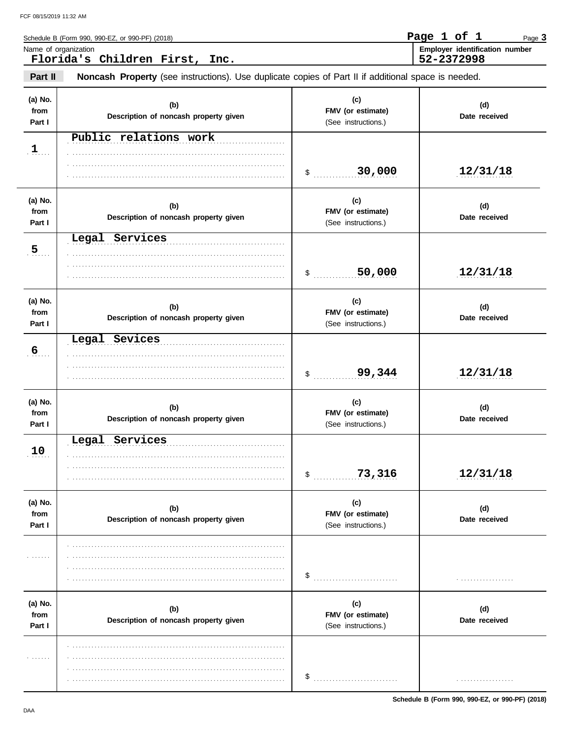FCF 08/15/2019 11:32 AM

Schedule B (Form 990, 990-EZ, or 990-PF) (2018)

**Page 1 of 1**

Name of organization: **Florida's Children First, Inc.**

Employer identification number: **52-2372998**

## Part II — Noncash Property (see instructions). Use duplicate copies of Part II if additional space is needed.

| (a) No. from Part I | (b) Description of noncash property given | (c) FMV (or estimate) (See instructions.) | (d) Date received |
|---|---|---|---|
| 1 | Public relations work | $ 30,000 | 12/31/18 |
| 5 | Legal Services | $ 50,000 | 12/31/18 |
| 6 | Legal Sevices | $ 99,344 | 12/31/18 |
| 10 | Legal Services | $ 73,316 | 12/31/18 |
| | | $ | |
| | | $ | |

Schedule B (Form 990, 990-EZ, or 990-PF) (2018)

DAA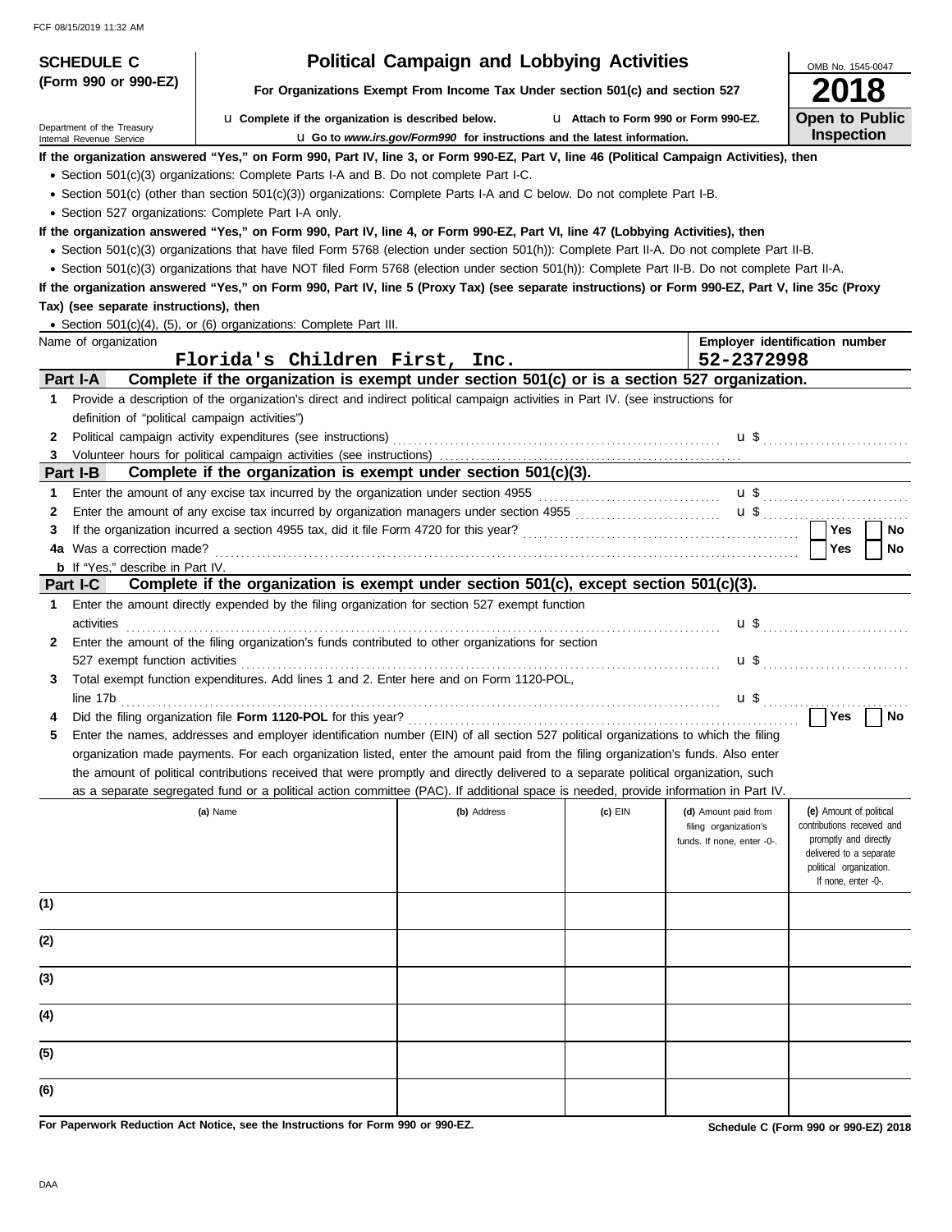FCF 08/15/2019 11:32 AM

**SCHEDULE C (Form 990 or 990-EZ)**

Department of the Treasury
Internal Revenue Service

# Political Campaign and Lobbying Activities

**For Organizations Exempt From Income Tax Under section 501(c) and section 527**

u **Complete if the organization is described below.** u **Attach to Form 990 or Form 990-EZ.**

u **Go to *www.irs.gov/Form990* for instructions and the latest information.**

OMB No. 1545-0047

**2018**

**Open to Public Inspection**

**If the organization answered "Yes," on Form 990, Part IV, line 3, or Form 990-EZ, Part V, line 46 (Political Campaign Activities), then**

- Section 501(c)(3) organizations: Complete Parts I-A and B. Do not complete Part I-C.
- Section 501(c) (other than section 501(c)(3)) organizations: Complete Parts I-A and C below. Do not complete Part I-B.
- Section 527 organizations: Complete Part I-A only.

**If the organization answered "Yes," on Form 990, Part IV, line 4, or Form 990-EZ, Part VI, line 47 (Lobbying Activities), then**

- Section 501(c)(3) organizations that have filed Form 5768 (election under section 501(h)): Complete Part II-A. Do not complete Part II-B.
- Section 501(c)(3) organizations that have NOT filed Form 5768 (election under section 501(h)): Complete Part II-B. Do not complete Part II-A.

**If the organization answered "Yes," on Form 990, Part IV, line 5 (Proxy Tax) (see separate instructions) or Form 990-EZ, Part V, line 35c (Proxy Tax) (see separate instructions), then**

- Section 501(c)(4), (5), or (6) organizations: Complete Part III.

| Name of organization | Employer identification number |
|---|---|
| Florida's Children First, Inc. | 52-2372998 |

## Part I-A Complete if the organization is exempt under section 501(c) or is a section 527 organization.

1 Provide a description of the organization's direct and indirect political campaign activities in Part IV. (see instructions for definition of "political campaign activities")

2 Political campaign activity expenditures (see instructions) u $

3 Volunteer hours for political campaign activities (see instructions)

## Part I-B Complete if the organization is exempt under section 501(c)(3).

1 Enter the amount of any excise tax incurred by the organization under section 4955 u $

2 Enter the amount of any excise tax incurred by organization managers under section 4955 u $

3 If the organization incurred a section 4955 tax, did it file Form 4720 for this year? ☐ Yes ☐ No

4a Was a correction made? ☐ Yes ☐ No

**b** If "Yes," describe in Part IV.

## Part I-C Complete if the organization is exempt under section 501(c), except section 501(c)(3).

1 Enter the amount directly expended by the filing organization for section 527 exempt function activities u $

2 Enter the amount of the filing organization's funds contributed to other organizations for section 527 exempt function activities u $

3 Total exempt function expenditures. Add lines 1 and 2. Enter here and on Form 1120-POL, line 17b u $

4 Did the filing organization file **Form 1120-POL** for this year? ☐ Yes ☐ No

5 Enter the names, addresses and employer identification number (EIN) of all section 527 political organizations to which the filing organization made payments. For each organization listed, enter the amount paid from the filing organization's funds. Also enter the amount of political contributions received that were promptly and directly delivered to a separate political organization, such as a separate segregated fund or a political action committee (PAC). If additional space is needed, provide information in Part IV.

| | (a) Name | (b) Address | (c) EIN | (d) Amount paid from filing organization's funds. If none, enter -0-. | (e) Amount of political contributions received and promptly and directly delivered to a separate political organization. If none, enter -0-. |
|---|---|---|---|---|---|
| (1) | | | | | |
| (2) | | | | | |
| (3) | | | | | |
| (4) | | | | | |
| (5) | | | | | |
| (6) | | | | | |

**For Paperwork Reduction Act Notice, see the Instructions for Form 990 or 990-EZ.** **Schedule C (Form 990 or 990-EZ) 2018**

DAA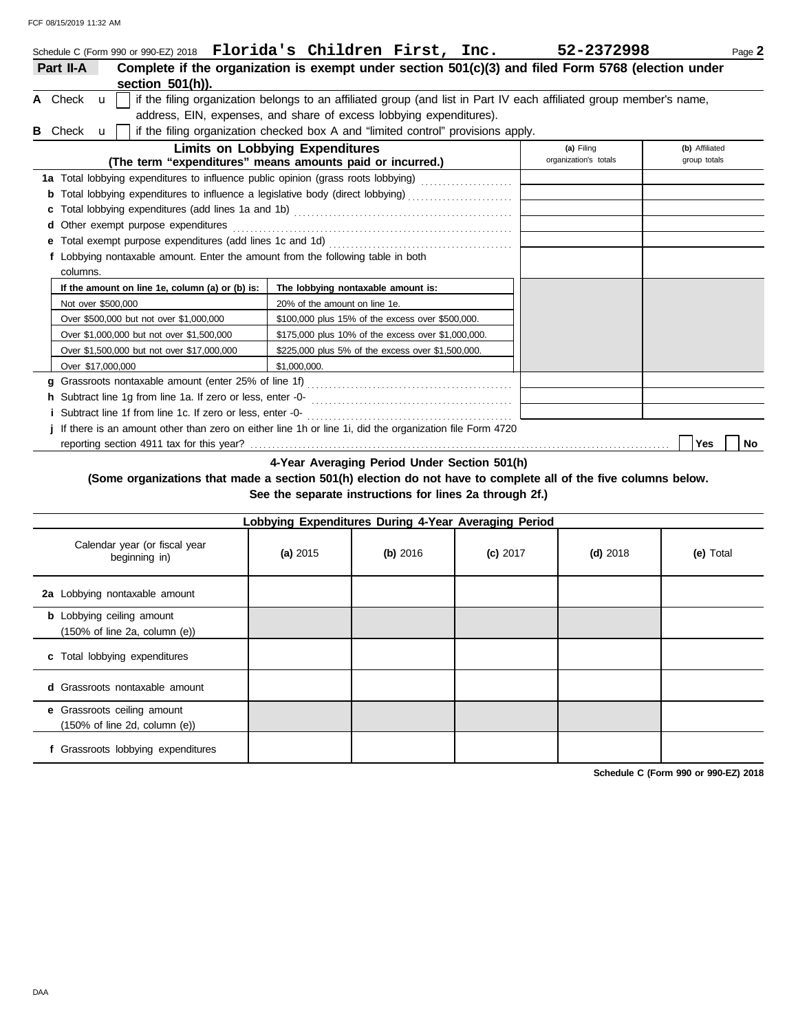Schedule C (Form 990 or 990-EZ) 2018 **Florida's Children First, Inc.** **52-2372998** Page **2**

## Part II-A Complete if the organization is exempt under section 501(c)(3) and filed Form 5768 (election under section 501(h)).

**A** Check ☐ if the filing organization belongs to an affiliated group (and list in Part IV each affiliated group member's name, address, EIN, expenses, and share of excess lobbying expenditures).

**B** Check ☐ if the filing organization checked box A and "limited control" provisions apply.

| **Limits on Lobbying Expenditures** (The term "expenditures" means amounts paid or incurred.) | **(a)** Filing organization's totals | **(b)** Affiliated group totals |
|---|---|---|
| **1a** Total lobbying expenditures to influence public opinion (grass roots lobbying) | | |
| **b** Total lobbying expenditures to influence a legislative body (direct lobbying) | | |
| **c** Total lobbying expenditures (add lines 1a and 1b) | | |
| **d** Other exempt purpose expenditures | | |
| **e** Total exempt purpose expenditures (add lines 1c and 1d) | | |
| **f** Lobbying nontaxable amount. Enter the amount from the following table in both columns. | | |

| If the amount on line 1e, column (a) or (b) is: | The lobbying nontaxable amount is: |
|---|---|
| Not over $500,000 | 20% of the amount on line 1e. |
| Over $500,000 but not over $1,000,000 | $100,000 plus 15% of the excess over $500,000. |
| Over $1,000,000 but not over $1,500,000 | $175,000 plus 10% of the excess over $1,000,000. |
| Over $1,500,000 but not over $17,000,000 | $225,000 plus 5% of the excess over $1,500,000. |
| Over $17,000,000 | $1,000,000. |

| | (a) | (b) |
|---|---|---|
| **g** Grassroots nontaxable amount (enter 25% of line 1f) | | |
| **h** Subtract line 1g from line 1a. If zero or less, enter -0- | | |
| **i** Subtract line 1f from line 1c. If zero or less, enter -0- | | |

**j** If there is an amount other than zero on either line 1h or line 1i, did the organization file Form 4720 reporting section 4911 tax for this year? ☐ Yes ☐ No

### 4-Year Averaging Period Under Section 501(h)

**(Some organizations that made a section 501(h) election do not have to complete all of the five columns below. See the separate instructions for lines 2a through 2f.)**

| Lobbying Expenditures During 4-Year Averaging Period | | | | | |
|---|---|---|---|---|---|
| Calendar year (or fiscal year beginning in) | **(a)** 2015 | **(b)** 2016 | **(c)** 2017 | **(d)** 2018 | **(e)** Total |
| **2a** Lobbying nontaxable amount | | | | | |
| **b** Lobbying ceiling amount (150% of line 2a, column (e)) | | | | | |
| **c** Total lobbying expenditures | | | | | |
| **d** Grassroots nontaxable amount | | | | | |
| **e** Grassroots ceiling amount (150% of line 2d, column (e)) | | | | | |
| **f** Grassroots lobbying expenditures | | | | | |

**Schedule C (Form 990 or 990-EZ) 2018**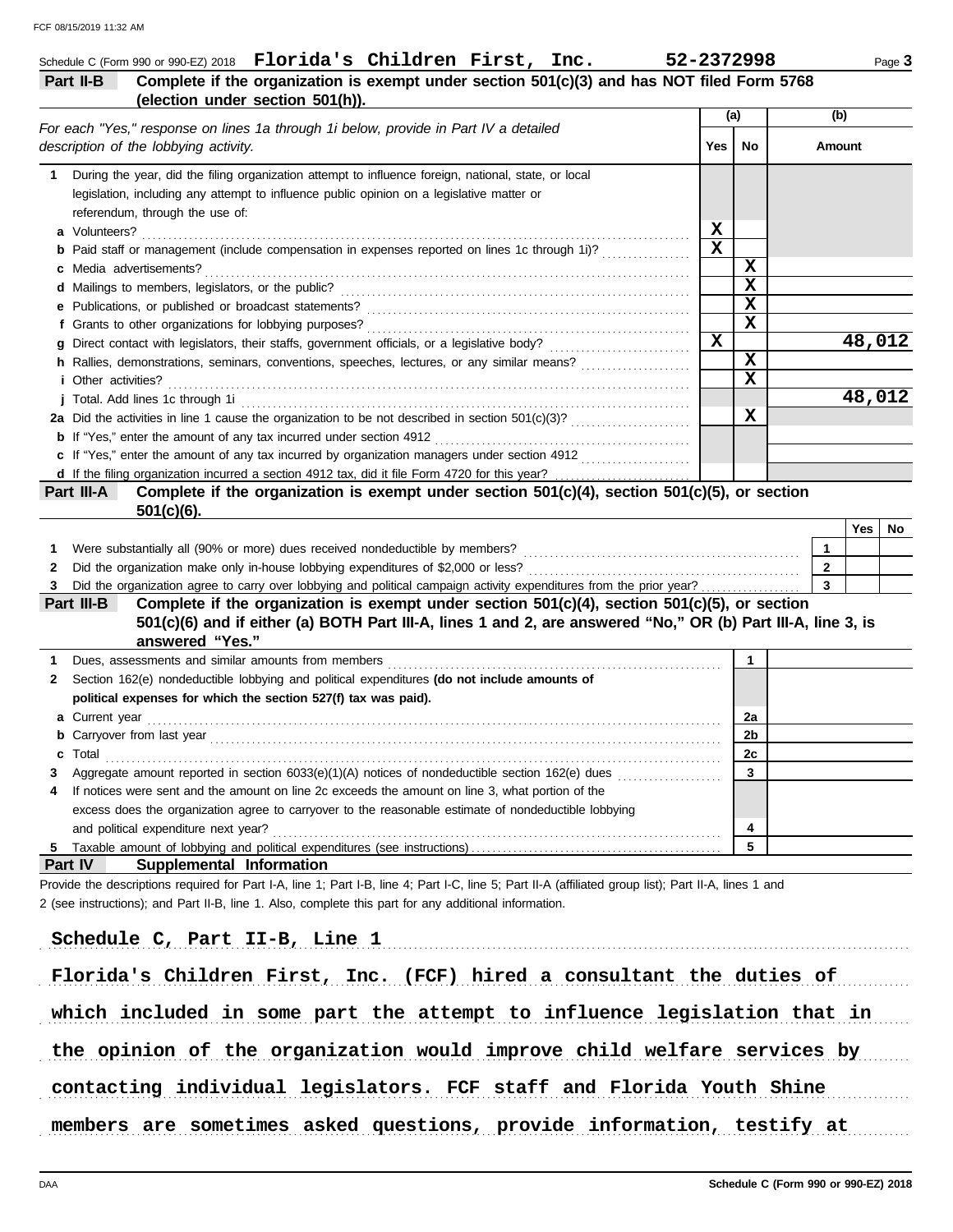Schedule C (Form 990 or 990-EZ) 2018 **Florida's Children First, Inc.** **52-2372998**

**Part II-B** **Complete if the organization is exempt under section 501(c)(3) and has NOT filed Form 5768 (election under section 501(h)).**

| *For each "Yes," response on lines 1a through 1i below, provide in Part IV a detailed description of the lobbying activity.* | (a) Yes | (a) No | (b) Amount |
|---|---|---|---|
| **1** During the year, did the filing organization attempt to influence foreign, national, state, or local legislation, including any attempt to influence public opinion on a legislative matter or referendum, through the use of: | | | |
| **a** Volunteers? | X | | |
| **b** Paid staff or management (include compensation in expenses reported on lines 1c through 1i)? | X | | |
| **c** Media advertisements? | | X | |
| **d** Mailings to members, legislators, or the public? | | X | |
| **e** Publications, or published or broadcast statements? | | X | |
| **f** Grants to other organizations for lobbying purposes? | | X | |
| **g** Direct contact with legislators, their staffs, government officials, or a legislative body? | X | | 48,012 |
| **h** Rallies, demonstrations, seminars, conventions, speeches, lectures, or any similar means? | | X | |
| **i** Other activities? | | X | |
| **j** Total. Add lines 1c through 1i | | | 48,012 |
| **2a** Did the activities in line 1 cause the organization to be not described in section 501(c)(3)? | | X | |
| **b** If "Yes," enter the amount of any tax incurred under section 4912 | | | |
| **c** If "Yes," enter the amount of any tax incurred by organization managers under section 4912 | | | |
| **d** If the filing organization incurred a section 4912 tax, did it file Form 4720 for this year? | | | |

**Part III-A** **Complete if the organization is exempt under section 501(c)(4), section 501(c)(5), or section 501(c)(6).**

| | | Yes | No |
|---|---|---|---|
| **1** Were substantially all (90% or more) dues received nondeductible by members? | 1 | | |
| **2** Did the organization make only in-house lobbying expenditures of $2,000 or less? | 2 | | |
| **3** Did the organization agree to carry over lobbying and political campaign activity expenditures from the prior year? | 3 | | |

**Part III-B** **Complete if the organization is exempt under section 501(c)(4), section 501(c)(5), or section 501(c)(6) and if either (a) BOTH Part III-A, lines 1 and 2, are answered "No," OR (b) Part III-A, line 3, is answered "Yes."**

| | | |
|---|---|---|
| **1** Dues, assessments and similar amounts from members | 1 | |
| **2** Section 162(e) nondeductible lobbying and political expenditures **(do not include amounts of political expenses for which the section 527(f) tax was paid).** | | |
| **a** Current year | 2a | |
| **b** Carryover from last year | 2b | |
| **c** Total | 2c | |
| **3** Aggregate amount reported in section 6033(e)(1)(A) notices of nondeductible section 162(e) dues | 3 | |
| **4** If notices were sent and the amount on line 2c exceeds the amount on line 3, what portion of the excess does the organization agree to carryover to the reasonable estimate of nondeductible lobbying and political expenditure next year? | 4 | |
| **5** Taxable amount of lobbying and political expenditures (see instructions) | 5 | |

**Part IV** **Supplemental Information**

Provide the descriptions required for Part I-A, line 1; Part I-B, line 4; Part I-C, line 5; Part II-A (affiliated group list); Part II-A, lines 1 and 2 (see instructions); and Part II-B, line 1. Also, complete this part for any additional information.

Schedule C, Part II-B, Line 1

Florida's Children First, Inc. (FCF) hired a consultant the duties of which included in some part the attempt to influence legislation that in the opinion of the organization would improve child welfare services by contacting individual legislators. FCF staff and Florida Youth Shine members are sometimes asked questions, provide information, testify at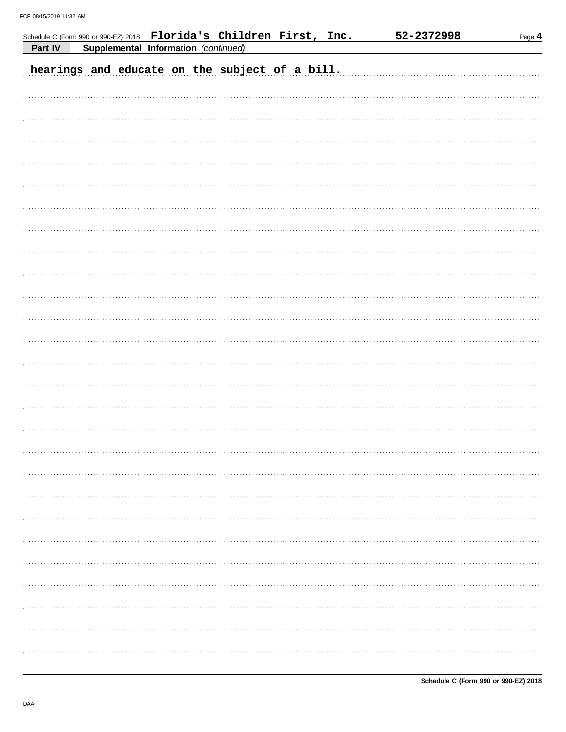Schedule C (Form 990 or 990-EZ) 2018 Florida's Children First, Inc. 52-2372998 Page **4**

**Part IV** **Supplemental Information** *(continued)*

hearings and educate on the subject of a bill.

Schedule C (Form 990 or 990-EZ) 2018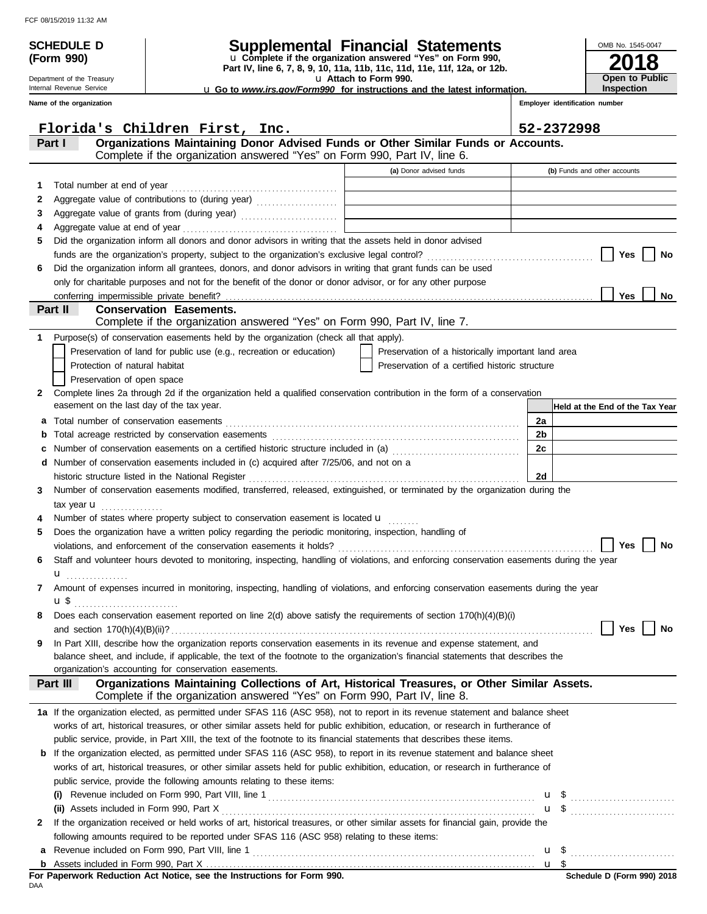FCF 08/15/2019 11:32 AM

# SCHEDULE D (Form 990)

Department of the Treasury
Internal Revenue Service

## Supplemental Financial Statements

u Complete if the organization answered "Yes" on Form 990, Part IV, line 6, 7, 8, 9, 10, 11a, 11b, 11c, 11d, 11e, 11f, 12a, or 12b.

u Attach to Form 990.

u Go to *www.irs.gov/Form990* for instructions and the latest information.

OMB No. 1545-0047

**2018**

**Open to Public Inspection**

Name of the organization: Florida's Children First, Inc.

Employer identification number: 52-2372998

### Part I — Organizations Maintaining Donor Advised Funds or Other Similar Funds or Accounts.

Complete if the organization answered "Yes" on Form 990, Part IV, line 6.

| | | (a) Donor advised funds | (b) Funds and other accounts |
|---|---|---|---|
| 1 | Total number at end of year | | |
| 2 | Aggregate value of contributions to (during year) | | |
| 3 | Aggregate value of grants from (during year) | | |
| 4 | Aggregate value at end of year | | |

5 Did the organization inform all donors and donor advisors in writing that the assets held in donor advised funds are the organization's property, subject to the organization's exclusive legal control? ☐ Yes ☐ No

6 Did the organization inform all grantees, donors, and donor advisors in writing that grant funds can be used only for charitable purposes and not for the benefit of the donor or donor advisor, or for any other purpose conferring impermissible private benefit? ☐ Yes ☐ No

### Part II — Conservation Easements.

Complete if the organization answered "Yes" on Form 990, Part IV, line 7.

1 Purpose(s) of conservation easements held by the organization (check all that apply).

- ☐ Preservation of land for public use (e.g., recreation or education)
- ☐ Protection of natural habitat
- ☐ Preservation of open space
- ☐ Preservation of a historically important land area
- ☐ Preservation of a certified historic structure

2 Complete lines 2a through 2d if the organization held a qualified conservation contribution in the form of a conservation easement on the last day of the tax year.

| | | | Held at the End of the Tax Year |
|---|---|---|---|
| a | Total number of conservation easements | 2a | |
| b | Total acreage restricted by conservation easements | 2b | |
| c | Number of conservation easements on a certified historic structure included in (a) | 2c | |
| d | Number of conservation easements included in (c) acquired after 7/25/06, and not on a historic structure listed in the National Register | 2d | |

3 Number of conservation easements modified, transferred, released, extinguished, or terminated by the organization during the tax year u

4 Number of states where property subject to conservation easement is located u

5 Does the organization have a written policy regarding the periodic monitoring, inspection, handling of violations, and enforcement of the conservation easements it holds? ☐ Yes ☐ No

6 Staff and volunteer hours devoted to monitoring, inspecting, handling of violations, and enforcing conservation easements during the year u

7 Amount of expenses incurred in monitoring, inspecting, handling of violations, and enforcing conservation easements during the year u $

8 Does each conservation easement reported on line 2(d) above satisfy the requirements of section 170(h)(4)(B)(i) and section 170(h)(4)(B)(ii)? ☐ Yes ☐ No

9 In Part XIII, describe how the organization reports conservation easements in its revenue and expense statement, and balance sheet, and include, if applicable, the text of the footnote to the organization's financial statements that describes the organization's accounting for conservation easements.

### Part III — Organizations Maintaining Collections of Art, Historical Treasures, or Other Similar Assets.

Complete if the organization answered "Yes" on Form 990, Part IV, line 8.

1a If the organization elected, as permitted under SFAS 116 (ASC 958), not to report in its revenue statement and balance sheet works of art, historical treasures, or other similar assets held for public exhibition, education, or research in furtherance of public service, provide, in Part XIII, the text of the footnote to its financial statements that describes these items.

b If the organization elected, as permitted under SFAS 116 (ASC 958), to report in its revenue statement and balance sheet works of art, historical treasures, or other similar assets held for public exhibition, education, or research in furtherance of public service, provide the following amounts relating to these items:

(i) Revenue included on Form 990, Part VIII, line 1 u $

(ii) Assets included in Form 990, Part X u $

2 If the organization received or held works of art, historical treasures, or other similar assets for financial gain, provide the following amounts required to be reported under SFAS 116 (ASC 958) relating to these items:

a Revenue included on Form 990, Part VIII, line 1 u $

b Assets included in Form 990, Part X u $

**For Paperwork Reduction Act Notice, see the Instructions for Form 990.**

**Schedule D (Form 990) 2018**

DAA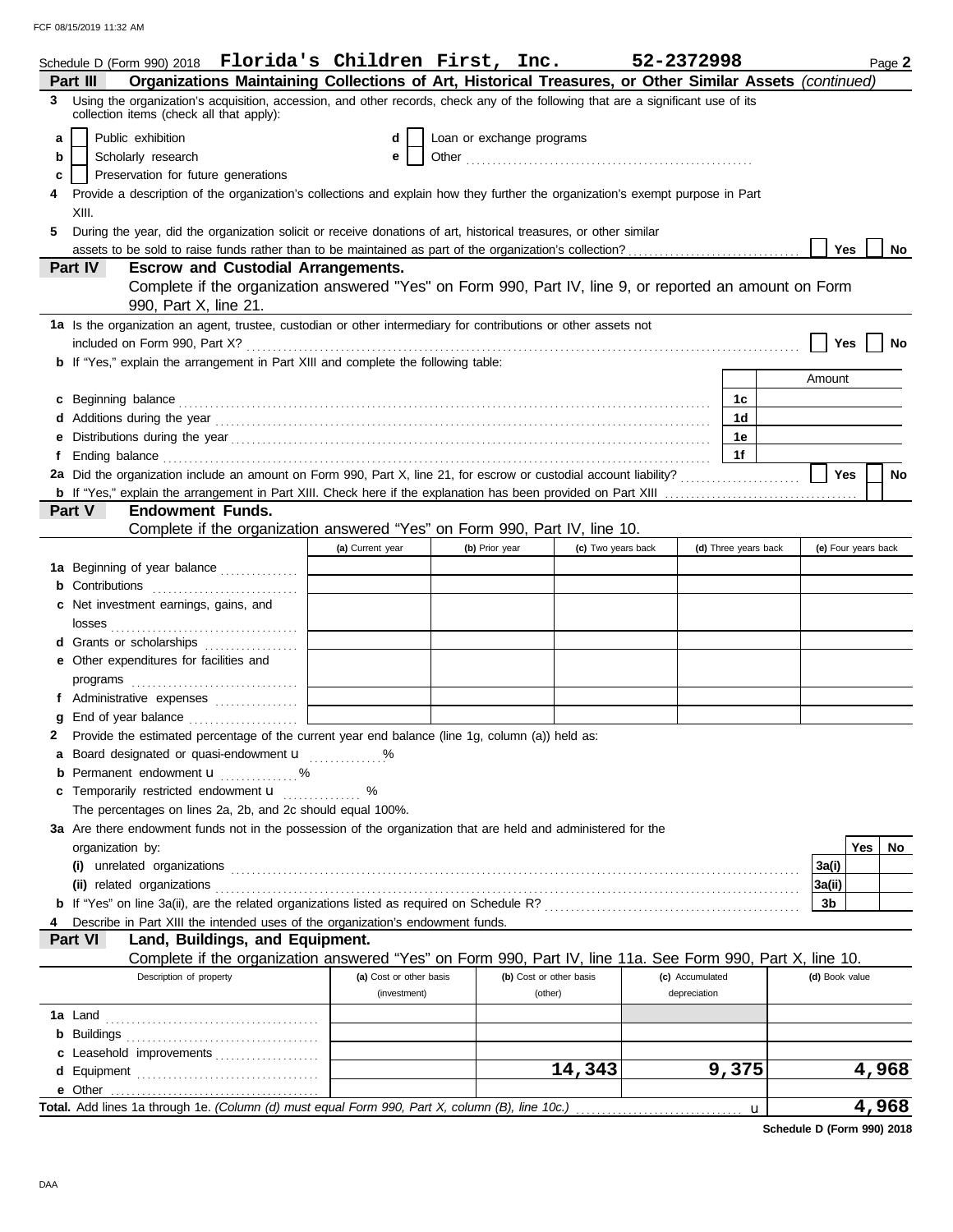Schedule D (Form 990) 2018 **Florida's Children First, Inc.** **52-2372998** Page **2**

**Part III** **Organizations Maintaining Collections of Art, Historical Treasures, or Other Similar Assets** *(continued)*

**3** Using the organization's acquisition, accession, and other records, check any of the following that are a significant use of its collection items (check all that apply):

- **a** ☐ Public exhibition
- **b** ☐ Scholarly research
- **c** ☐ Preservation for future generations
- **d** ☐ Loan or exchange programs
- **e** ☐ Other ........................................................

**4** Provide a description of the organization's collections and explain how they further the organization's exempt purpose in Part XIII.

**5** During the year, did the organization solicit or receive donations of art, historical treasures, or other similar assets to be sold to raise funds rather than to be maintained as part of the organization's collection? ☐ Yes ☐ No

**Part IV** **Escrow and Custodial Arrangements.**

Complete if the organization answered "Yes" on Form 990, Part IV, line 9, or reported an amount on Form 990, Part X, line 21.

**1a** Is the organization an agent, trustee, custodian or other intermediary for contributions or other assets not included on Form 990, Part X? ☐ Yes ☐ No

**b** If "Yes," explain the arrangement in Part XIII and complete the following table:

| | | Amount |
|---|---|---|
| **c** Beginning balance | 1c | |
| **d** Additions during the year | 1d | |
| **e** Distributions during the year | 1e | |
| **f** Ending balance | 1f | |

**2a** Did the organization include an amount on Form 990, Part X, line 21, for escrow or custodial account liability? ☐ Yes ☐ No

**b** If "Yes," explain the arrangement in Part XIII. Check here if the explanation has been provided on Part XIII ☐

**Part V** **Endowment Funds.**

Complete if the organization answered "Yes" on Form 990, Part IV, line 10.

| | (a) Current year | (b) Prior year | (c) Two years back | (d) Three years back | (e) Four years back |
|---|---|---|---|---|---|
| **1a** Beginning of year balance | | | | | |
| **b** Contributions | | | | | |
| **c** Net investment earnings, gains, and losses | | | | | |
| **d** Grants or scholarships | | | | | |
| **e** Other expenditures for facilities and programs | | | | | |
| **f** Administrative expenses | | | | | |
| **g** End of year balance | | | | | |

**2** Provide the estimated percentage of the current year end balance (line 1g, column (a)) held as:

**a** Board designated or quasi-endowment u ............. %

**b** Permanent endowment u ............. %

**c** Temporarily restricted endowment u ............. %

The percentages on lines 2a, 2b, and 2c should equal 100%.

**3a** Are there endowment funds not in the possession of the organization that are held and administered for the organization by:

| | | Yes | No |
|---|---|---|---|
| **(i)** unrelated organizations | 3a(i) | | |
| **(ii)** related organizations | 3a(ii) | | |
| **b** If "Yes" on line 3a(ii), are the related organizations listed as required on Schedule R? | 3b | | |

**4** Describe in Part XIII the intended uses of the organization's endowment funds.

**Part VI** **Land, Buildings, and Equipment.**

Complete if the organization answered "Yes" on Form 990, Part IV, line 11a. See Form 990, Part X, line 10.

| Description of property | (a) Cost or other basis (investment) | (b) Cost or other basis (other) | (c) Accumulated depreciation | (d) Book value |
|---|---|---|---|---|
| **1a** Land | | | | |
| **b** Buildings | | | | |
| **c** Leasehold improvements | | | | |
| **d** Equipment | | 14,343 | 9,375 | 4,968 |
| **e** Other | | | | |
| **Total.** Add lines 1a through 1e. *(Column (d) must equal Form 990, Part X, column (B), line 10c.)* u | | | | 4,968 |

**Schedule D (Form 990) 2018**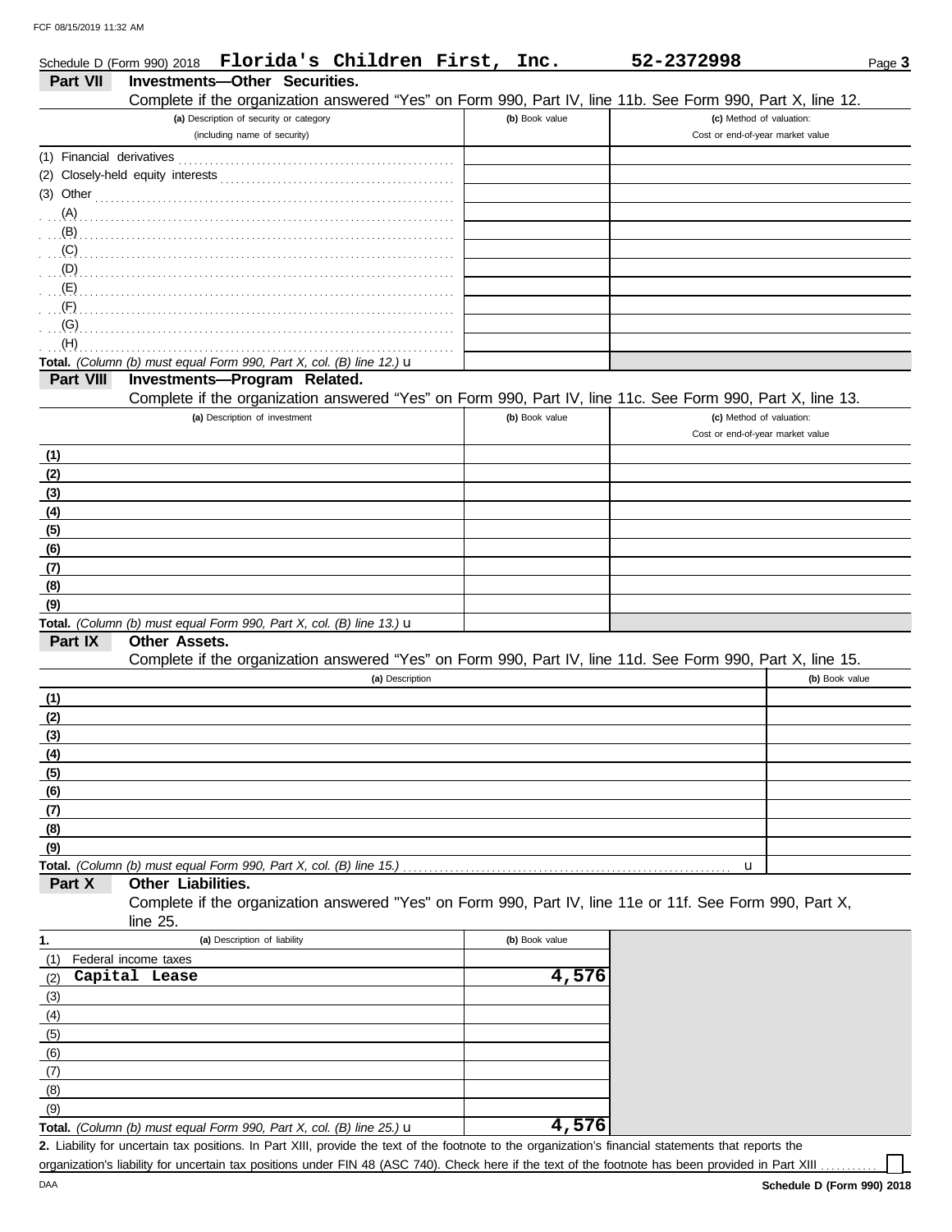Schedule D (Form 990) 2018 **Florida's Children First, Inc.** **52-2372998**

## Part VII Investments—Other Securities.

Complete if the organization answered "Yes" on Form 990, Part IV, line 11b. See Form 990, Part X, line 12.

| (a) Description of security or category (including name of security) | (b) Book value | (c) Method of valuation: Cost or end-of-year market value |
|---|---|---|
| (1) Financial derivatives | | |
| (2) Closely-held equity interests | | |
| (3) Other | | |
| (A) | | |
| (B) | | |
| (C) | | |
| (D) | | |
| (E) | | |
| (F) | | |
| (G) | | |
| (H) | | |
| **Total.** *(Column (b) must equal Form 990, Part X, col. (B) line 12.)* u | | |

## Part VIII Investments—Program Related.

Complete if the organization answered "Yes" on Form 990, Part IV, line 11c. See Form 990, Part X, line 13.

| (a) Description of investment | (b) Book value | (c) Method of valuation: Cost or end-of-year market value |
|---|---|---|
| (1) | | |
| (2) | | |
| (3) | | |
| (4) | | |
| (5) | | |
| (6) | | |
| (7) | | |
| (8) | | |
| (9) | | |
| **Total.** *(Column (b) must equal Form 990, Part X, col. (B) line 13.)* u | | |

## Part IX Other Assets.

Complete if the organization answered "Yes" on Form 990, Part IV, line 11d. See Form 990, Part X, line 15.

| (a) Description | (b) Book value |
|---|---|
| (1) | |
| (2) | |
| (3) | |
| (4) | |
| (5) | |
| (6) | |
| (7) | |
| (8) | |
| (9) | |
| **Total.** *(Column (b) must equal Form 990, Part X, col. (B) line 15.)* u | |

## Part X Other Liabilities.

Complete if the organization answered "Yes" on Form 990, Part IV, line 11e or 11f. See Form 990, Part X, line 25.

| 1. (a) Description of liability | (b) Book value |
|---|---|
| (1) Federal income taxes | |
| (2) **Capital Lease** | **4,576** |
| (3) | |
| (4) | |
| (5) | |
| (6) | |
| (7) | |
| (8) | |
| (9) | |
| **Total.** *(Column (b) must equal Form 990, Part X, col. (B) line 25.)* u | **4,576** |

**2.** Liability for uncertain tax positions. In Part XIII, provide the text of the footnote to the organization's financial statements that reports the organization's liability for uncertain tax positions under FIN 48 (ASC 740). Check here if the text of the footnote has been provided in Part XIII ☐

DAA **Schedule D (Form 990) 2018**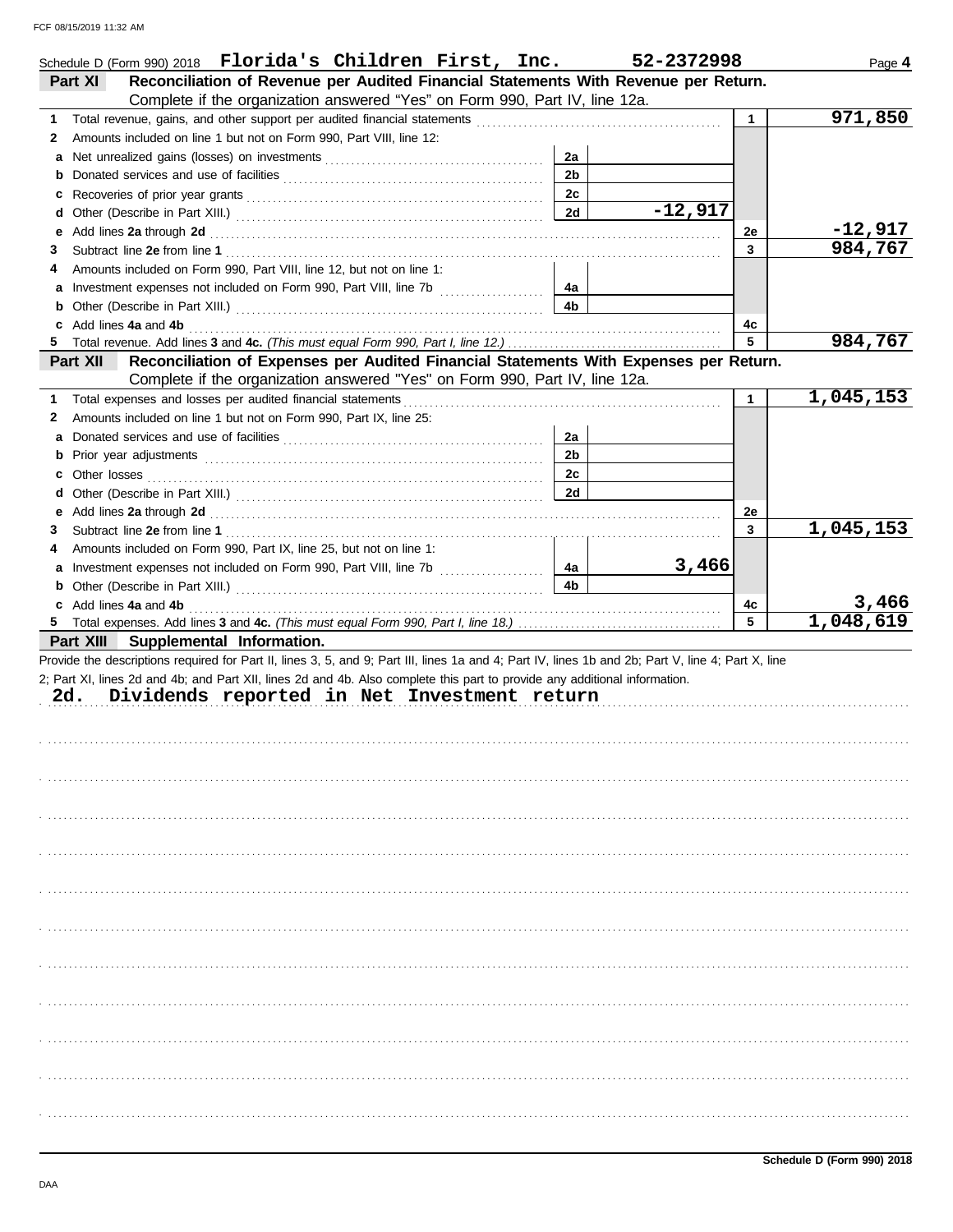FCF 08/15/2019 11:32 AM

Schedule D (Form 990) 2018 **Florida's Children First, Inc.** **52-2372998**

## Part XI Reconciliation of Revenue per Audited Financial Statements With Revenue per Return.

Complete if the organization answered "Yes" on Form 990, Part IV, line 12a.

| | | | | | |
|---|---|---|---|---|---|
| 1 | Total revenue, gains, and other support per audited financial statements | | | 1 | 971,850 |
| 2 | Amounts included on line 1 but not on Form 990, Part VIII, line 12: | | | | |
| a | Net unrealized gains (losses) on investments | 2a | | | |
| b | Donated services and use of facilities | 2b | | | |
| c | Recoveries of prior year grants | 2c | | | |
| d | Other (Describe in Part XIII.) | 2d | -12,917 | | |
| e | Add lines 2a through 2d | | | 2e | -12,917 |
| 3 | Subtract line 2e from line 1 | | | 3 | 984,767 |
| 4 | Amounts included on Form 990, Part VIII, line 12, but not on line 1: | | | | |
| a | Investment expenses not included on Form 990, Part VIII, line 7b | 4a | | | |
| b | Other (Describe in Part XIII.) | 4b | | | |
| c | Add lines 4a and 4b | | | 4c | |
| 5 | Total revenue. Add lines 3 and 4c. *(This must equal Form 990, Part I, line 12.)* | | | 5 | 984,767 |

## Part XII Reconciliation of Expenses per Audited Financial Statements With Expenses per Return.

Complete if the organization answered "Yes" on Form 990, Part IV, line 12a.

| | | | | | |
|---|---|---|---|---|---|
| 1 | Total expenses and losses per audited financial statements | | | 1 | 1,045,153 |
| 2 | Amounts included on line 1 but not on Form 990, Part IX, line 25: | | | | |
| a | Donated services and use of facilities | 2a | | | |
| b | Prior year adjustments | 2b | | | |
| c | Other losses | 2c | | | |
| d | Other (Describe in Part XIII.) | 2d | | | |
| e | Add lines 2a through 2d | | | 2e | |
| 3 | Subtract line 2e from line 1 | | | 3 | 1,045,153 |
| 4 | Amounts included on Form 990, Part IX, line 25, but not on line 1: | | | | |
| a | Investment expenses not included on Form 990, Part VIII, line 7b | 4a | 3,466 | | |
| b | Other (Describe in Part XIII.) | 4b | | | |
| c | Add lines 4a and 4b | | | 4c | 3,466 |
| 5 | Total expenses. Add lines 3 and 4c. *(This must equal Form 990, Part I, line 18.)* | | | 5 | 1,048,619 |

## Part XIII Supplemental Information.

Provide the descriptions required for Part II, lines 3, 5, and 9; Part III, lines 1a and 4; Part IV, lines 1b and 2b; Part V, line 4; Part X, line 2; Part XI, lines 2d and 4b; and Part XII, lines 2d and 4b. Also complete this part to provide any additional information.

2d. Dividends reported in Net Investment return

DAA

Schedule D (Form 990) 2018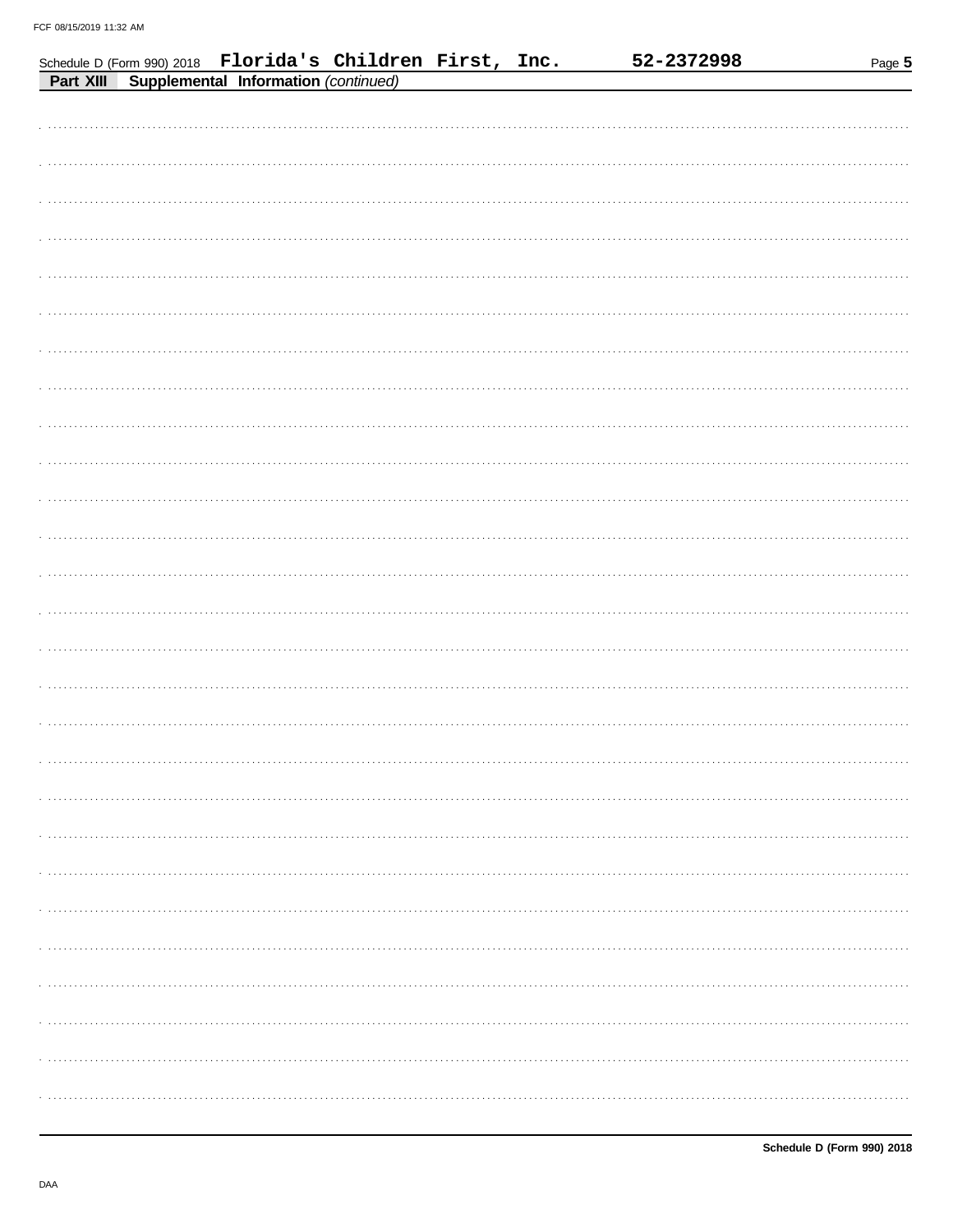Schedule D (Form 990) 2018 Florida's Children First, Inc. 52-2372998

**Part XIII** **Supplemental Information** *(continued)*

**Schedule D (Form 990) 2018**

DAA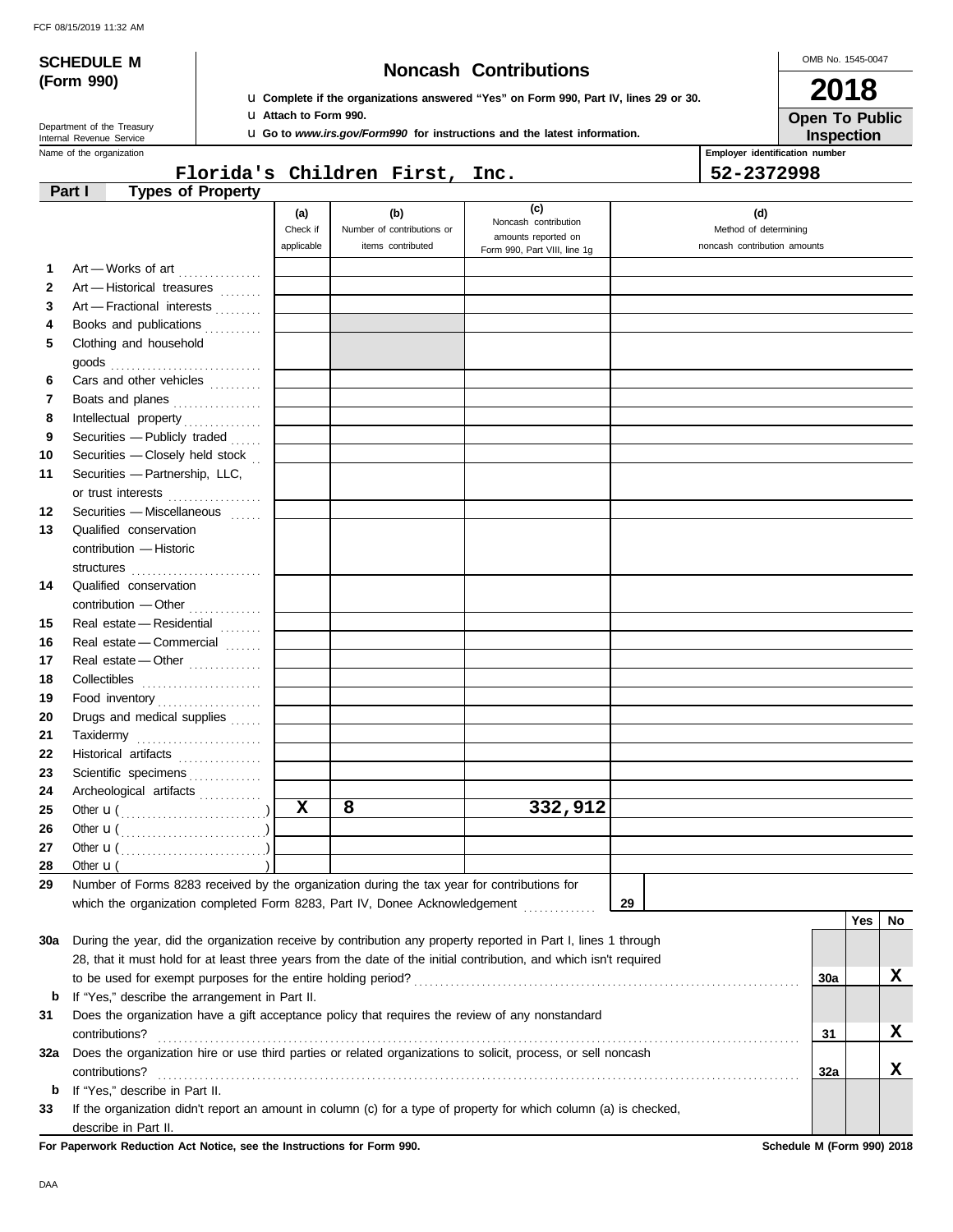**SCHEDULE M (Form 990)**

Department of the Treasury
Internal Revenue Service

# Noncash Contributions

u **Complete if the organizations answered "Yes" on Form 990, Part IV, lines 29 or 30.**
u **Attach to Form 990.**
u **Go to *www.irs.gov/Form990* for instructions and the latest information.**

OMB No. 1545-0047

**2018**

**Open To Public Inspection**

Name of the organization: **Florida's Children First, Inc.**

Employer identification number: **52-2372998**

## Part I Types of Property

| | | (a) Check if applicable | (b) Number of contributions or items contributed | (c) Noncash contribution amounts reported on Form 990, Part VIII, line 1g | (d) Method of determining noncash contribution amounts |
|---|---|---|---|---|---|
| 1 | Art — Works of art | | | | |
| 2 | Art — Historical treasures | | | | |
| 3 | Art — Fractional interests | | | | |
| 4 | Books and publications | | | | |
| 5 | Clothing and household goods | | | | |
| 6 | Cars and other vehicles | | | | |
| 7 | Boats and planes | | | | |
| 8 | Intellectual property | | | | |
| 9 | Securities — Publicly traded | | | | |
| 10 | Securities — Closely held stock | | | | |
| 11 | Securities — Partnership, LLC, or trust interests | | | | |
| 12 | Securities — Miscellaneous | | | | |
| 13 | Qualified conservation contribution — Historic structures | | | | |
| 14 | Qualified conservation contribution — Other | | | | |
| 15 | Real estate — Residential | | | | |
| 16 | Real estate — Commercial | | | | |
| 17 | Real estate — Other | | | | |
| 18 | Collectibles | | | | |
| 19 | Food inventory | | | | |
| 20 | Drugs and medical supplies | | | | |
| 21 | Taxidermy | | | | |
| 22 | Historical artifacts | | | | |
| 23 | Scientific specimens | | | | |
| 24 | Archeological artifacts | | | | |
| 25 | Other u ( ) | X | 8 | 332,912 | |
| 26 | Other u ( ) | | | | |
| 27 | Other u ( ) | | | | |
| 28 | Other u ( ) | | | | |

**29** Number of Forms 8283 received by the organization during the tax year for contributions for which the organization completed Form 8283, Part IV, Donee Acknowledgement ..... **29**

| | | | Yes | No |
|---|---|---|---|---|
| 30a | During the year, did the organization receive by contribution any property reported in Part I, lines 1 through 28, that it must hold for at least three years from the date of the initial contribution, and which isn't required to be used for exempt purposes for the entire holding period? | 30a | | X |
| b | If "Yes," describe the arrangement in Part II. | | | |
| 31 | Does the organization have a gift acceptance policy that requires the review of any nonstandard contributions? | 31 | | X |
| 32a | Does the organization hire or use third parties or related organizations to solicit, process, or sell noncash contributions? | 32a | | X |
| b | If "Yes," describe in Part II. | | | |
| 33 | If the organization didn't report an amount in column (c) for a type of property for which column (a) is checked, describe in Part II. | | | |

**For Paperwork Reduction Act Notice, see the Instructions for Form 990.**

**Schedule M (Form 990) 2018**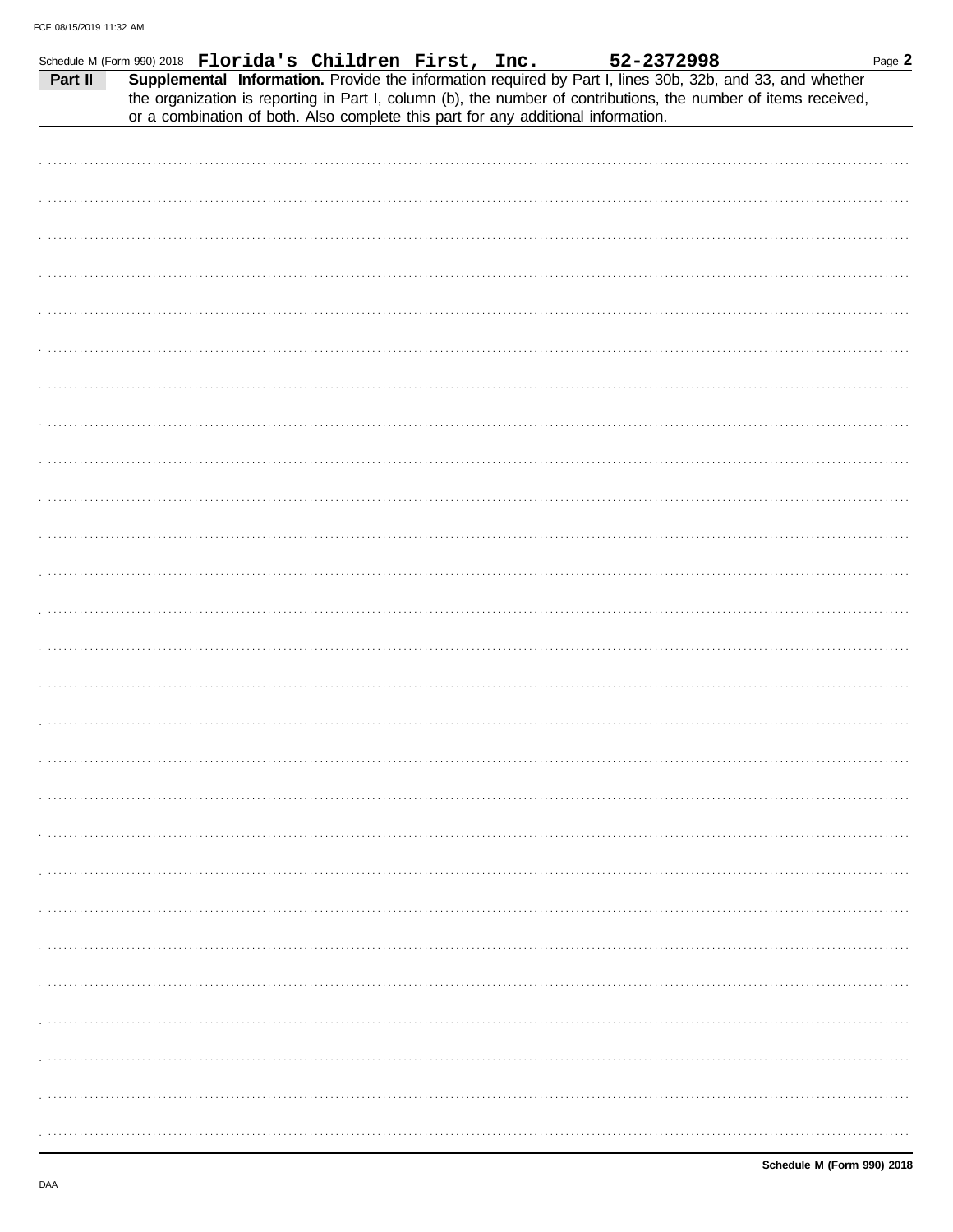Schedule M (Form 990) 2018 **Florida's Children First, Inc.** **52-2372998**

**Part II** **Supplemental Information.** Provide the information required by Part I, lines 30b, 32b, and 33, and whether the organization is reporting in Part I, column (b), the number of contributions, the number of items received, or a combination of both. Also complete this part for any additional information.

**Schedule M (Form 990) 2018**

DAA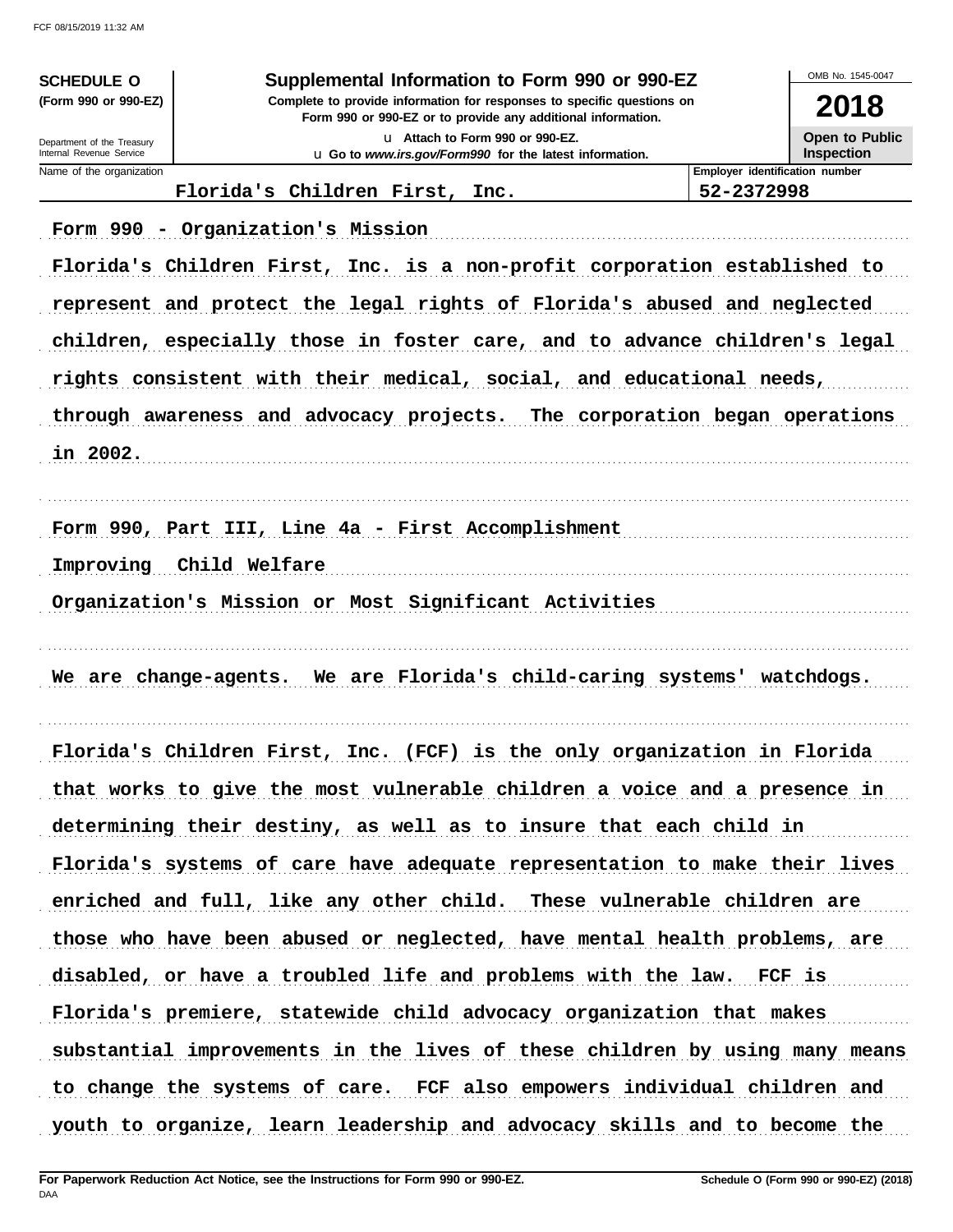**SCHEDULE O**
**(Form 990 or 990-EZ)**

Department of the Treasury
Internal Revenue Service

# Supplemental Information to Form 990 or 990-EZ

**Complete to provide information for responses to specific questions on Form 990 or 990-EZ or to provide any additional information.**

u **Attach to Form 990 or 990-EZ.**

u **Go to *www.irs.gov/Form990* for the latest information.**

OMB No. 1545-0047

**2018**

**Open to Public Inspection**

| Name of the organization | Employer identification number |
|---|---|
| Florida's Children First, Inc. | 52-2372998 |

Form 990 - Organization's Mission

Florida's Children First, Inc. is a non-profit corporation established to represent and protect the legal rights of Florida's abused and neglected children, especially those in foster care, and to advance children's legal rights consistent with their medical, social, and educational needs, through awareness and advocacy projects. The corporation began operations in 2002.

Form 990, Part III, Line 4a - First Accomplishment

Improving Child Welfare

Organization's Mission or Most Significant Activities

We are change-agents. We are Florida's child-caring systems' watchdogs.

Florida's Children First, Inc. (FCF) is the only organization in Florida that works to give the most vulnerable children a voice and a presence in determining their destiny, as well as to insure that each child in Florida's systems of care have adequate representation to make their lives enriched and full, like any other child. These vulnerable children are those who have been abused or neglected, have mental health problems, are disabled, or have a troubled life and problems with the law. FCF is Florida's premiere, statewide child advocacy organization that makes substantial improvements in the lives of these children by using many means to change the systems of care. FCF also empowers individual children and youth to organize, learn leadership and advocacy skills and to become the

**For Paperwork Reduction Act Notice, see the Instructions for Form 990 or 990-EZ.**
DAA
**Schedule O (Form 990 or 990-EZ) (2018)**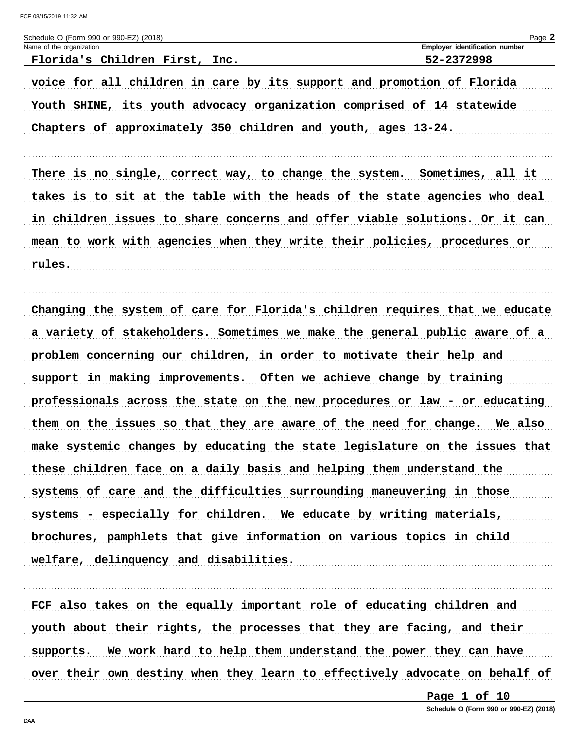voice for all children in care by its support and promotion of Florida Youth SHINE, its youth advocacy organization comprised of 14 statewide Chapters of approximately 350 children and youth, ages 13-24.

There is no single, correct way, to change the system. Sometimes, all it takes is to sit at the table with the heads of the state agencies who deal in children issues to share concerns and offer viable solutions. Or it can mean to work with agencies when they write their policies, procedures or rules.

Changing the system of care for Florida's children requires that we educate a variety of stakeholders. Sometimes we make the general public aware of a problem concerning our children, in order to motivate their help and support in making improvements. Often we achieve change by training professionals across the state on the new procedures or law - or educating them on the issues so that they are aware of the need for change. We also make systemic changes by educating the state legislature on the issues that these children face on a daily basis and helping them understand the systems of care and the difficulties surrounding maneuvering in those systems - especially for children. We educate by writing materials, brochures, pamphlets that give information on various topics in child welfare, delinquency and disabilities.

FCF also takes on the equally important role of educating children and youth about their rights, the processes that they are facing, and their supports. We work hard to help them understand the power they can have over their own destiny when they learn to effectively advocate on behalf of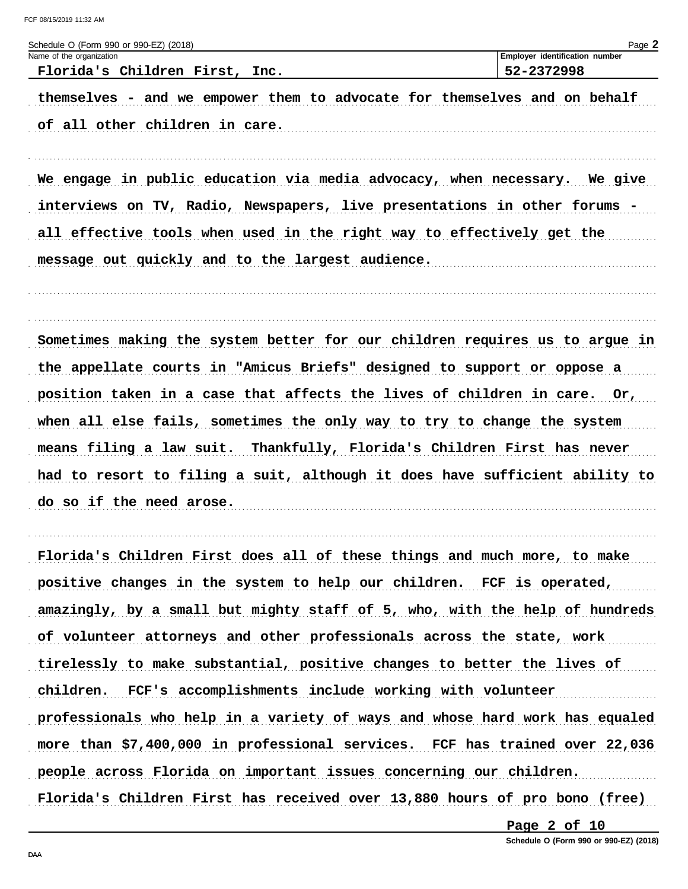themselves - and we empower them to advocate for themselves and on behalf of all other children in care.

We engage in public education via media advocacy, when necessary. We give interviews on TV, Radio, Newspapers, live presentations in other forums - all effective tools when used in the right way to effectively get the message out quickly and to the largest audience.

Sometimes making the system better for our children requires us to argue in the appellate courts in "Amicus Briefs" designed to support or oppose a position taken in a case that affects the lives of children in care. Or, when all else fails, sometimes the only way to try to change the system means filing a law suit. Thankfully, Florida's Children First has never had to resort to filing a suit, although it does have sufficient ability to do so if the need arose.

Florida's Children First does all of these things and much more, to make positive changes in the system to help our children. FCF is operated, amazingly, by a small but mighty staff of 5, who, with the help of hundreds of volunteer attorneys and other professionals across the state, work tirelessly to make substantial, positive changes to better the lives of children. FCF's accomplishments include working with volunteer professionals who help in a variety of ways and whose hard work has equaled more than $7,400,000 in professional services. FCF has trained over 22,036 people across Florida on important issues concerning our children. Florida's Children First has received over 13,880 hours of pro bono (free)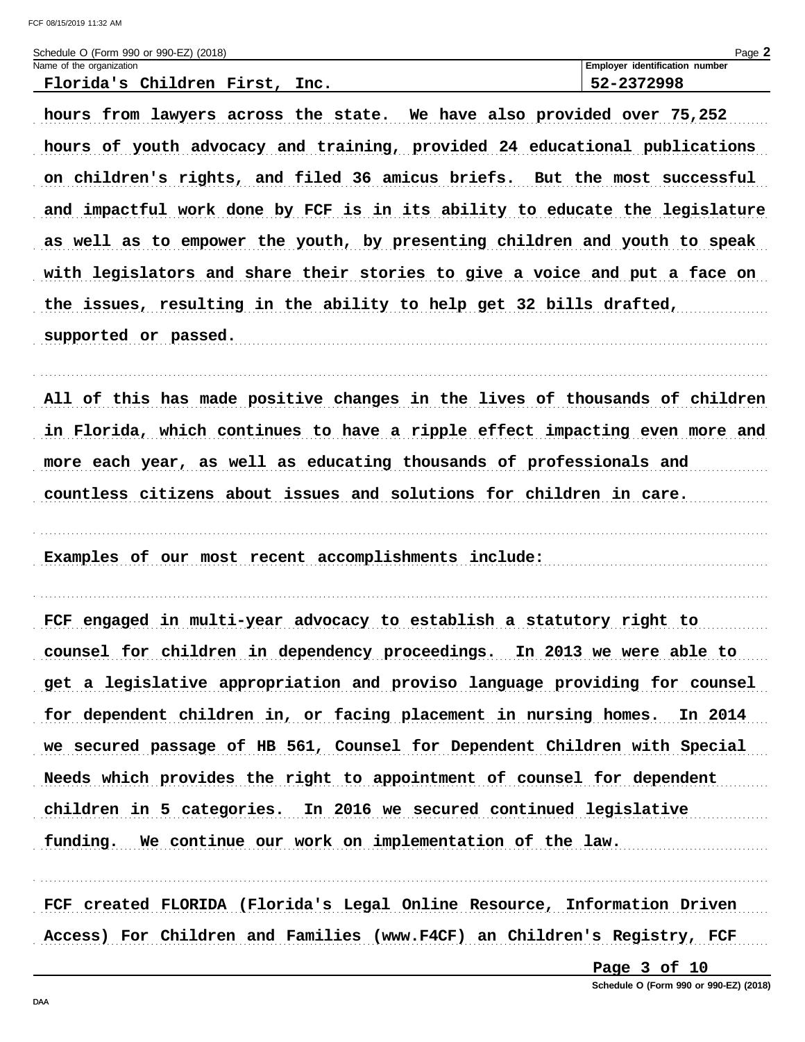Schedule O (Form 990 or 990-EZ) (2018)

Name of the organization: Florida's Children First, Inc.

Employer identification number: 52-2372998

hours from lawyers across the state. We have also provided over 75,252 hours of youth advocacy and training, provided 24 educational publications on children's rights, and filed 36 amicus briefs. But the most successful and impactful work done by FCF is in its ability to educate the legislature as well as to empower the youth, by presenting children and youth to speak with legislators and share their stories to give a voice and put a face on the issues, resulting in the ability to help get 32 bills drafted, supported or passed.

All of this has made positive changes in the lives of thousands of children in Florida, which continues to have a ripple effect impacting even more and more each year, as well as educating thousands of professionals and countless citizens about issues and solutions for children in care.

Examples of our most recent accomplishments include:

FCF engaged in multi-year advocacy to establish a statutory right to counsel for children in dependency proceedings. In 2013 we were able to get a legislative appropriation and proviso language providing for counsel for dependent children in, or facing placement in nursing homes. In 2014 we secured passage of HB 561, Counsel for Dependent Children with Special Needs which provides the right to appointment of counsel for dependent children in 5 categories. In 2016 we secured continued legislative funding. We continue our work on implementation of the law.

FCF created FLORIDA (Florida's Legal Online Resource, Information Driven Access) For Children and Families (www.F4CF) an Children's Registry, FCF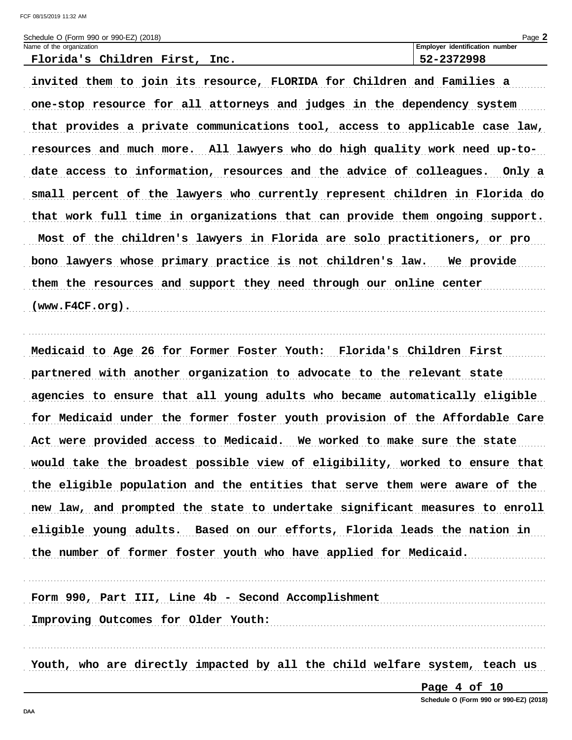Schedule O (Form 990 or 990-EZ) (2018)

| Name of the organization | Employer identification number |
| --- | --- |
| Florida's Children First, Inc. | 52-2372998 |

invited them to join its resource, FLORIDA for Children and Families a one-stop resource for all attorneys and judges in the dependency system that provides a private communications tool, access to applicable case law, resources and much more. All lawyers who do high quality work need up-to-date access to information, resources and the advice of colleagues. Only a small percent of the lawyers who currently represent children in Florida do that work full time in organizations that can provide them ongoing support. Most of the children's lawyers in Florida are solo practitioners, or pro bono lawyers whose primary practice is not children's law. We provide them the resources and support they need through our online center (www.F4CF.org).

Medicaid to Age 26 for Former Foster Youth: Florida's Children First partnered with another organization to advocate to the relevant state agencies to ensure that all young adults who became automatically eligible for Medicaid under the former foster youth provision of the Affordable Care Act were provided access to Medicaid. We worked to make sure the state would take the broadest possible view of eligibility, worked to ensure that the eligible population and the entities that serve them were aware of the new law, and prompted the state to undertake significant measures to enroll eligible young adults. Based on our efforts, Florida leads the nation in the number of former foster youth who have applied for Medicaid.

Form 990, Part III, Line 4b - Second Accomplishment

Improving Outcomes for Older Youth:

Youth, who are directly impacted by all the child welfare system, teach us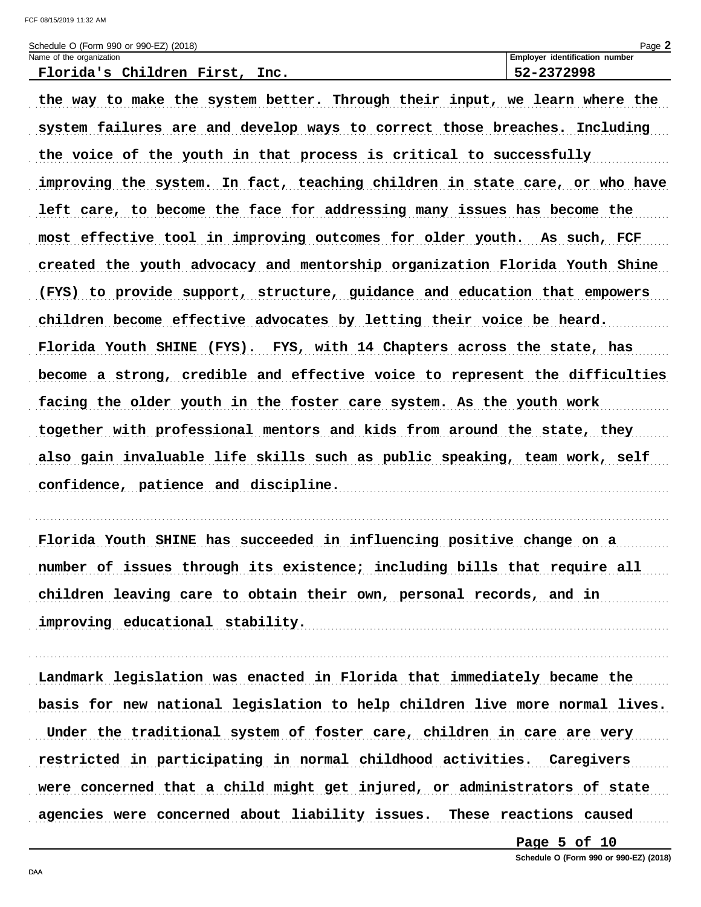Schedule O (Form 990 or 990-EZ) (2018)

| Name of the organization | Employer identification number |
|---|---|
| Florida's Children First, Inc. | 52-2372998 |

the way to make the system better. Through their input, we learn where the system failures are and develop ways to correct those breaches. Including the voice of the youth in that process is critical to successfully improving the system. In fact, teaching children in state care, or who have left care, to become the face for addressing many issues has become the most effective tool in improving outcomes for older youth. As such, FCF created the youth advocacy and mentorship organization Florida Youth Shine (FYS) to provide support, structure, guidance and education that empowers children become effective advocates by letting their voice be heard. Florida Youth SHINE (FYS). FYS, with 14 Chapters across the state, has become a strong, credible and effective voice to represent the difficulties facing the older youth in the foster care system. As the youth work together with professional mentors and kids from around the state, they also gain invaluable life skills such as public speaking, team work, self confidence, patience and discipline.

Florida Youth SHINE has succeeded in influencing positive change on a number of issues through its existence; including bills that require all children leaving care to obtain their own, personal records, and in improving educational stability.

Landmark legislation was enacted in Florida that immediately became the basis for new national legislation to help children live more normal lives. Under the traditional system of foster care, children in care are very restricted in participating in normal childhood activities. Caregivers were concerned that a child might get injured, or administrators of state agencies were concerned about liability issues. These reactions caused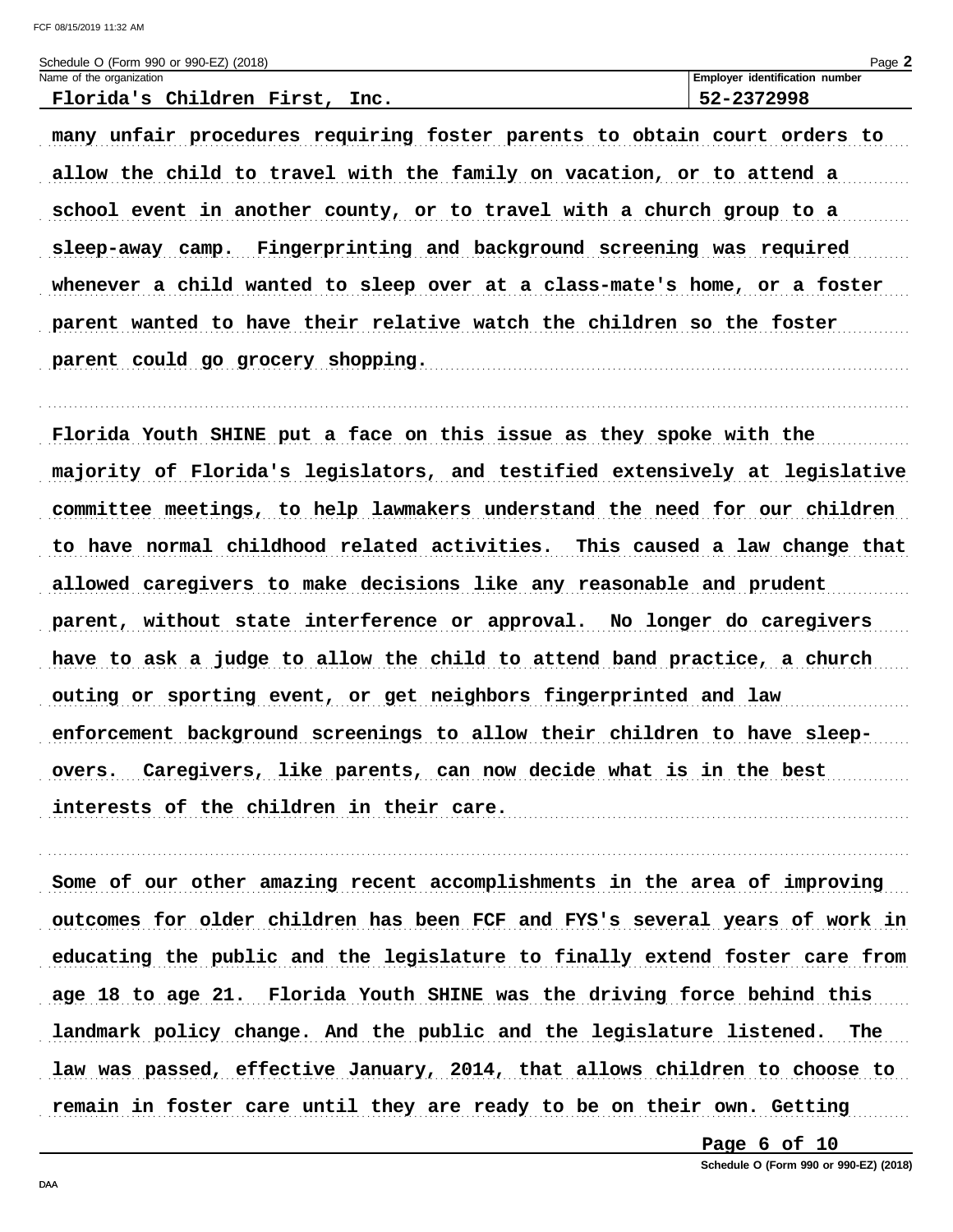Schedule O (Form 990 or 990-EZ) (2018)

Name of the organization: **Florida's Children First, Inc.**

Employer identification number: **52-2372998**

many unfair procedures requiring foster parents to obtain court orders to allow the child to travel with the family on vacation, or to attend a school event in another county, or to travel with a church group to a sleep-away camp. Fingerprinting and background screening was required whenever a child wanted to sleep over at a class-mate's home, or a foster parent wanted to have their relative watch the children so the foster parent could go grocery shopping.

Florida Youth SHINE put a face on this issue as they spoke with the majority of Florida's legislators, and testified extensively at legislative committee meetings, to help lawmakers understand the need for our children to have normal childhood related activities. This caused a law change that allowed caregivers to make decisions like any reasonable and prudent parent, without state interference or approval. No longer do caregivers have to ask a judge to allow the child to attend band practice, a church outing or sporting event, or get neighbors fingerprinted and law enforcement background screenings to allow their children to have sleep-overs. Caregivers, like parents, can now decide what is in the best interests of the children in their care.

Some of our other amazing recent accomplishments in the area of improving outcomes for older children has been FCF and FYS's several years of work in educating the public and the legislature to finally extend foster care from age 18 to age 21. Florida Youth SHINE was the driving force behind this landmark policy change. And the public and the legislature listened. The law was passed, effective January, 2014, that allows children to choose to remain in foster care until they are ready to be on their own. Getting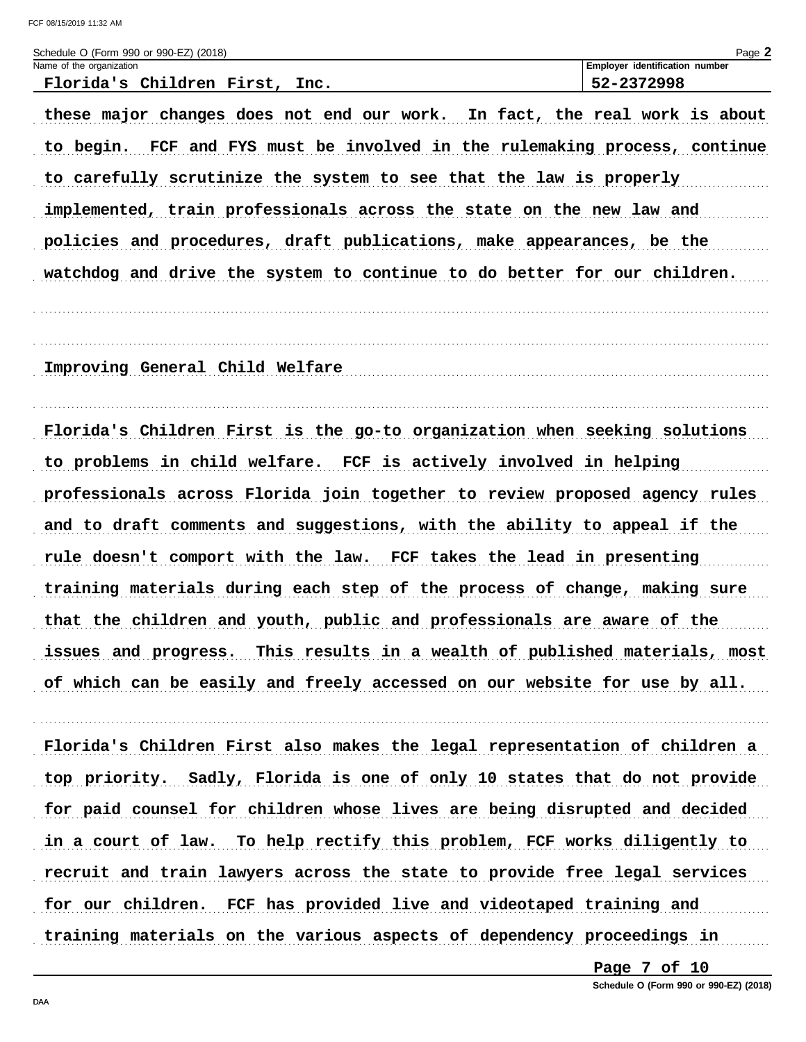these major changes does not end our work. In fact, the real work is about to begin. FCF and FYS must be involved in the rulemaking process, continue to carefully scrutinize the system to see that the law is properly implemented, train professionals across the state on the new law and policies and procedures, draft publications, make appearances, be the watchdog and drive the system to continue to do better for our children.

Improving General Child Welfare

Florida's Children First is the go-to organization when seeking solutions to problems in child welfare. FCF is actively involved in helping professionals across Florida join together to review proposed agency rules and to draft comments and suggestions, with the ability to appeal if the rule doesn't comport with the law. FCF takes the lead in presenting training materials during each step of the process of change, making sure that the children and youth, public and professionals are aware of the issues and progress. This results in a wealth of published materials, most of which can be easily and freely accessed on our website for use by all.

Florida's Children First also makes the legal representation of children a top priority. Sadly, Florida is one of only 10 states that do not provide for paid counsel for children whose lives are being disrupted and decided in a court of law. To help rectify this problem, FCF works diligently to recruit and train lawyers across the state to provide free legal services for our children. FCF has provided live and videotaped training and training materials on the various aspects of dependency proceedings in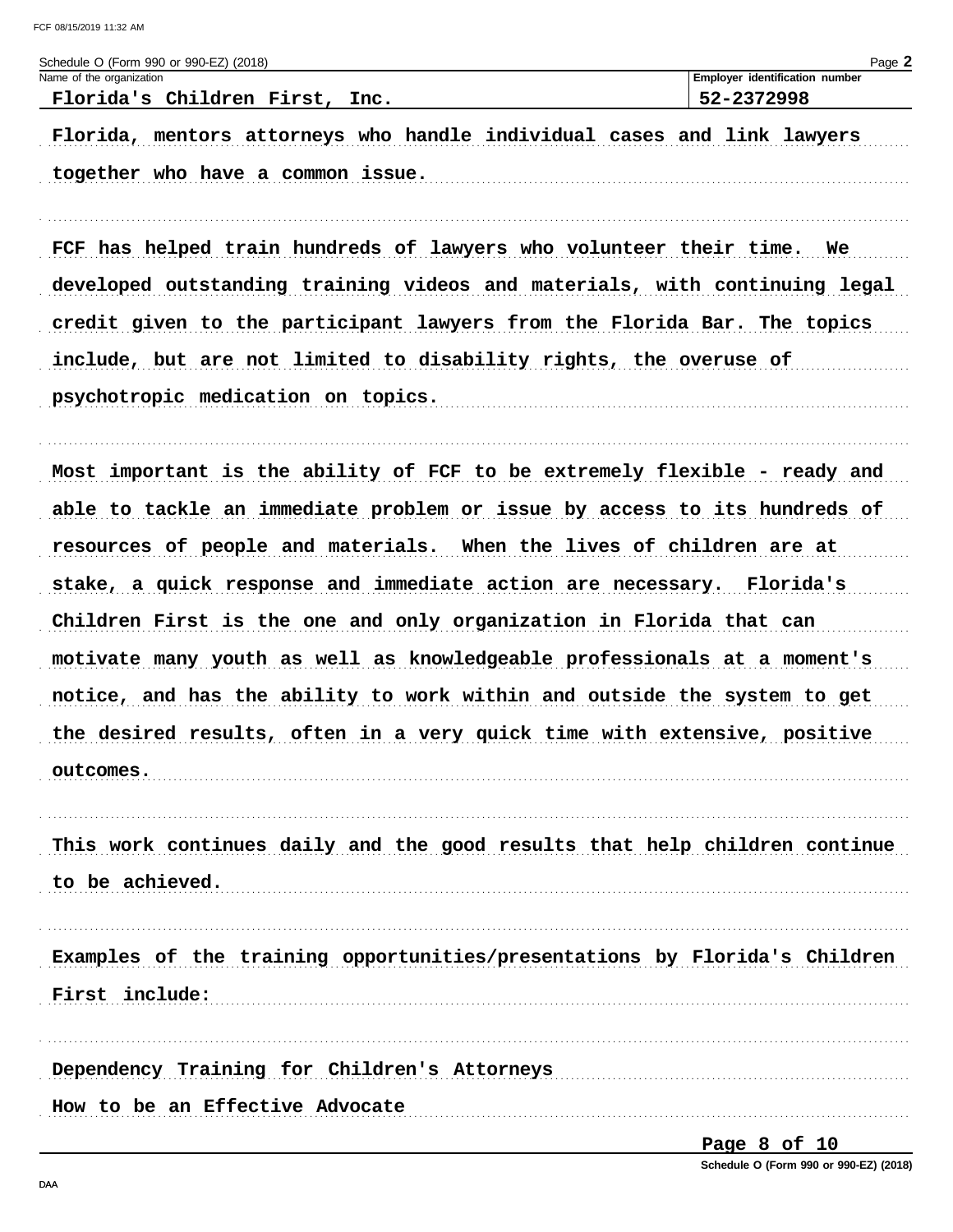Schedule O (Form 990 or 990-EZ) (2018)

| Name of the organization | Employer identification number |
| --- | --- |
| Florida's Children First, Inc. | 52-2372998 |

Florida, mentors attorneys who handle individual cases and link lawyers together who have a common issue.

FCF has helped train hundreds of lawyers who volunteer their time. We developed outstanding training videos and materials, with continuing legal credit given to the participant lawyers from the Florida Bar. The topics include, but are not limited to disability rights, the overuse of psychotropic medication on topics.

Most important is the ability of FCF to be extremely flexible - ready and able to tackle an immediate problem or issue by access to its hundreds of resources of people and materials. When the lives of children are at stake, a quick response and immediate action are necessary. Florida's Children First is the one and only organization in Florida that can motivate many youth as well as knowledgeable professionals at a moment's notice, and has the ability to work within and outside the system to get the desired results, often in a very quick time with extensive, positive outcomes.

This work continues daily and the good results that help children continue to be achieved.

Examples of the training opportunities/presentations by Florida's Children First include:

Dependency Training for Children's Attorneys

How to be an Effective Advocate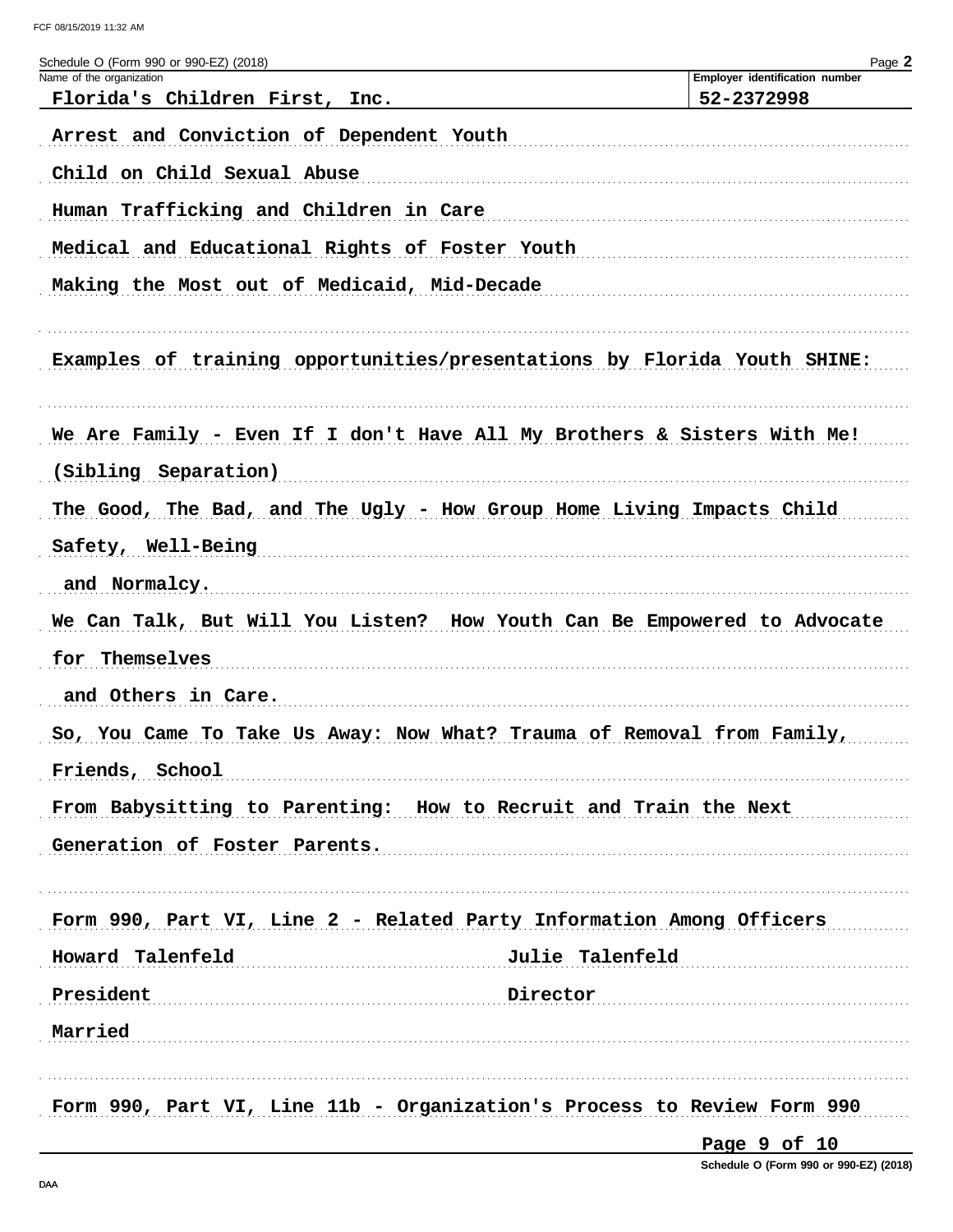Schedule O (Form 990 or 990-EZ) (2018)

| Name of the organization | Employer identification number |
| --- | --- |
| Florida's Children First, Inc. | 52-2372998 |

Arrest and Conviction of Dependent Youth

Child on Child Sexual Abuse

Human Trafficking and Children in Care

Medical and Educational Rights of Foster Youth

Making the Most out of Medicaid, Mid-Decade

Examples of training opportunities/presentations by Florida Youth SHINE:

We Are Family - Even If I don't Have All My Brothers & Sisters With Me! (Sibling Separation)

The Good, The Bad, and The Ugly - How Group Home Living Impacts Child Safety, Well-Being and Normalcy.

We Can Talk, But Will You Listen? How Youth Can Be Empowered to Advocate for Themselves and Others in Care.

So, You Came To Take Us Away: Now What? Trauma of Removal from Family, Friends, School

From Babysitting to Parenting: How to Recruit and Train the Next Generation of Foster Parents.

Form 990, Part VI, Line 2 - Related Party Information Among Officers

| Howard Talenfeld | Julie Talenfeld |
| --- | --- |
| President | Director |

Married

Form 990, Part VI, Line 11b - Organization's Process to Review Form 990

Schedule O (Form 990 or 990-EZ) (2018)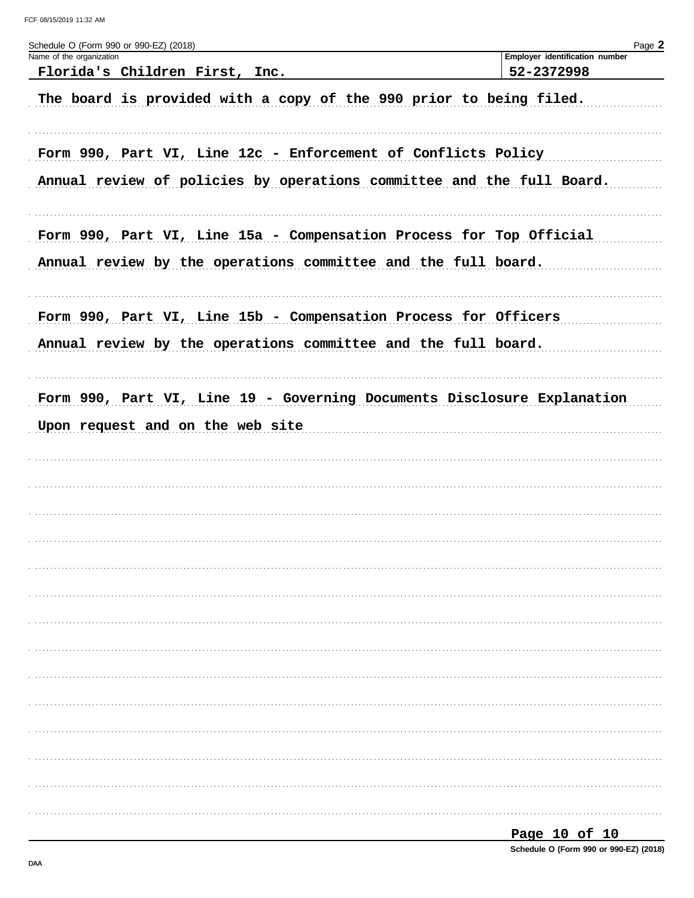Schedule O (Form 990 or 990-EZ) (2018)

| Name of the organization | Employer identification number |
| --- | --- |
| Florida's Children First, Inc. | 52-2372998 |

The board is provided with a copy of the 990 prior to being filed.

Form 990, Part VI, Line 12c - Enforcement of Conflicts Policy

Annual review of policies by operations committee and the full Board.

Form 990, Part VI, Line 15a - Compensation Process for Top Official

Annual review by the operations committee and the full board.

Form 990, Part VI, Line 15b - Compensation Process for Officers

Annual review by the operations committee and the full board.

Form 990, Part VI, Line 19 - Governing Documents Disclosure Explanation

Upon request and on the web site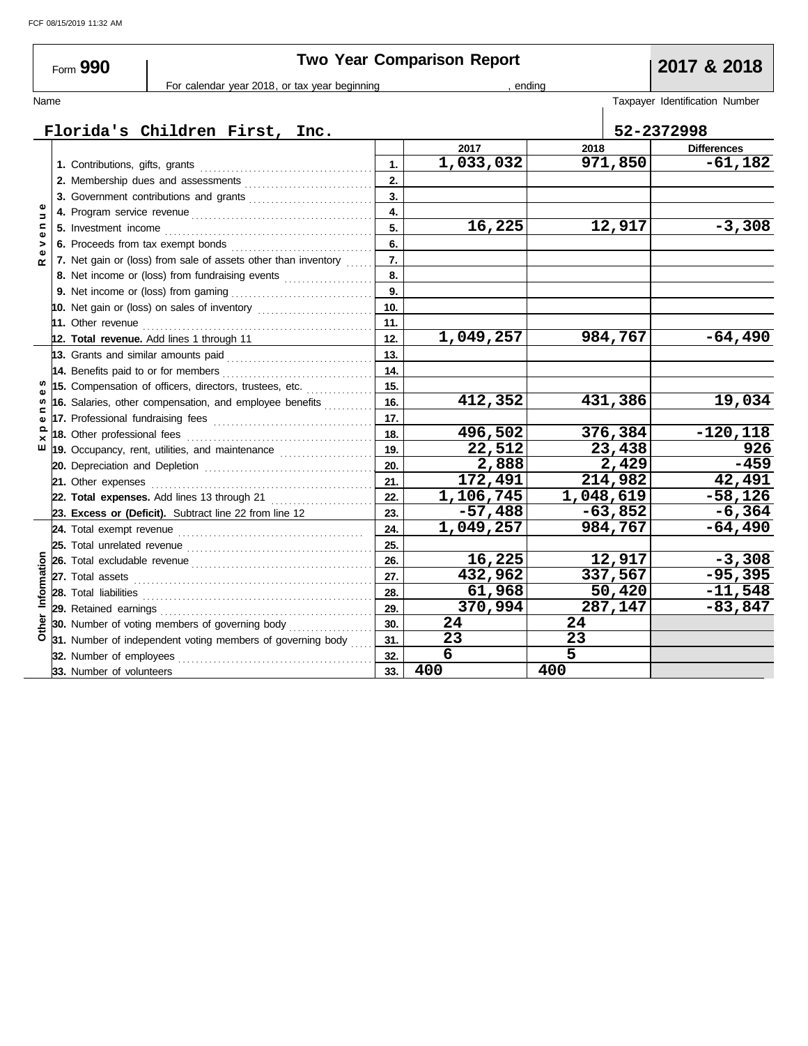FCF 08/15/2019 11:32 AM

# Form 990 — Two Year Comparison Report — 2017 & 2018

For calendar year 2018, or tax year beginning , ending

Name: Florida's Children First, Inc.

Taxpayer Identification Number: 52-2372998

| Section | Item | Line | 2017 | 2018 | Differences |
|---|---|---|---|---|---|
| Revenue | 1. Contributions, gifts, grants | 1. | 1,033,032 | 971,850 | -61,182 |
| | 2. Membership dues and assessments | 2. | | | |
| | 3. Government contributions and grants | 3. | | | |
| | 4. Program service revenue | 4. | | | |
| | 5. Investment income | 5. | 16,225 | 12,917 | -3,308 |
| | 6. Proceeds from tax exempt bonds | 6. | | | |
| | 7. Net gain or (loss) from sale of assets other than inventory | 7. | | | |
| | 8. Net income or (loss) from fundraising events | 8. | | | |
| | 9. Net income or (loss) from gaming | 9. | | | |
| | 10. Net gain or (loss) on sales of inventory | 10. | | | |
| | 11. Other revenue | 11. | | | |
| | **12. Total revenue.** Add lines 1 through 11 | 12. | 1,049,257 | 984,767 | -64,490 |
| Expenses | 13. Grants and similar amounts paid | 13. | | | |
| | 14. Benefits paid to or for members | 14. | | | |
| | 15. Compensation of officers, directors, trustees, etc. | 15. | | | |
| | 16. Salaries, other compensation, and employee benefits | 16. | 412,352 | 431,386 | 19,034 |
| | 17. Professional fundraising fees | 17. | | | |
| | 18. Other professional fees | 18. | 496,502 | 376,384 | -120,118 |
| | 19. Occupancy, rent, utilities, and maintenance | 19. | 22,512 | 23,438 | 926 |
| | 20. Depreciation and Depletion | 20. | 2,888 | 2,429 | -459 |
| | 21. Other expenses | 21. | 172,491 | 214,982 | 42,491 |
| | **22. Total expenses.** Add lines 13 through 21 | 22. | 1,106,745 | 1,048,619 | -58,126 |
| | **23. Excess or (Deficit).** Subtract line 22 from line 12 | 23. | -57,488 | -63,852 | -6,364 |
| Other Information | 24. Total exempt revenue | 24. | 1,049,257 | 984,767 | -64,490 |
| | 25. Total unrelated revenue | 25. | | | |
| | 26. Total excludable revenue | 26. | 16,225 | 12,917 | -3,308 |
| | 27. Total assets | 27. | 432,962 | 337,567 | -95,395 |
| | 28. Total liabilities | 28. | 61,968 | 50,420 | -11,548 |
| | 29. Retained earnings | 29. | 370,994 | 287,147 | -83,847 |
| | 30. Number of voting members of governing body | 30. | 24 | 24 | |
| | 31. Number of independent voting members of governing body | 31. | 23 | 23 | |
| | 32. Number of employees | 32. | 6 | 5 | |
| | 33. Number of volunteers | 33. | 400 | 400 | |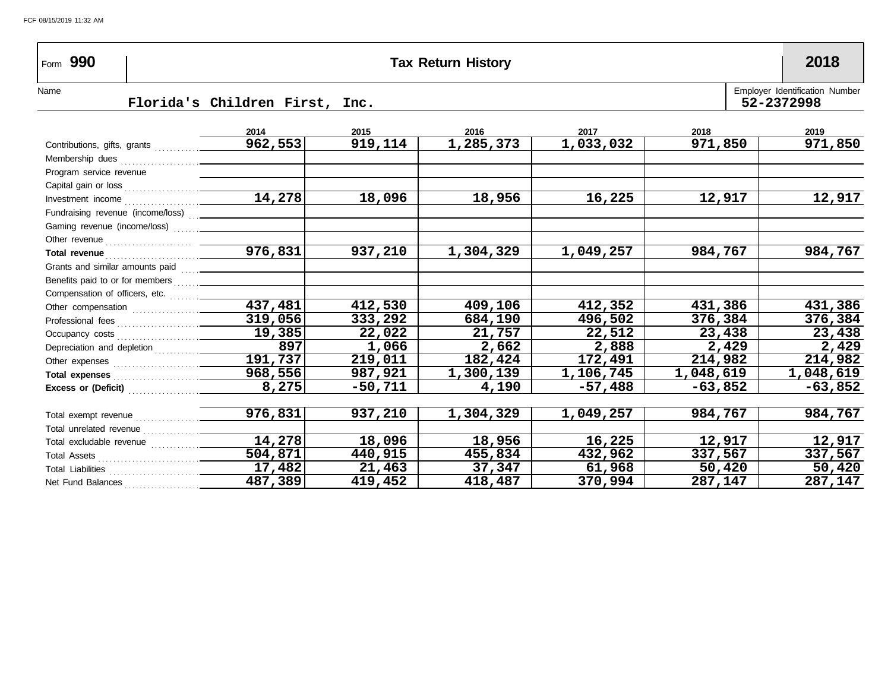Form **990** — **Tax Return History** — **2018**

Name: Florida's Children First, Inc.

Employer Identification Number: 52-2372998

| | 2014 | 2015 | 2016 | 2017 | 2018 | 2019 |
|---|---|---|---|---|---|---|
| Contributions, gifts, grants | 962,553 | 919,114 | 1,285,373 | 1,033,032 | 971,850 | 971,850 |
| Membership dues | | | | | | |
| Program service revenue | | | | | | |
| Capital gain or loss | | | | | | |
| Investment income | 14,278 | 18,096 | 18,956 | 16,225 | 12,917 | 12,917 |
| Fundraising revenue (income/loss) | | | | | | |
| Gaming revenue (income/loss) | | | | | | |
| Other revenue | | | | | | |
| **Total revenue** | 976,831 | 937,210 | 1,304,329 | 1,049,257 | 984,767 | 984,767 |
| Grants and similar amounts paid | | | | | | |
| Benefits paid to or for members | | | | | | |
| Compensation of officers, etc. | | | | | | |
| Other compensation | 437,481 | 412,530 | 409,106 | 412,352 | 431,386 | 431,386 |
| Professional fees | 319,056 | 333,292 | 684,190 | 496,502 | 376,384 | 376,384 |
| Occupancy costs | 19,385 | 22,022 | 21,757 | 22,512 | 23,438 | 23,438 |
| Depreciation and depletion | 897 | 1,066 | 2,662 | 2,888 | 2,429 | 2,429 |
| Other expenses | 191,737 | 219,011 | 182,424 | 172,491 | 214,982 | 214,982 |
| **Total expenses** | 968,556 | 987,921 | 1,300,139 | 1,106,745 | 1,048,619 | 1,048,619 |
| **Excess or (Deficit)** | 8,275 | -50,711 | 4,190 | -57,488 | -63,852 | -63,852 |
| Total exempt revenue | 976,831 | 937,210 | 1,304,329 | 1,049,257 | 984,767 | 984,767 |
| Total unrelated revenue | | | | | | |
| Total excludable revenue | 14,278 | 18,096 | 18,956 | 16,225 | 12,917 | 12,917 |
| Total Assets | 504,871 | 440,915 | 455,834 | 432,962 | 337,567 | 337,567 |
| Total Liabilities | 17,482 | 21,463 | 37,347 | 61,968 | 50,420 | 50,420 |
| Net Fund Balances | 487,389 | 419,452 | 418,487 | 370,994 | 287,147 | 287,147 |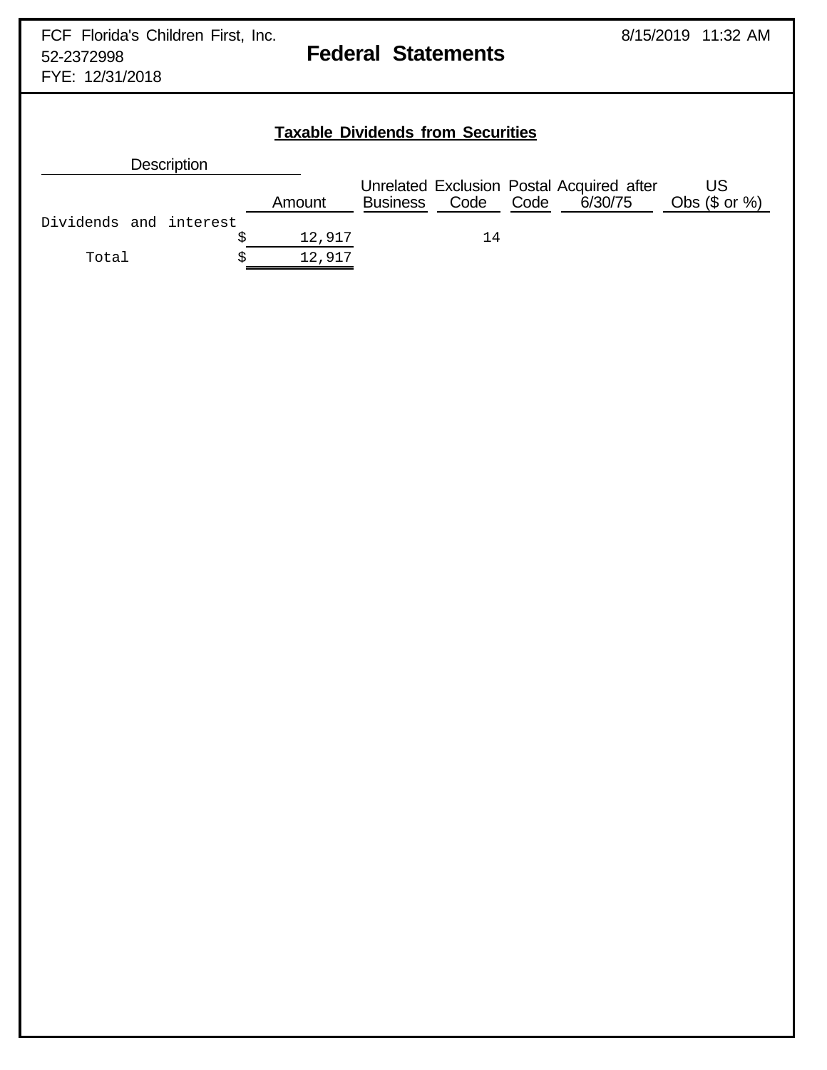FCF Florida's Children First, Inc.
52-2372998
FYE: 12/31/2018

# Federal Statements

8/15/2019 11:32 AM

## Taxable Dividends from Securities

| Description | Amount | Unrelated Business | Exclusion Code | Postal Code | Acquired after 6/30/75 | US Obs ($ or %) |
|---|---|---|---|---|---|---|
| Dividends and interest | $ 12,917 | | 14 | | | |
| Total | $ 12,917 | | | | | |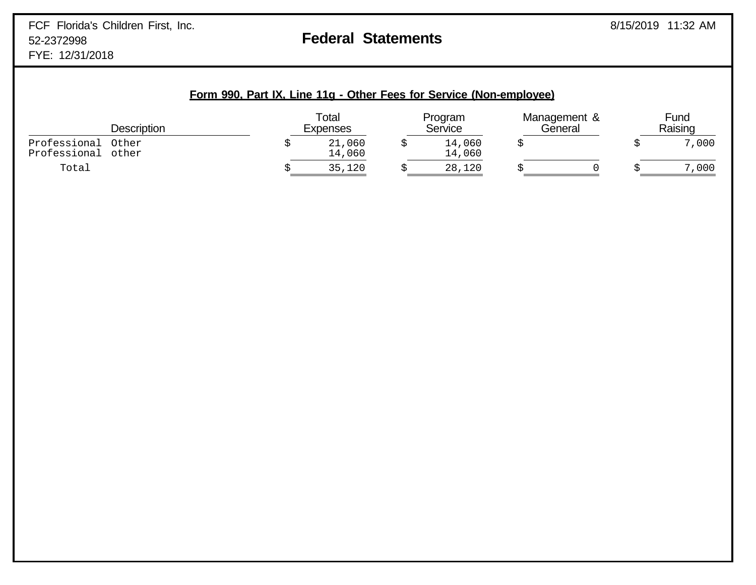FCF Florida's Children First, Inc.
52-2372998
FYE: 12/31/2018

# Federal Statements

8/15/2019 11:32 AM

## Form 990, Part IX, Line 11g - Other Fees for Service (Non-employee)

| Description | Total Expenses | Program Service | Management & General | Fund Raising |
|---|---|---|---|---|
| Professional Other | $ 21,060 | $ 14,060 | $ | $ 7,000 |
| Professional other | 14,060 | 14,060 | | |
| Total | $ 35,120 | $ 28,120 | $ 0 | $ 7,000 |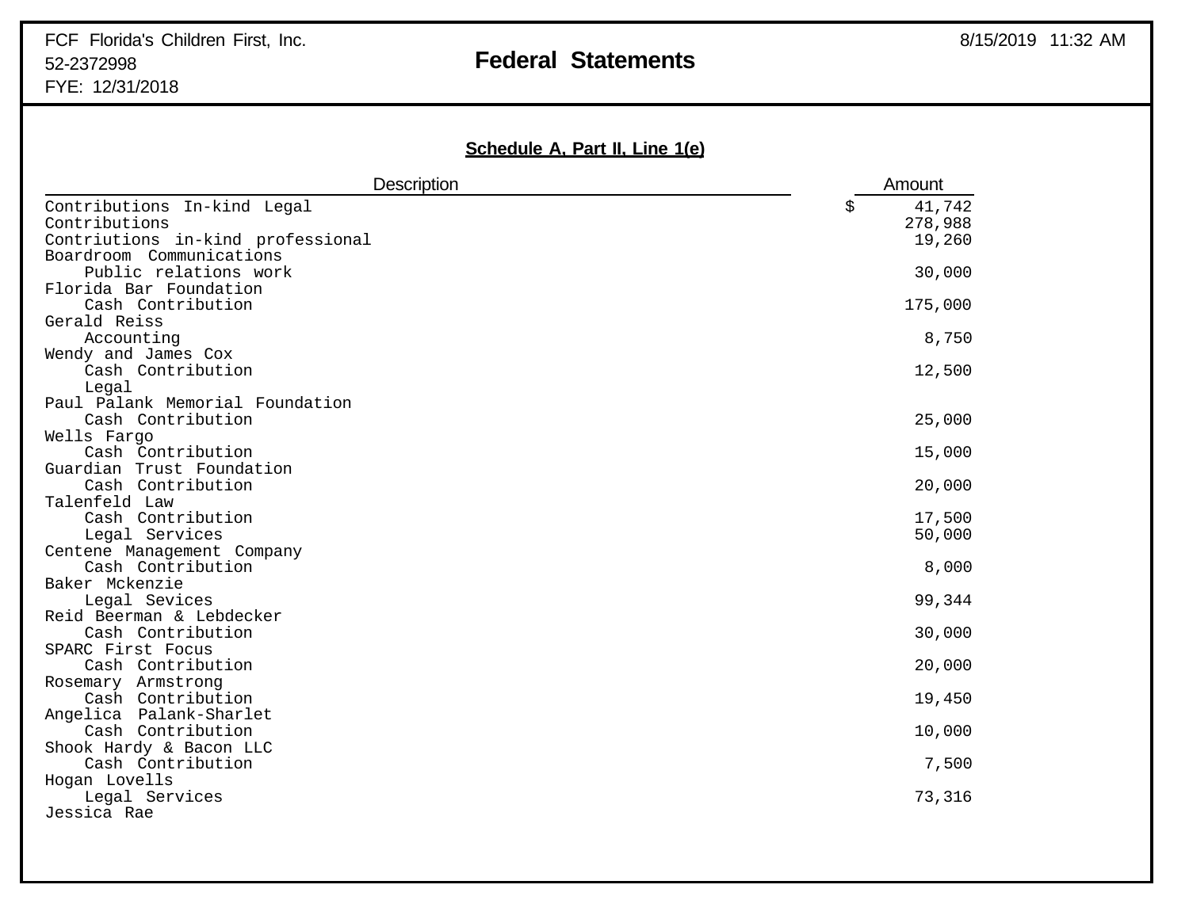FCF Florida's Children First, Inc.
52-2372998
FYE: 12/31/2018

8/15/2019 11:32 AM

# Federal Statements

## Schedule A, Part II, Line 1(e)

| Description | Amount |
|---|---|
| Contributions In-kind Legal | $ 41,742 |
| Contributions | 278,988 |
| Contriutions in-kind professional | 19,260 |
| Boardroom Communications | |
| Public relations work | 30,000 |
| Florida Bar Foundation | |
| Cash Contribution | 175,000 |
| Gerald Reiss | |
| Accounting | 8,750 |
| Wendy and James Cox | |
| Cash Contribution | 12,500 |
| Legal | |
| Paul Palank Memorial Foundation | |
| Cash Contribution | 25,000 |
| Wells Fargo | |
| Cash Contribution | 15,000 |
| Guardian Trust Foundation | |
| Cash Contribution | 20,000 |
| Talenfeld Law | |
| Cash Contribution | 17,500 |
| Legal Services | 50,000 |
| Centene Management Company | |
| Cash Contribution | 8,000 |
| Baker Mckenzie | |
| Legal Sevices | 99,344 |
| Reid Beerman & Lebdecker | |
| Cash Contribution | 30,000 |
| SPARC First Focus | |
| Cash Contribution | 20,000 |
| Rosemary Armstrong | |
| Cash Contribution | 19,450 |
| Angelica Palank-Sharlet | |
| Cash Contribution | 10,000 |
| Shook Hardy & Bacon LLC | |
| Cash Contribution | 7,500 |
| Hogan Lovells | |
| Legal Services | 73,316 |
| Jessica Rae | |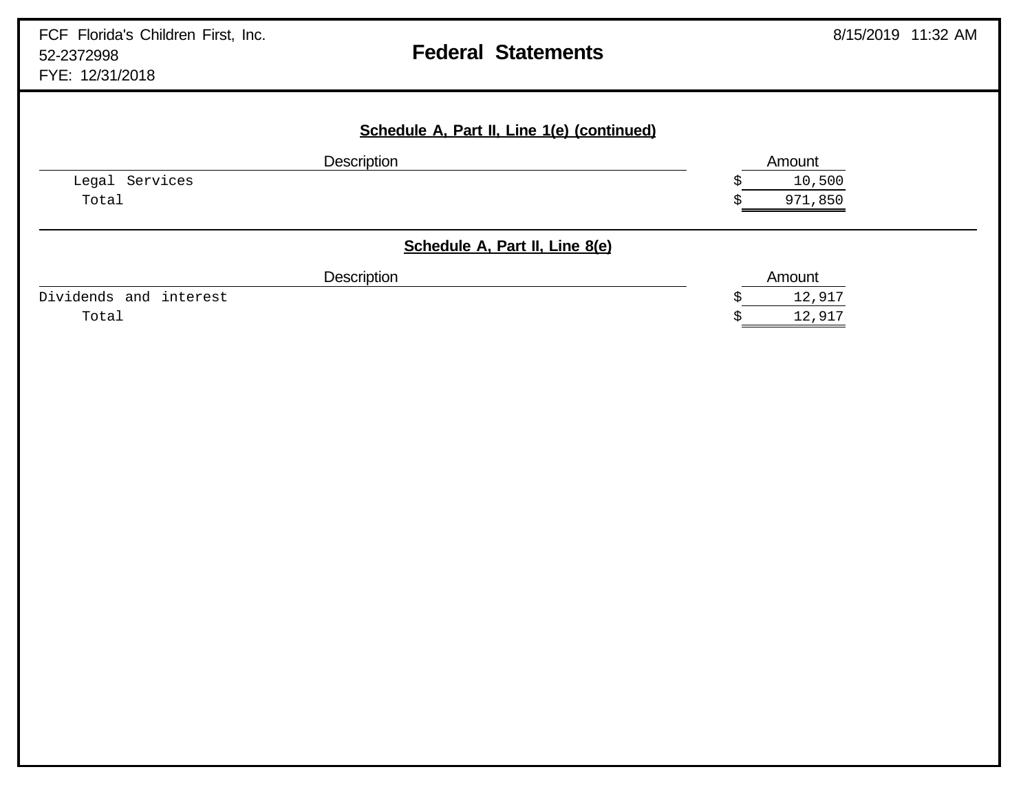FCF Florida's Children First, Inc.
52-2372998
FYE: 12/31/2018

# Federal Statements

8/15/2019 11:32 AM

## Schedule A, Part II, Line 1(e) (continued)

| Description | Amount |
|---|---|
| Legal Services | $ 10,500 |
| Total | $ 971,850 |

## Schedule A, Part II, Line 8(e)

| Description | Amount |
|---|---|
| Dividends and interest | $ 12,917 |
| Total | $ 12,917 |